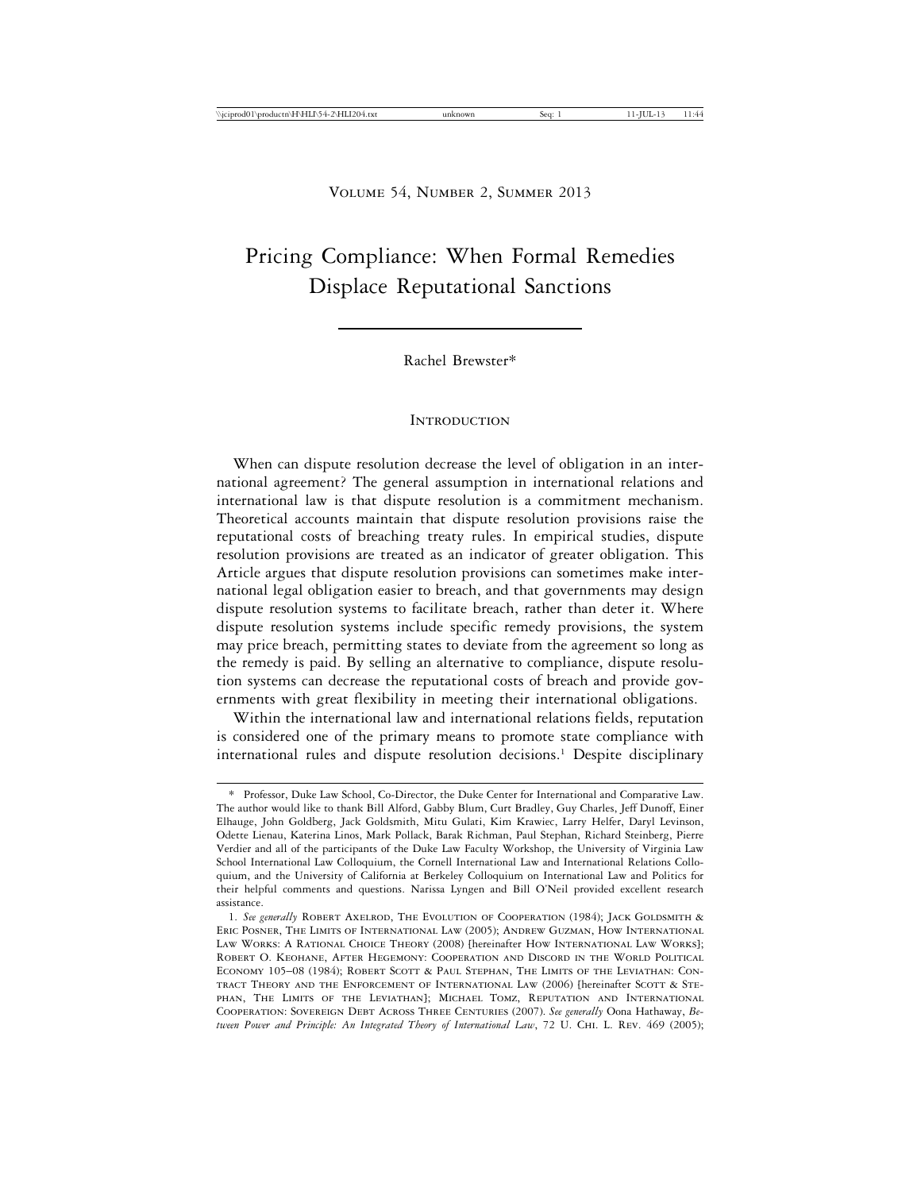Volume 54, Number 2, Summer 2013

# Pricing Compliance: When Formal Remedies Displace Reputational Sanctions

Rachel Brewster*

## Introduction

When can dispute resolution decrease the level of obligation in an international agreement? The general assumption in international relations and international law is that dispute resolution is a commitment mechanism. Theoretical accounts maintain that dispute resolution provisions raise the reputational costs of breaching treaty rules. In empirical studies, dispute resolution provisions are treated as an indicator of greater obligation. This Article argues that dispute resolution provisions can sometimes make international legal obligation easier to breach, and that governments may design dispute resolution systems to facilitate breach, rather than deter it. Where dispute resolution systems include specific remedy provisions, the system may price breach, permitting states to deviate from the agreement so long as the remedy is paid. By selling an alternative to compliance, dispute resolution systems can decrease the reputational costs of breach and provide governments with great flexibility in meeting their international obligations.

Within the international law and international relations fields, reputation is considered one of the primary means to promote state compliance with international rules and dispute resolution decisions.[1] Despite disciplinary

---

\* Professor, Duke Law School, Co-Director, the Duke Center for International and Comparative Law. The author would like to thank Bill Alford, Gabby Blum, Curt Bradley, Guy Charles, Jeff Dunoff, Einer Elhauge, John Goldberg, Jack Goldsmith, Mitu Gulati, Kim Krawiec, Larry Helfer, Daryl Levinson, Odette Lienau, Katerina Linos, Mark Pollack, Barak Richman, Paul Stephan, Richard Steinberg, Pierre Verdier and all of the participants of the Duke Law Faculty Workshop, the University of Virginia Law School International Law Colloquium, the Cornell International Law and International Relations Colloquium, and the University of California at Berkeley Colloquium on International Law and Politics for their helpful comments and questions. Narissa Lyngen and Bill O'Neil provided excellent research assistance.

1. *See generally* Robert Axelrod, The Evolution of Cooperation (1984); Jack Goldsmith & Eric Posner, The Limits of International Law (2005); Andrew Guzman, How International Law Works: A Rational Choice Theory (2008) [hereinafter How International Law Works]; Robert O. Keohane, After Hegemony: Cooperation and Discord in the World Political Economy 105–08 (1984); Robert Scott & Paul Stephan, The Limits of the Leviathan: Contract Theory and the Enforcement of International Law (2006) [hereinafter Scott & Stephan, The Limits of the Leviathan]; Michael Tomz, Reputation and International Cooperation: Sovereign Debt Across Three Centuries (2007). *See generally* Oona Hathaway, *Between Power and Principle: An Integrated Theory of International Law*, 72 U. Chi. L. Rev. 469 (2005);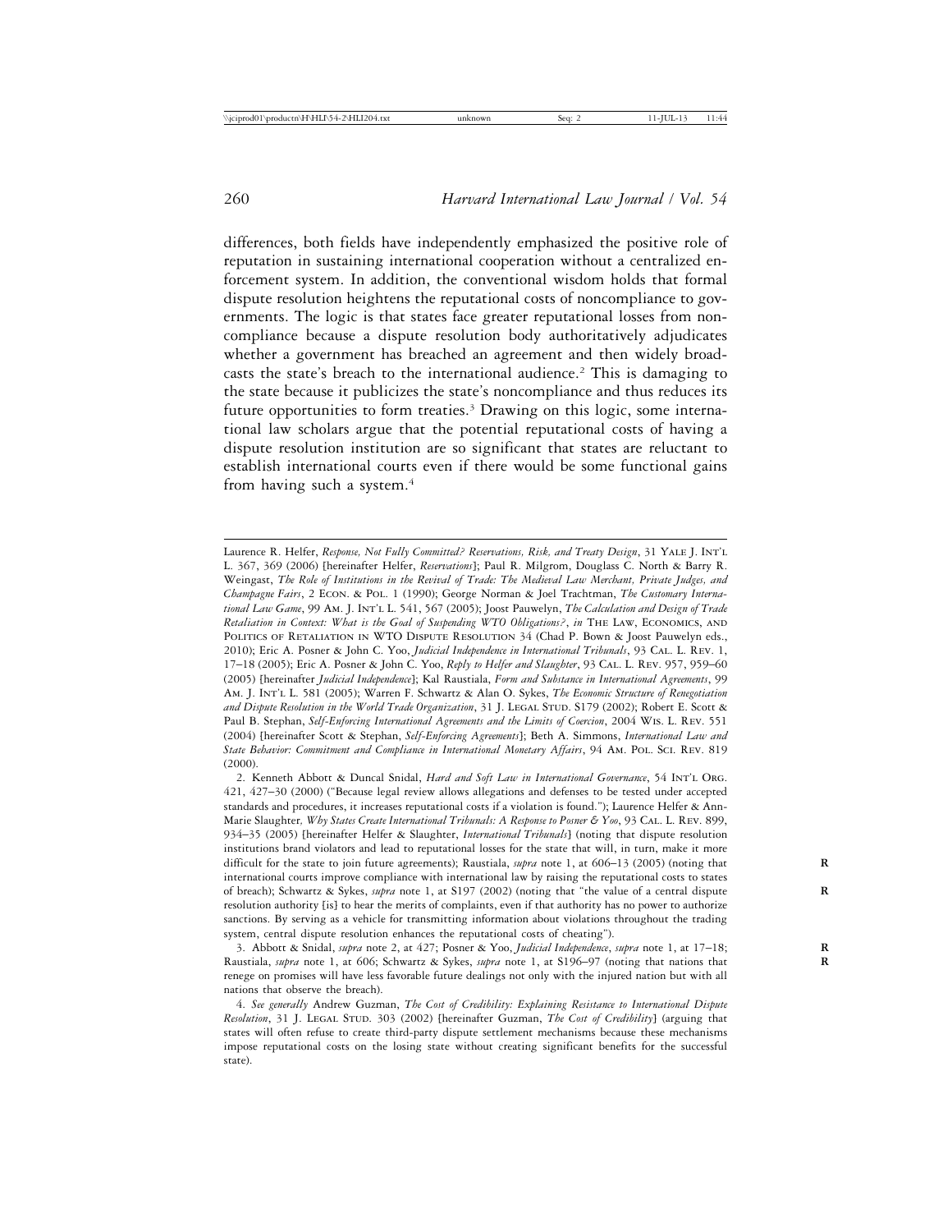differences, both fields have independently emphasized the positive role of reputation in sustaining international cooperation without a centralized enforcement system. In addition, the conventional wisdom holds that formal dispute resolution heightens the reputational costs of noncompliance to governments. The logic is that states face greater reputational losses from noncompliance because a dispute resolution body authoritatively adjudicates whether a government has breached an agreement and then widely broadcasts the state's breach to the international audience.[2] This is damaging to the state because it publicizes the state's noncompliance and thus reduces its future opportunities to form treaties.[3] Drawing on this logic, some international law scholars argue that the potential reputational costs of having a dispute resolution institution are so significant that states are reluctant to establish international courts even if there would be some functional gains from having such a system.[4]

---

Laurence R. Helfer, *Response, Not Fully Committed? Reservations, Risk, and Treaty Design*, 31 YALE J. INT'L L. 367, 369 (2006) [hereinafter Helfer, *Reservations*]; Paul R. Milgrom, Douglass C. North & Barry R. Weingast, *The Role of Institutions in the Revival of Trade: The Medieval Law Merchant, Private Judges, and Champagne Fairs*, 2 ECON. & POL. 1 (1990); George Norman & Joel Trachtman, *The Customary International Law Game*, 99 AM. J. INT'L L. 541, 567 (2005); Joost Pauwelyn, *The Calculation and Design of Trade Retaliation in Context: What is the Goal of Suspending WTO Obligations?*, *in* THE LAW, ECONOMICS, AND POLITICS OF RETALIATION IN WTO DISPUTE RESOLUTION 34 (Chad P. Bown & Joost Pauwelyn eds., 2010); Eric A. Posner & John C. Yoo, *Judicial Independence in International Tribunals*, 93 CAL. L. REV. 1, 17–18 (2005); Eric A. Posner & John C. Yoo, *Reply to Helfer and Slaughter*, 93 CAL. L. REV. 957, 959–60 (2005) [hereinafter *Judicial Independence*]; Kal Raustiala, *Form and Substance in International Agreements*, 99 AM. J. INT'L L. 581 (2005); Warren F. Schwartz & Alan O. Sykes, *The Economic Structure of Renegotiation and Dispute Resolution in the World Trade Organization*, 31 J. LEGAL STUD. S179 (2002); Robert E. Scott & Paul B. Stephan, *Self-Enforcing International Agreements and the Limits of Coercion*, 2004 WIS. L. REV. 551 (2004) [hereinafter Scott & Stephan, *Self-Enforcing Agreements*]; Beth A. Simmons, *International Law and State Behavior: Commitment and Compliance in International Monetary Affairs*, 94 AM. POL. SCI. REV. 819 (2000).

2. Kenneth Abbott & Duncal Snidal, *Hard and Soft Law in International Governance*, 54 INT'L ORG. 421, 427–30 (2000) ("Because legal review allows allegations and defenses to be tested under accepted standards and procedures, it increases reputational costs if a violation is found."); Laurence Helfer & Ann-Marie Slaughter, *Why States Create International Tribunals: A Response to Posner & Yoo*, 93 CAL. L. REV. 899, 934–35 (2005) [hereinafter Helfer & Slaughter, *International Tribunals*] (noting that dispute resolution institutions brand violators and lead to reputational losses for the state that will, in turn, make it more difficult for the state to join future agreements); Raustiala, *supra* note 1, at 606–13 (2005) (noting that international courts improve compliance with international law by raising the reputational costs to states of breach); Schwartz & Sykes, *supra* note 1, at S197 (2002) (noting that "the value of a central dispute resolution authority [is] to hear the merits of complaints, even if that authority has no power to authorize sanctions. By serving as a vehicle for transmitting information about violations throughout the trading system, central dispute resolution enhances the reputational costs of cheating").

3. Abbott & Snidal, *supra* note 2, at 427; Posner & Yoo, *Judicial Independence*, *supra* note 1, at 17–18; Raustiala, *supra* note 1, at 606; Schwartz & Sykes, *supra* note 1, at S196–97 (noting that nations that renege on promises will have less favorable future dealings not only with the injured nation but with all nations that observe the breach).

4. *See generally* Andrew Guzman, *The Cost of Credibility: Explaining Resistance to International Dispute Resolution*, 31 J. LEGAL STUD. 303 (2002) [hereinafter Guzman, *The Cost of Credibility*] (arguing that states will often refuse to create third-party dispute settlement mechanisms because these mechanisms impose reputational costs on the losing state without creating significant benefits for the successful state).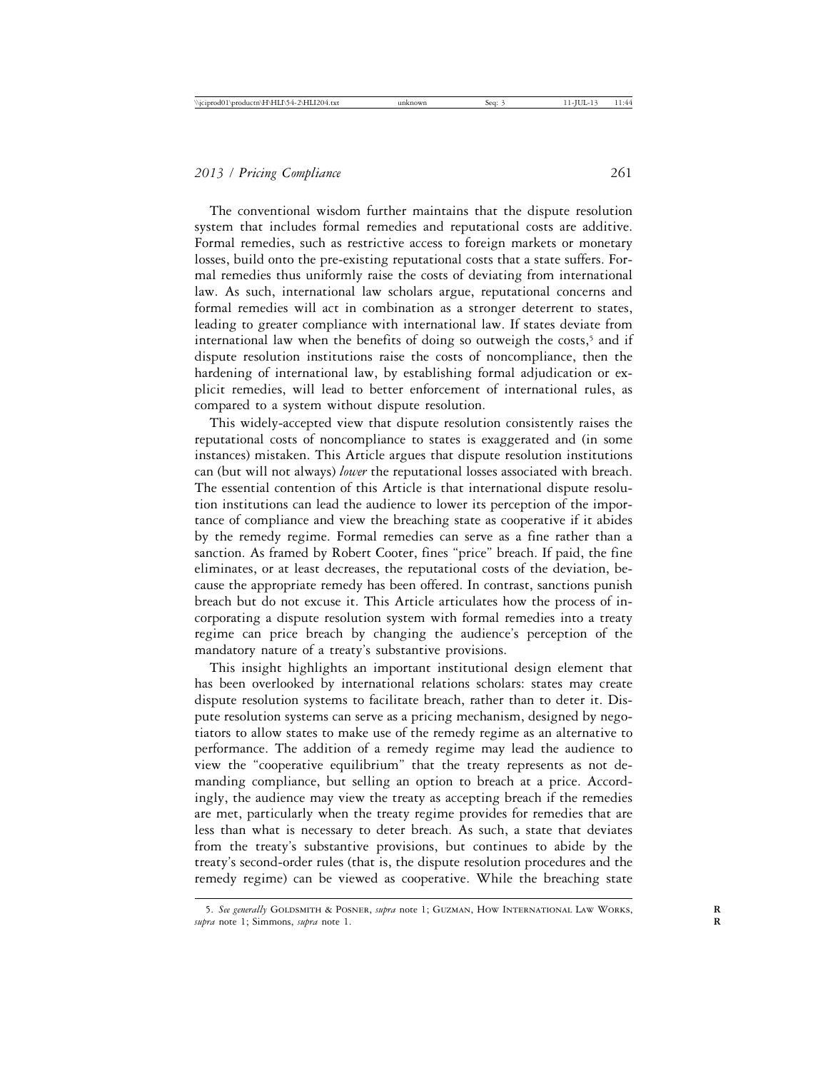The conventional wisdom further maintains that the dispute resolution system that includes formal remedies and reputational costs are additive. Formal remedies, such as restrictive access to foreign markets or monetary losses, build onto the pre-existing reputational costs that a state suffers. Formal remedies thus uniformly raise the costs of deviating from international law. As such, international law scholars argue, reputational concerns and formal remedies will act in combination as a stronger deterrent to states, leading to greater compliance with international law. If states deviate from international law when the benefits of doing so outweigh the costs,[5] and if dispute resolution institutions raise the costs of noncompliance, then the hardening of international law, by establishing formal adjudication or explicit remedies, will lead to better enforcement of international rules, as compared to a system without dispute resolution.

This widely-accepted view that dispute resolution consistently raises the reputational costs of noncompliance to states is exaggerated and (in some instances) mistaken. This Article argues that dispute resolution institutions can (but will not always) *lower* the reputational losses associated with breach. The essential contention of this Article is that international dispute resolution institutions can lead the audience to lower its perception of the importance of compliance and view the breaching state as cooperative if it abides by the remedy regime. Formal remedies can serve as a fine rather than a sanction. As framed by Robert Cooter, fines "price" breach. If paid, the fine eliminates, or at least decreases, the reputational costs of the deviation, because the appropriate remedy has been offered. In contrast, sanctions punish breach but do not excuse it. This Article articulates how the process of incorporating a dispute resolution system with formal remedies into a treaty regime can price breach by changing the audience's perception of the mandatory nature of a treaty's substantive provisions.

This insight highlights an important institutional design element that has been overlooked by international relations scholars: states may create dispute resolution systems to facilitate breach, rather than to deter it. Dispute resolution systems can serve as a pricing mechanism, designed by negotiators to allow states to make use of the remedy regime as an alternative to performance. The addition of a remedy regime may lead the audience to view the "cooperative equilibrium" that the treaty represents as not demanding compliance, but selling an option to breach at a price. Accordingly, the audience may view the treaty as accepting breach if the remedies are met, particularly when the treaty regime provides for remedies that are less than what is necessary to deter breach. As such, a state that deviates from the treaty's substantive provisions, but continues to abide by the treaty's second-order rules (that is, the dispute resolution procedures and the remedy regime) can be viewed as cooperative. While the breaching state

---

5. *See generally* Goldsmith & Posner, *supra* note 1; Guzman, How International Law Works, *supra* note 1; Simmons, *supra* note 1.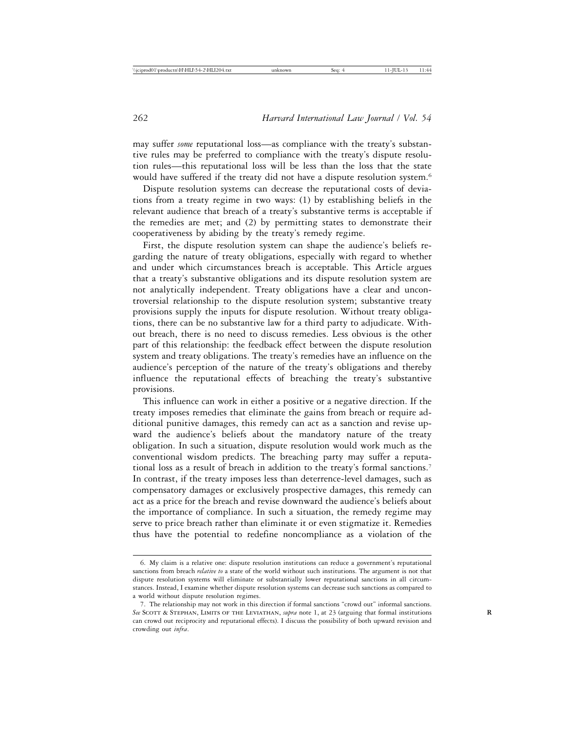may suffer *some* reputational loss—as compliance with the treaty's substantive rules may be preferred to compliance with the treaty's dispute resolution rules—this reputational loss will be less than the loss that the state would have suffered if the treaty did not have a dispute resolution system.[6]

Dispute resolution systems can decrease the reputational costs of deviations from a treaty regime in two ways: (1) by establishing beliefs in the relevant audience that breach of a treaty's substantive terms is acceptable if the remedies are met; and (2) by permitting states to demonstrate their cooperativeness by abiding by the treaty's remedy regime.

First, the dispute resolution system can shape the audience's beliefs regarding the nature of treaty obligations, especially with regard to whether and under which circumstances breach is acceptable. This Article argues that a treaty's substantive obligations and its dispute resolution system are not analytically independent. Treaty obligations have a clear and uncontroversial relationship to the dispute resolution system; substantive treaty provisions supply the inputs for dispute resolution. Without treaty obligations, there can be no substantive law for a third party to adjudicate. Without breach, there is no need to discuss remedies. Less obvious is the other part of this relationship: the feedback effect between the dispute resolution system and treaty obligations. The treaty's remedies have an influence on the audience's perception of the nature of the treaty's obligations and thereby influence the reputational effects of breaching the treaty's substantive provisions.

This influence can work in either a positive or a negative direction. If the treaty imposes remedies that eliminate the gains from breach or require additional punitive damages, this remedy can act as a sanction and revise upward the audience's beliefs about the mandatory nature of the treaty obligation. In such a situation, dispute resolution would work much as the conventional wisdom predicts. The breaching party may suffer a reputational loss as a result of breach in addition to the treaty's formal sanctions.[7] In contrast, if the treaty imposes less than deterrence-level damages, such as compensatory damages or exclusively prospective damages, this remedy can act as a price for the breach and revise downward the audience's beliefs about the importance of compliance. In such a situation, the remedy regime may serve to price breach rather than eliminate it or even stigmatize it. Remedies thus have the potential to redefine noncompliance as a violation of the

---

6. My claim is a relative one: dispute resolution institutions can reduce a government's reputational sanctions from breach *relative to* a state of the world without such institutions. The argument is not that dispute resolution systems will eliminate or substantially lower reputational sanctions in all circumstances. Instead, I examine whether dispute resolution systems can decrease such sanctions as compared to a world without dispute resolution regimes.

7. The relationship may not work in this direction if formal sanctions "crowd out" informal sanctions. *See* Scott & Stephan, Limits of the Leviathan, *supra* note 1, at 23 (arguing that formal institutions can crowd out reciprocity and reputational effects). I discuss the possibility of both upward revision and crowding out *infra*.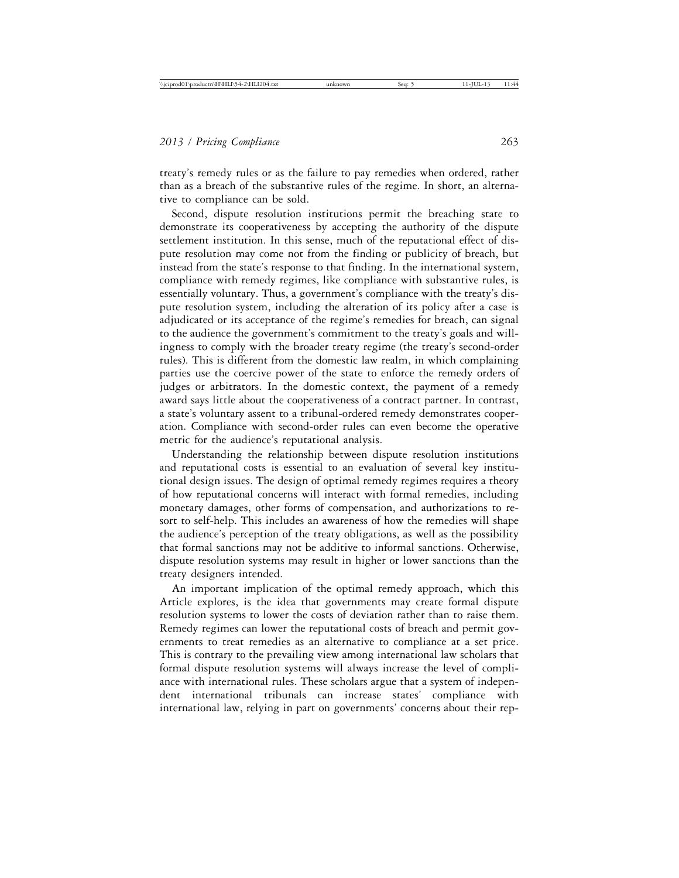treaty's remedy rules or as the failure to pay remedies when ordered, rather than as a breach of the substantive rules of the regime. In short, an alternative to compliance can be sold.

Second, dispute resolution institutions permit the breaching state to demonstrate its cooperativeness by accepting the authority of the dispute settlement institution. In this sense, much of the reputational effect of dispute resolution may come not from the finding or publicity of breach, but instead from the state's response to that finding. In the international system, compliance with remedy regimes, like compliance with substantive rules, is essentially voluntary. Thus, a government's compliance with the treaty's dispute resolution system, including the alteration of its policy after a case is adjudicated or its acceptance of the regime's remedies for breach, can signal to the audience the government's commitment to the treaty's goals and willingness to comply with the broader treaty regime (the treaty's second-order rules). This is different from the domestic law realm, in which complaining parties use the coercive power of the state to enforce the remedy orders of judges or arbitrators. In the domestic context, the payment of a remedy award says little about the cooperativeness of a contract partner. In contrast, a state's voluntary assent to a tribunal-ordered remedy demonstrates cooperation. Compliance with second-order rules can even become the operative metric for the audience's reputational analysis.

Understanding the relationship between dispute resolution institutions and reputational costs is essential to an evaluation of several key institutional design issues. The design of optimal remedy regimes requires a theory of how reputational concerns will interact with formal remedies, including monetary damages, other forms of compensation, and authorizations to resort to self-help. This includes an awareness of how the remedies will shape the audience's perception of the treaty obligations, as well as the possibility that formal sanctions may not be additive to informal sanctions. Otherwise, dispute resolution systems may result in higher or lower sanctions than the treaty designers intended.

An important implication of the optimal remedy approach, which this Article explores, is the idea that governments may create formal dispute resolution systems to lower the costs of deviation rather than to raise them. Remedy regimes can lower the reputational costs of breach and permit governments to treat remedies as an alternative to compliance at a set price. This is contrary to the prevailing view among international law scholars that formal dispute resolution systems will always increase the level of compliance with international rules. These scholars argue that a system of independent international tribunals can increase states' compliance with international law, relying in part on governments' concerns about their rep-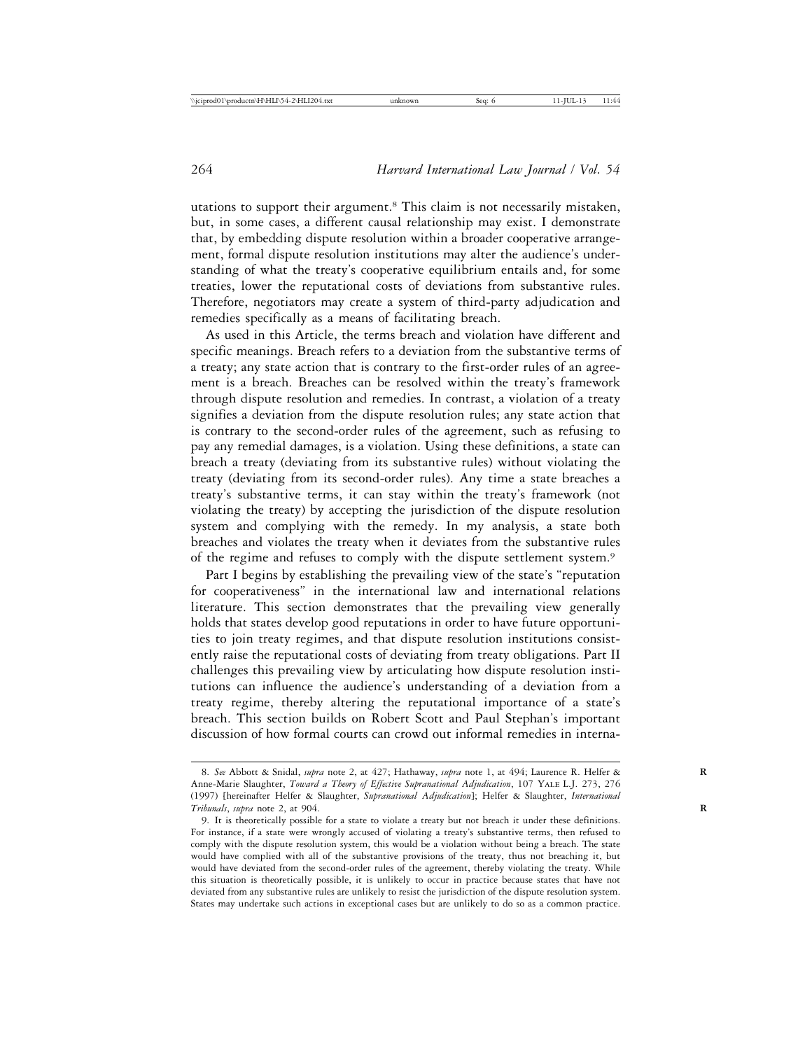utations to support their argument.[8] This claim is not necessarily mistaken, but, in some cases, a different causal relationship may exist. I demonstrate that, by embedding dispute resolution within a broader cooperative arrangement, formal dispute resolution institutions may alter the audience's understanding of what the treaty's cooperative equilibrium entails and, for some treaties, lower the reputational costs of deviations from substantive rules. Therefore, negotiators may create a system of third-party adjudication and remedies specifically as a means of facilitating breach.

As used in this Article, the terms breach and violation have different and specific meanings. Breach refers to a deviation from the substantive terms of a treaty; any state action that is contrary to the first-order rules of an agreement is a breach. Breaches can be resolved within the treaty's framework through dispute resolution and remedies. In contrast, a violation of a treaty signifies a deviation from the dispute resolution rules; any state action that is contrary to the second-order rules of the agreement, such as refusing to pay any remedial damages, is a violation. Using these definitions, a state can breach a treaty (deviating from its substantive rules) without violating the treaty (deviating from its second-order rules). Any time a state breaches a treaty's substantive terms, it can stay within the treaty's framework (not violating the treaty) by accepting the jurisdiction of the dispute resolution system and complying with the remedy. In my analysis, a state both breaches and violates the treaty when it deviates from the substantive rules of the regime and refuses to comply with the dispute settlement system.[9]

Part I begins by establishing the prevailing view of the state's "reputation for cooperativeness" in the international law and international relations literature. This section demonstrates that the prevailing view generally holds that states develop good reputations in order to have future opportunities to join treaty regimes, and that dispute resolution institutions consistently raise the reputational costs of deviating from treaty obligations. Part II challenges this prevailing view by articulating how dispute resolution institutions can influence the audience's understanding of a deviation from a treaty regime, thereby altering the reputational importance of a state's breach. This section builds on Robert Scott and Paul Stephan's important discussion of how formal courts can crowd out informal remedies in interna-

---

8. *See* Abbott & Snidal, *supra* note 2, at 427; Hathaway, *supra* note 1, at 494; Laurence R. Helfer & Anne-Marie Slaughter, *Toward a Theory of Effective Supranational Adjudication*, 107 Yale L.J. 273, 276 (1997) [hereinafter Helfer & Slaughter, *Supranational Adjudication*]; Helfer & Slaughter, *International Tribunals*, *supra* note 2, at 904.

9. It is theoretically possible for a state to violate a treaty but not breach it under these definitions. For instance, if a state were wrongly accused of violating a treaty's substantive terms, then refused to comply with the dispute resolution system, this would be a violation without being a breach. The state would have complied with all of the substantive provisions of the treaty, thus not breaching it, but would have deviated from the second-order rules of the agreement, thereby violating the treaty. While this situation is theoretically possible, it is unlikely to occur in practice because states that have not deviated from any substantive rules are unlikely to resist the jurisdiction of the dispute resolution system. States may undertake such actions in exceptional cases but are unlikely to do so as a common practice.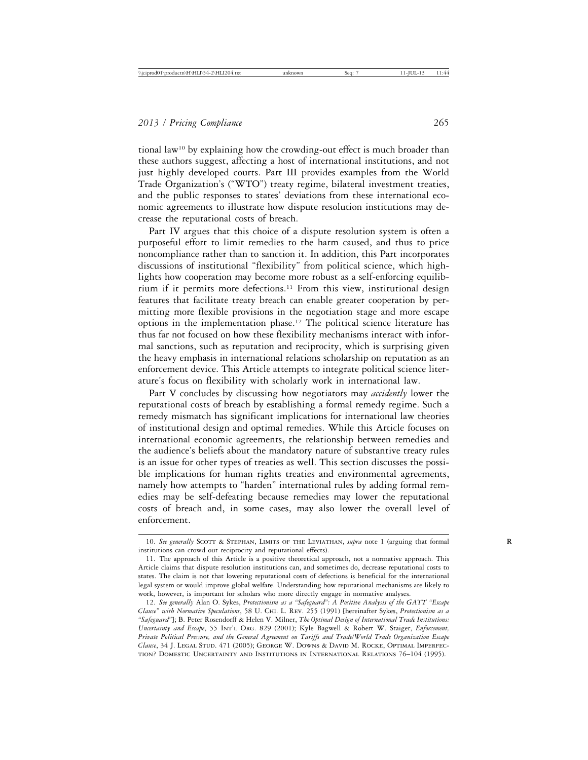tional law[10] by explaining how the crowding-out effect is much broader than these authors suggest, affecting a host of international institutions, and not just highly developed courts. Part III provides examples from the World Trade Organization's ("WTO") treaty regime, bilateral investment treaties, and the public responses to states' deviations from these international economic agreements to illustrate how dispute resolution institutions may decrease the reputational costs of breach.

Part IV argues that this choice of a dispute resolution system is often a purposeful effort to limit remedies to the harm caused, and thus to price noncompliance rather than to sanction it. In addition, this Part incorporates discussions of institutional "flexibility" from political science, which highlights how cooperation may become more robust as a self-enforcing equilibrium if it permits more defections.[11] From this view, institutional design features that facilitate treaty breach can enable greater cooperation by permitting more flexible provisions in the negotiation stage and more escape options in the implementation phase.[12] The political science literature has thus far not focused on how these flexibility mechanisms interact with informal sanctions, such as reputation and reciprocity, which is surprising given the heavy emphasis in international relations scholarship on reputation as an enforcement device. This Article attempts to integrate political science literature's focus on flexibility with scholarly work in international law.

Part V concludes by discussing how negotiators may *accidently* lower the reputational costs of breach by establishing a formal remedy regime. Such a remedy mismatch has significant implications for international law theories of institutional design and optimal remedies. While this Article focuses on international economic agreements, the relationship between remedies and the audience's beliefs about the mandatory nature of substantive treaty rules is an issue for other types of treaties as well. This section discusses the possible implications for human rights treaties and environmental agreements, namely how attempts to "harden" international rules by adding formal remedies may be self-defeating because remedies may lower the reputational costs of breach and, in some cases, may also lower the overall level of enforcement.

---

10. *See generally* Scott & Stephan, Limits of the Leviathan, *supra* note 1 (arguing that formal institutions can crowd out reciprocity and reputational effects).

11. The approach of this Article is a positive theoretical approach, not a normative approach. This Article claims that dispute resolution institutions can, and sometimes do, decrease reputational costs to states. The claim is not that lowering reputational costs of defections is beneficial for the international legal system or would improve global welfare. Understanding how reputational mechanisms are likely to work, however, is important for scholars who more directly engage in normative analyses.

12. *See generally* Alan O. Sykes, *Protectionism as a "Safeguard": A Positive Analysis of the GATT "Escape Clause" with Normative Speculations*, 58 U. Chi. L. Rev. 255 (1991) [hereinafter Sykes, *Protectionism as a "Safeguard"*]; B. Peter Rosendorff & Helen V. Milner, *The Optimal Design of International Trade Institutions: Uncertainty and Escape*, 55 Int'l Org. 829 (2001); Kyle Bagwell & Robert W. Staiger, *Enforcement, Private Political Pressure, and the General Agreement on Tariffs and Trade/World Trade Organization Escape Clause*, 34 J. Legal Stud. 471 (2005); George W. Downs & David M. Rocke, Optimal Imperfection? Domestic Uncertainty and Institutions in International Relations 76–104 (1995).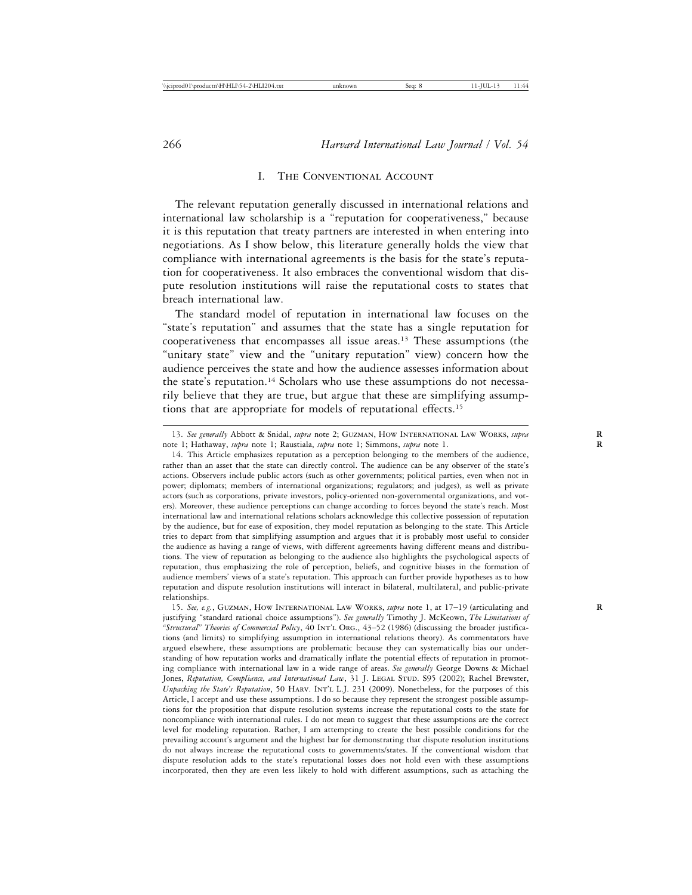## I. The Conventional Account

The relevant reputation generally discussed in international relations and international law scholarship is a "reputation for cooperativeness," because it is this reputation that treaty partners are interested in when entering into negotiations. As I show below, this literature generally holds the view that compliance with international agreements is the basis for the state's reputation for cooperativeness. It also embraces the conventional wisdom that dispute resolution institutions will raise the reputational costs to states that breach international law.

The standard model of reputation in international law focuses on the "state's reputation" and assumes that the state has a single reputation for cooperativeness that encompasses all issue areas.[13] These assumptions (the "unitary state" view and the "unitary reputation" view) concern how the audience perceives the state and how the audience assesses information about the state's reputation.[14] Scholars who use these assumptions do not necessarily believe that they are true, but argue that these are simplifying assumptions that are appropriate for models of reputational effects.[15]

---

13. *See generally* Abbott & Snidal, *supra* note 2; Guzman, How International Law Works, *supra* note 1; Hathaway, *supra* note 1; Raustiala, *supra* note 1; Simmons, *supra* note 1.

14. This Article emphasizes reputation as a perception belonging to the members of the audience, rather than an asset that the state can directly control. The audience can be any observer of the state's actions. Observers include public actors (such as other governments; political parties, even when not in power; diplomats; members of international organizations; regulators; and judges), as well as private actors (such as corporations, private investors, policy-oriented non-governmental organizations, and voters). Moreover, these audience perceptions can change according to forces beyond the state's reach. Most international law and international relations scholars acknowledge this collective possession of reputation by the audience, but for ease of exposition, they model reputation as belonging to the state. This Article tries to depart from that simplifying assumption and argues that it is probably most useful to consider the audience as having a range of views, with different agreements having different means and distributions. The view of reputation as belonging to the audience also highlights the psychological aspects of reputation, thus emphasizing the role of perception, beliefs, and cognitive biases in the formation of audience members' views of a state's reputation. This approach can further provide hypotheses as to how reputation and dispute resolution institutions will interact in bilateral, multilateral, and public-private relationships.

15. *See, e.g.*, Guzman, How International Law Works, *supra* note 1, at 17–19 (articulating and justifying "standard rational choice assumptions"). *See generally* Timothy J. McKeown, *The Limitations of "Structural" Theories of Commercial Policy*, 40 Int'l Org., 43–52 (1986) (discussing the broader justifications (and limits) to simplifying assumption in international relations theory). As commentators have argued elsewhere, these assumptions are problematic because they can systematically bias our understanding of how reputation works and dramatically inflate the potential effects of reputation in promoting compliance with international law in a wide range of areas. *See generally* George Downs & Michael Jones, *Reputation, Compliance, and International Law*, 31 J. Legal Stud. S95 (2002); Rachel Brewster, *Unpacking the State's Reputation*, 50 Harv. Int'l L.J. 231 (2009). Nonetheless, for the purposes of this Article, I accept and use these assumptions. I do so because they represent the strongest possible assumptions for the proposition that dispute resolution systems increase the reputational costs to the state for noncompliance with international rules. I do not mean to suggest that these assumptions are the correct level for modeling reputation. Rather, I am attempting to create the best possible conditions for the prevailing account's argument and the highest bar for demonstrating that dispute resolution institutions do not always increase the reputational costs to governments/states. If the conventional wisdom that dispute resolution adds to the state's reputational losses does not hold even with these assumptions incorporated, then they are even less likely to hold with different assumptions, such as attaching the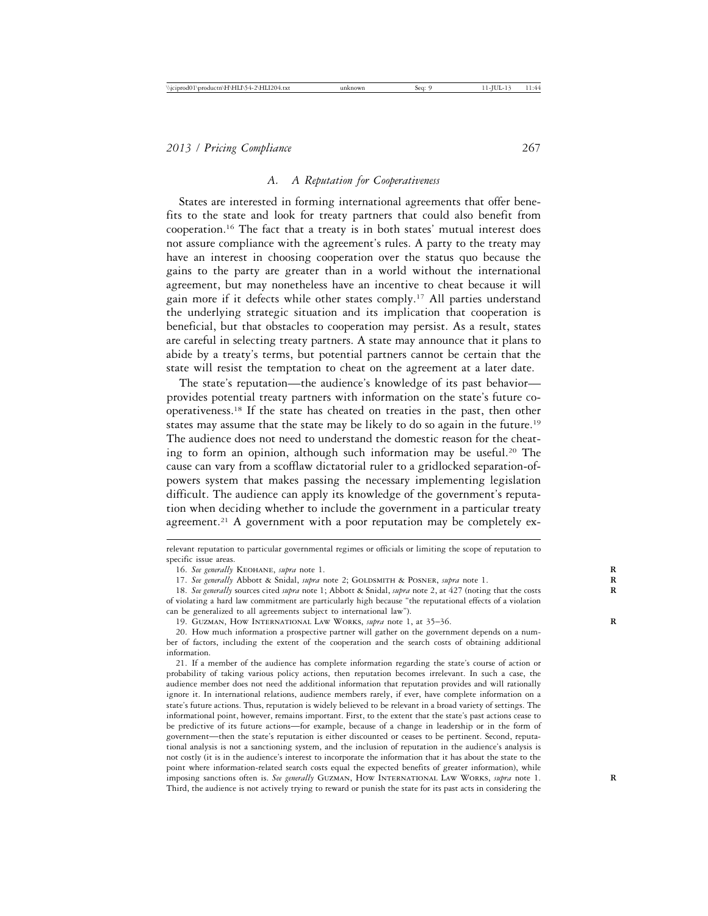### A. A Reputation for Cooperativeness

States are interested in forming international agreements that offer benefits to the state and look for treaty partners that could also benefit from cooperation.[16] The fact that a treaty is in both states' mutual interest does not assure compliance with the agreement's rules. A party to the treaty may have an interest in choosing cooperation over the status quo because the gains to the party are greater than in a world without the international agreement, but may nonetheless have an incentive to cheat because it will gain more if it defects while other states comply.[17] All parties understand the underlying strategic situation and its implication that cooperation is beneficial, but that obstacles to cooperation may persist. As a result, states are careful in selecting treaty partners. A state may announce that it plans to abide by a treaty's terms, but potential partners cannot be certain that the state will resist the temptation to cheat on the agreement at a later date.

The state's reputation—the audience's knowledge of its past behavior—provides potential treaty partners with information on the state's future cooperativeness.[18] If the state has cheated on treaties in the past, then other states may assume that the state may be likely to do so again in the future.[19] The audience does not need to understand the domestic reason for the cheating to form an opinion, although such information may be useful.[20] The cause can vary from a scofflaw dictatorial ruler to a gridlocked separation-of-powers system that makes passing the necessary implementing legislation difficult. The audience can apply its knowledge of the government's reputation when deciding whether to include the government in a particular treaty agreement.[21] A government with a poor reputation may be completely ex-

---

relevant reputation to particular governmental regimes or officials or limiting the scope of reputation to specific issue areas.

16. *See generally* Keohane, *supra* note 1.

17. *See generally* Abbott & Snidal, *supra* note 2; Goldsmith & Posner, *supra* note 1.

18. *See generally* sources cited *supra* note 1; Abbott & Snidal, *supra* note 2, at 427 (noting that the costs of violating a hard law commitment are particularly high because "the reputational effects of a violation can be generalized to all agreements subject to international law").

19. Guzman, How International Law Works, *supra* note 1, at 35–36.

20. How much information a prospective partner will gather on the government depends on a number of factors, including the extent of the cooperation and the search costs of obtaining additional information.

21. If a member of the audience has complete information regarding the state's course of action or probability of taking various policy actions, then reputation becomes irrelevant. In such a case, the audience member does not need the additional information that reputation provides and will rationally ignore it. In international relations, audience members rarely, if ever, have complete information on a state's future actions. Thus, reputation is widely believed to be relevant in a broad variety of settings. The informational point, however, remains important. First, to the extent that the state's past actions cease to be predictive of its future actions—for example, because of a change in leadership or in the form of government—then the state's reputation is either discounted or ceases to be pertinent. Second, reputational analysis is not a sanctioning system, and the inclusion of reputation in the audience's analysis is not costly (it is in the audience's interest to incorporate the information that it has about the state to the point where information-related search costs equal the expected benefits of greater information), while imposing sanctions often is. *See generally* Guzman, How International Law Works, *supra* note 1. Third, the audience is not actively trying to reward or punish the state for its past acts in considering the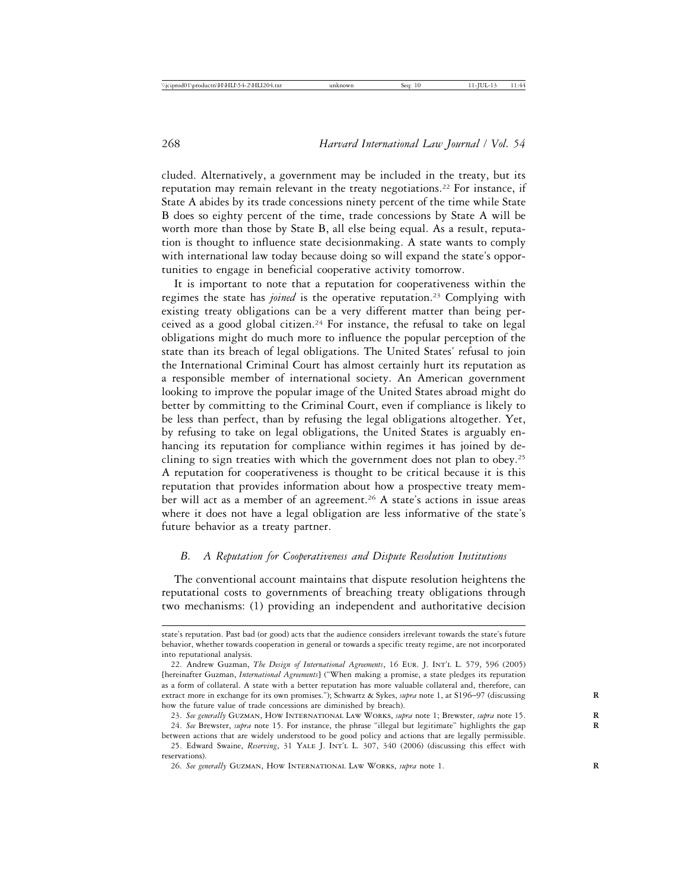cluded. Alternatively, a government may be included in the treaty, but its reputation may remain relevant in the treaty negotiations.[22] For instance, if State A abides by its trade concessions ninety percent of the time while State B does so eighty percent of the time, trade concessions by State A will be worth more than those by State B, all else being equal. As a result, reputation is thought to influence state decisionmaking. A state wants to comply with international law today because doing so will expand the state's opportunities to engage in beneficial cooperative activity tomorrow.

It is important to note that a reputation for cooperativeness within the regimes the state has *joined* is the operative reputation.[23] Complying with existing treaty obligations can be a very different matter than being perceived as a good global citizen.[24] For instance, the refusal to take on legal obligations might do much more to influence the popular perception of the state than its breach of legal obligations. The United States' refusal to join the International Criminal Court has almost certainly hurt its reputation as a responsible member of international society. An American government looking to improve the popular image of the United States abroad might do better by committing to the Criminal Court, even if compliance is likely to be less than perfect, than by refusing the legal obligations altogether. Yet, by refusing to take on legal obligations, the United States is arguably enhancing its reputation for compliance within regimes it has joined by declining to sign treaties with which the government does not plan to obey.[25] A reputation for cooperativeness is thought to be critical because it is this reputation that provides information about how a prospective treaty member will act as a member of an agreement.[26] A state's actions in issue areas where it does not have a legal obligation are less informative of the state's future behavior as a treaty partner.

### *B. A Reputation for Cooperativeness and Dispute Resolution Institutions*

The conventional account maintains that dispute resolution heightens the reputational costs to governments of breaching treaty obligations through two mechanisms: (1) providing an independent and authoritative decision

---

state's reputation. Past bad (or good) acts that the audience considers irrelevant towards the state's future behavior, whether towards cooperation in general or towards a specific treaty regime, are not incorporated into reputational analysis.

22. Andrew Guzman, *The Design of International Agreements*, 16 Eur. J. Int'l L. 579, 596 (2005) [hereinafter Guzman, *International Agreements*] ("When making a promise, a state pledges its reputation as a form of collateral. A state with a better reputation has more valuable collateral and, therefore, can extract more in exchange for its own promises."); Schwartz & Sykes, *supra* note 1, at S196–97 (discussing how the future value of trade concessions are diminished by breach).

23. *See generally* Guzman, How International Law Works, *supra* note 1; Brewster, *supra* note 15.

24. *See* Brewster, *supra* note 15. For instance, the phrase "illegal but legitimate" highlights the gap between actions that are widely understood to be good policy and actions that are legally permissible.

25. Edward Swaine, *Reserving*, 31 Yale J. Int'l L. 307, 340 (2006) (discussing this effect with reservations).

26. *See generally* Guzman, How International Law Works, *supra* note 1.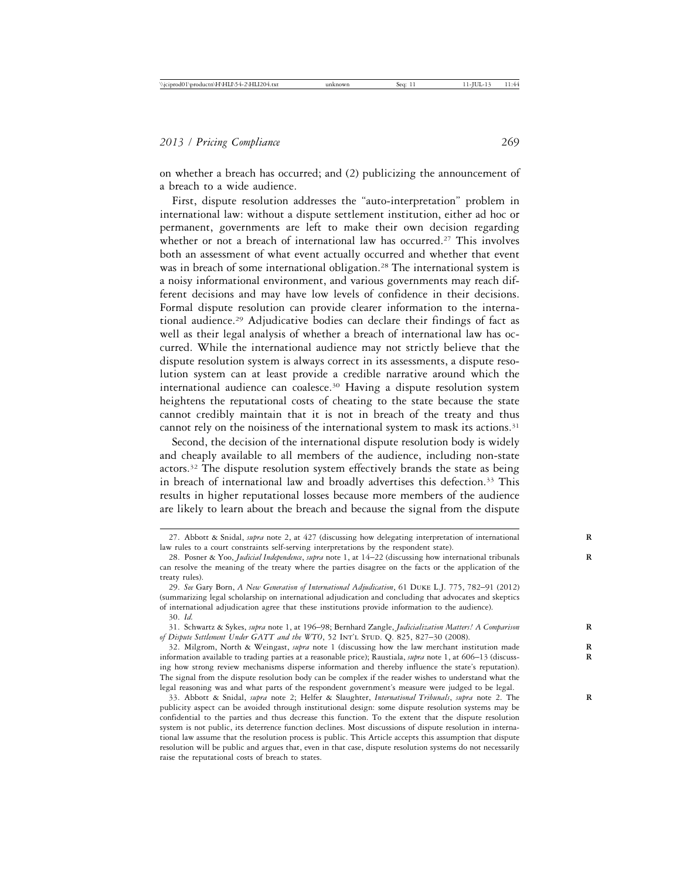on whether a breach has occurred; and (2) publicizing the announcement of a breach to a wide audience.

First, dispute resolution addresses the "auto-interpretation" problem in international law: without a dispute settlement institution, either ad hoc or permanent, governments are left to make their own decision regarding whether or not a breach of international law has occurred.[27] This involves both an assessment of what event actually occurred and whether that event was in breach of some international obligation.[28] The international system is a noisy informational environment, and various governments may reach different decisions and may have low levels of confidence in their decisions. Formal dispute resolution can provide clearer information to the international audience.[29] Adjudicative bodies can declare their findings of fact as well as their legal analysis of whether a breach of international law has occurred. While the international audience may not strictly believe that the dispute resolution system is always correct in its assessments, a dispute resolution system can at least provide a credible narrative around which the international audience can coalesce.[30] Having a dispute resolution system heightens the reputational costs of cheating to the state because the state cannot credibly maintain that it is not in breach of the treaty and thus cannot rely on the noisiness of the international system to mask its actions.[31]

Second, the decision of the international dispute resolution body is widely and cheaply available to all members of the audience, including non-state actors.[32] The dispute resolution system effectively brands the state as being in breach of international law and broadly advertises this defection.[33] This results in higher reputational losses because more members of the audience are likely to learn about the breach and because the signal from the dispute

---

27. Abbott & Snidal, *supra* note 2, at 427 (discussing how delegating interpretation of international law rules to a court constraints self-serving interpretations by the respondent state).

28. Posner & Yoo, *Judicial Independence*, *supra* note 1, at 14–22 (discussing how international tribunals can resolve the meaning of the treaty where the parties disagree on the facts or the application of the treaty rules).

29. *See* Gary Born, *A New Generation of International Adjudication*, 61 Duke L.J. 775, 782–91 (2012) (summarizing legal scholarship on international adjudication and concluding that advocates and skeptics of international adjudication agree that these institutions provide information to the audience).

30. *Id.*

31. Schwartz & Sykes, *supra* note 1, at 196–98; Bernhard Zangle, *Judicialization Matters! A Comparison of Dispute Settlement Under GATT and the WTO*, 52 Int'l Stud. Q. 825, 827–30 (2008).

32. Milgrom, North & Weingast, *supra* note 1 (discussing how the law merchant institution made information available to trading parties at a reasonable price); Raustiala, *supra* note 1, at 606–13 (discussing how strong review mechanisms disperse information and thereby influence the state's reputation). The signal from the dispute resolution body can be complex if the reader wishes to understand what the legal reasoning was and what parts of the respondent government's measure were judged to be legal.

33. Abbott & Snidal, *supra* note 2; Helfer & Slaughter, *International Tribunals*, *supra* note 2. The publicity aspect can be avoided through institutional design: some dispute resolution systems may be confidential to the parties and thus decrease this function. To the extent that the dispute resolution system is not public, its deterrence function declines. Most discussions of dispute resolution in international law assume that the resolution process is public. This Article accepts this assumption that dispute resolution will be public and argues that, even in that case, dispute resolution systems do not necessarily raise the reputational costs of breach to states.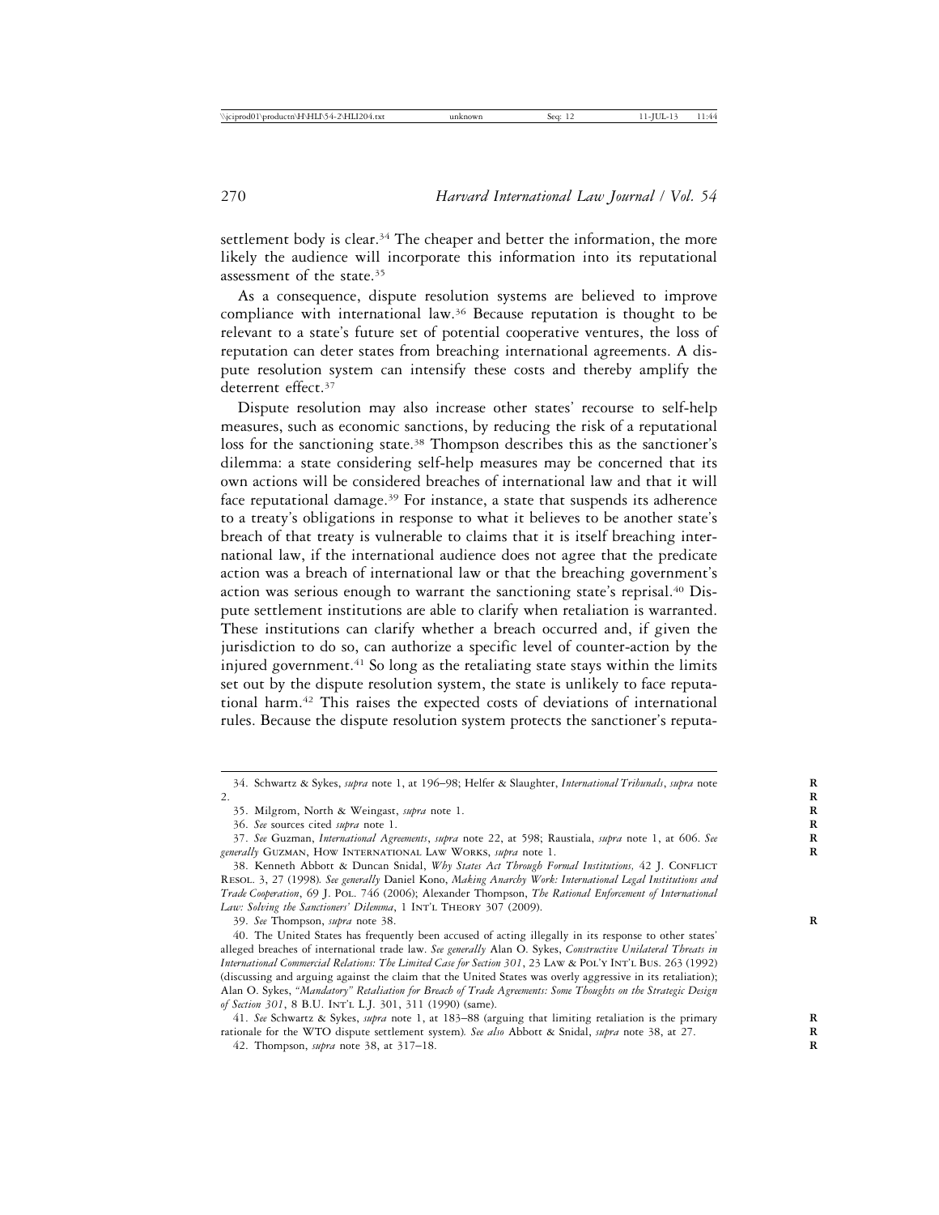settlement body is clear.[34] The cheaper and better the information, the more likely the audience will incorporate this information into its reputational assessment of the state.[35]

As a consequence, dispute resolution systems are believed to improve compliance with international law.[36] Because reputation is thought to be relevant to a state's future set of potential cooperative ventures, the loss of reputation can deter states from breaching international agreements. A dispute resolution system can intensify these costs and thereby amplify the deterrent effect.[37]

Dispute resolution may also increase other states' recourse to self-help measures, such as economic sanctions, by reducing the risk of a reputational loss for the sanctioning state.[38] Thompson describes this as the sanctioner's dilemma: a state considering self-help measures may be concerned that its own actions will be considered breaches of international law and that it will face reputational damage.[39] For instance, a state that suspends its adherence to a treaty's obligations in response to what it believes to be another state's breach of that treaty is vulnerable to claims that it is itself breaching international law, if the international audience does not agree that the predicate action was a breach of international law or that the breaching government's action was serious enough to warrant the sanctioning state's reprisal.[40] Dispute settlement institutions are able to clarify when retaliation is warranted. These institutions can clarify whether a breach occurred and, if given the jurisdiction to do so, can authorize a specific level of counter-action by the injured government.[41] So long as the retaliating state stays within the limits set out by the dispute resolution system, the state is unlikely to face reputational harm.[42] This raises the expected costs of deviations of international rules. Because the dispute resolution system protects the sanctioner's reputa-

---

34. Schwartz & Sykes, *supra* note 1, at 196–98; Helfer & Slaughter, *International Tribunals*, *supra* note 2.

35. Milgrom, North & Weingast, *supra* note 1.

36. *See* sources cited *supra* note 1.

37. *See* Guzman, *International Agreements*, *supra* note 22, at 598; Raustiala, *supra* note 1, at 606. *See generally* Guzman, How International Law Works, *supra* note 1.

38. Kenneth Abbott & Duncan Snidal, *Why States Act Through Formal Institutions,* 42 J. Conflict Resol. 3, 27 (1998). *See generally* Daniel Kono, *Making Anarchy Work: International Legal Institutions and Trade Cooperation*, 69 J. Pol. 746 (2006); Alexander Thompson, *The Rational Enforcement of International Law: Solving the Sanctioners' Dilemma*, 1 Int'l Theory 307 (2009).

39. *See* Thompson, *supra* note 38.

40. The United States has frequently been accused of acting illegally in its response to other states' alleged breaches of international trade law. *See generally* Alan O. Sykes, *Constructive Unilateral Threats in International Commercial Relations: The Limited Case for Section 301*, 23 Law & Pol'y Int'l Bus. 263 (1992) (discussing and arguing against the claim that the United States was overly aggressive in its retaliation); Alan O. Sykes, *"Mandatory" Retaliation for Breach of Trade Agreements: Some Thoughts on the Strategic Design of Section 301*, 8 B.U. Int'l L.J. 301, 311 (1990) (same).

41. *See* Schwartz & Sykes, *supra* note 1, at 183–88 (arguing that limiting retaliation is the primary rationale for the WTO dispute settlement system). *See also* Abbott & Snidal, *supra* note 38, at 27.

42. Thompson, *supra* note 38, at 317–18.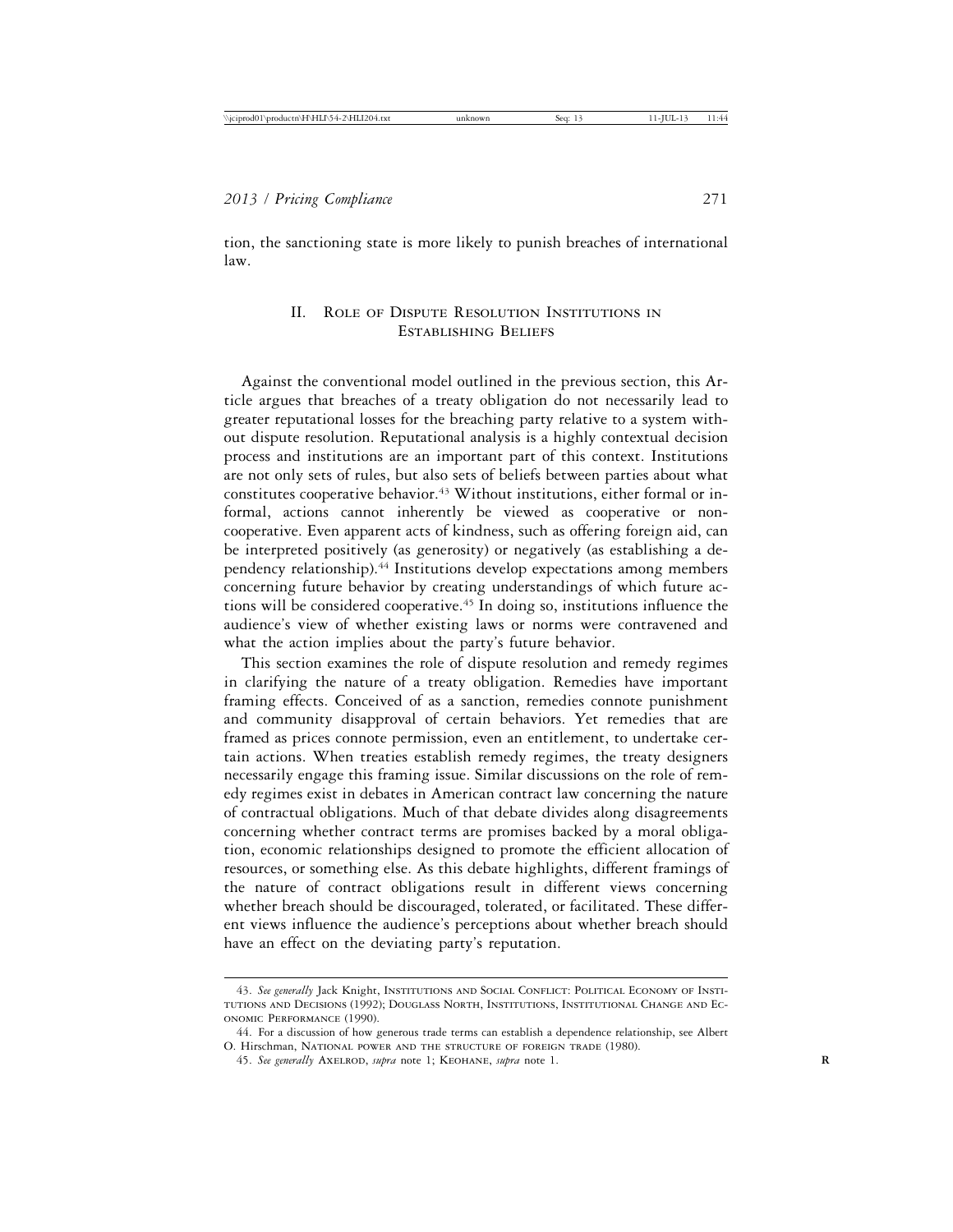tion, the sanctioning state is more likely to punish breaches of international law.

## II. Role of Dispute Resolution Institutions in Establishing Beliefs

Against the conventional model outlined in the previous section, this Article argues that breaches of a treaty obligation do not necessarily lead to greater reputational losses for the breaching party relative to a system without dispute resolution. Reputational analysis is a highly contextual decision process and institutions are an important part of this context. Institutions are not only sets of rules, but also sets of beliefs between parties about what constitutes cooperative behavior.[43] Without institutions, either formal or informal, actions cannot inherently be viewed as cooperative or noncooperative. Even apparent acts of kindness, such as offering foreign aid, can be interpreted positively (as generosity) or negatively (as establishing a dependency relationship).[44] Institutions develop expectations among members concerning future behavior by creating understandings of which future actions will be considered cooperative.[45] In doing so, institutions influence the audience's view of whether existing laws or norms were contravened and what the action implies about the party's future behavior.

This section examines the role of dispute resolution and remedy regimes in clarifying the nature of a treaty obligation. Remedies have important framing effects. Conceived of as a sanction, remedies connote punishment and community disapproval of certain behaviors. Yet remedies that are framed as prices connote permission, even an entitlement, to undertake certain actions. When treaties establish remedy regimes, the treaty designers necessarily engage this framing issue. Similar discussions on the role of remedy regimes exist in debates in American contract law concerning the nature of contractual obligations. Much of that debate divides along disagreements concerning whether contract terms are promises backed by a moral obligation, economic relationships designed to promote the efficient allocation of resources, or something else. As this debate highlights, different framings of the nature of contract obligations result in different views concerning whether breach should be discouraged, tolerated, or facilitated. These different views influence the audience's perceptions about whether breach should have an effect on the deviating party's reputation.

---

43. *See generally* Jack Knight, Institutions and Social Conflict: Political Economy of Institutions and Decisions (1992); Douglass North, Institutions, Institutional Change and Economic Performance (1990).

44. For a discussion of how generous trade terms can establish a dependence relationship, see Albert O. Hirschman, National power and the structure of foreign trade (1980).

45. *See generally* Axelrod, *supra* note 1; Keohane, *supra* note 1.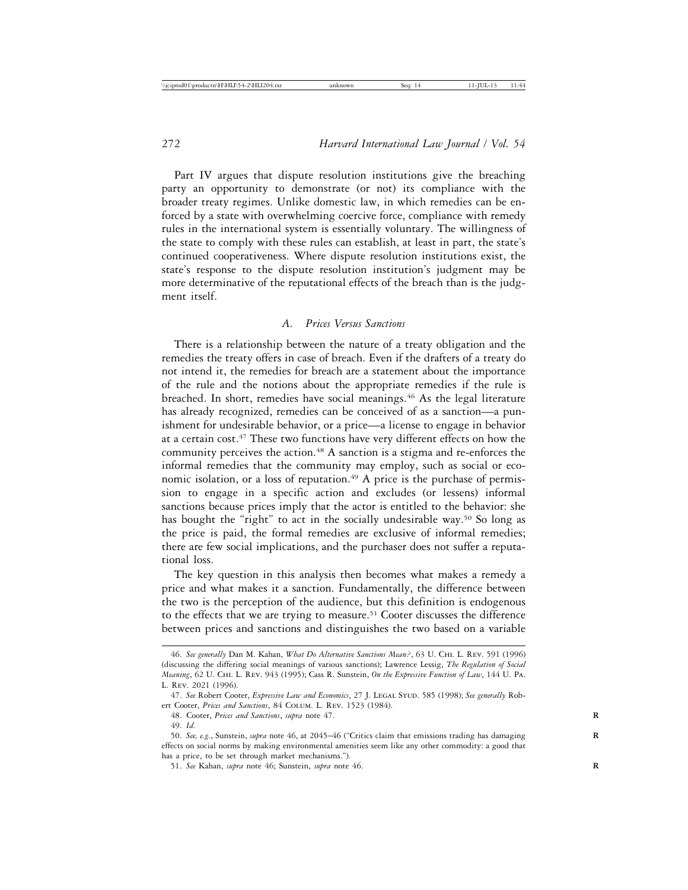Part IV argues that dispute resolution institutions give the breaching party an opportunity to demonstrate (or not) its compliance with the broader treaty regimes. Unlike domestic law, in which remedies can be enforced by a state with overwhelming coercive force, compliance with remedy rules in the international system is essentially voluntary. The willingness of the state to comply with these rules can establish, at least in part, the state's continued cooperativeness. Where dispute resolution institutions exist, the state's response to the dispute resolution institution's judgment may be more determinative of the reputational effects of the breach than is the judgment itself.

### *A. Prices Versus Sanctions*

There is a relationship between the nature of a treaty obligation and the remedies the treaty offers in case of breach. Even if the drafters of a treaty do not intend it, the remedies for breach are a statement about the importance of the rule and the notions about the appropriate remedies if the rule is breached. In short, remedies have social meanings.[46] As the legal literature has already recognized, remedies can be conceived of as a sanction—a punishment for undesirable behavior, or a price—a license to engage in behavior at a certain cost.[47] These two functions have very different effects on how the community perceives the action.[48] A sanction is a stigma and re-enforces the informal remedies that the community may employ, such as social or economic isolation, or a loss of reputation.[49] A price is the purchase of permission to engage in a specific action and excludes (or lessens) informal sanctions because prices imply that the actor is entitled to the behavior: she has bought the "right" to act in the socially undesirable way.[50] So long as the price is paid, the formal remedies are exclusive of informal remedies; there are few social implications, and the purchaser does not suffer a reputational loss.

The key question in this analysis then becomes what makes a remedy a price and what makes it a sanction. Fundamentally, the difference between the two is the perception of the audience, but this definition is endogenous to the effects that we are trying to measure.[51] Cooter discusses the difference between prices and sanctions and distinguishes the two based on a variable

---

46. *See generally* Dan M. Kahan, *What Do Alternative Sanctions Mean?*, 63 U. Chi. L. Rev. 591 (1996) (discussing the differing social meanings of various sanctions); Lawrence Lessig, *The Regulation of Social Meaning*, 62 U. Chi. L. Rev. 943 (1995); Cass R. Sunstein, *On the Expressive Function of Law*, 144 U. Pa. L. Rev. 2021 (1996).

47. *See* Robert Cooter, *Expressive Law and Economics*, 27 J. Legal Stud. 585 (1998); *See generally* Robert Cooter, *Prices and Sanctions*, 84 Colum. L. Rev. 1523 (1984).

48. Cooter, *Prices and Sanctions*, *supra* note 47.

49. *Id.*

50. *See, e.g.*, Sunstein, *supra* note 46, at 2045–46 ("Critics claim that emissions trading has damaging effects on social norms by making environmental amenities seem like any other commodity: a good that has a price, to be set through market mechanisms.").

51. *See* Kahan, *supra* note 46; Sunstein, *supra* note 46.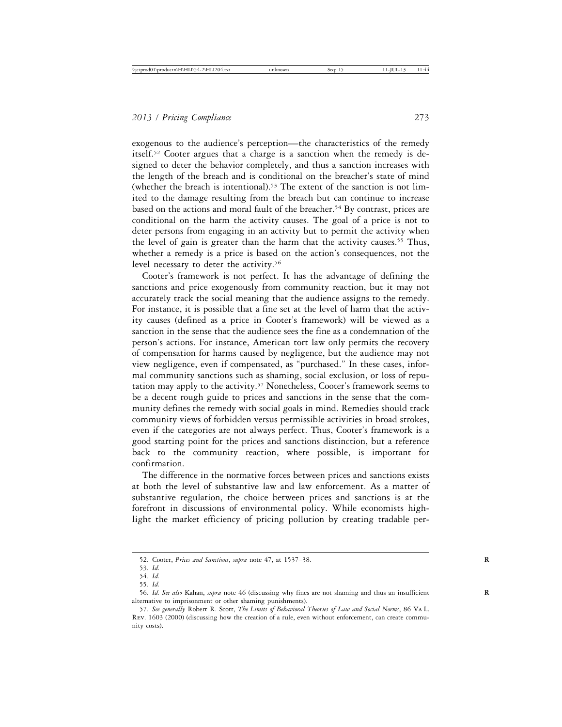exogenous to the audience's perception—the characteristics of the remedy itself.[52] Cooter argues that a charge is a sanction when the remedy is designed to deter the behavior completely, and thus a sanction increases with the length of the breach and is conditional on the breacher's state of mind (whether the breach is intentional).[53] The extent of the sanction is not limited to the damage resulting from the breach but can continue to increase based on the actions and moral fault of the breacher.[54] By contrast, prices are conditional on the harm the activity causes. The goal of a price is not to deter persons from engaging in an activity but to permit the activity when the level of gain is greater than the harm that the activity causes.[55] Thus, whether a remedy is a price is based on the action's consequences, not the level necessary to deter the activity.[56]

Cooter's framework is not perfect. It has the advantage of defining the sanctions and price exogenously from community reaction, but it may not accurately track the social meaning that the audience assigns to the remedy. For instance, it is possible that a fine set at the level of harm that the activity causes (defined as a price in Cooter's framework) will be viewed as a sanction in the sense that the audience sees the fine as a condemnation of the person's actions. For instance, American tort law only permits the recovery of compensation for harms caused by negligence, but the audience may not view negligence, even if compensated, as "purchased." In these cases, informal community sanctions such as shaming, social exclusion, or loss of reputation may apply to the activity.[57] Nonetheless, Cooter's framework seems to be a decent rough guide to prices and sanctions in the sense that the community defines the remedy with social goals in mind. Remedies should track community views of forbidden versus permissible activities in broad strokes, even if the categories are not always perfect. Thus, Cooter's framework is a good starting point for the prices and sanctions distinction, but a reference back to the community reaction, where possible, is important for confirmation.

The difference in the normative forces between prices and sanctions exists at both the level of substantive law and law enforcement. As a matter of substantive regulation, the choice between prices and sanctions is at the forefront in discussions of environmental policy. While economists highlight the market efficiency of pricing pollution by creating tradable per-

---

52. Cooter, *Prices and Sanctions*, *supra* note 47, at 1537–38.

53. *Id.*

54. *Id.*

55. *Id.*

56. *Id. See also* Kahan, *supra* note 46 (discussing why fines are not shaming and thus an insufficient alternative to imprisonment or other shaming punishments).

57. *See generally* Robert R. Scott, *The Limits of Behavioral Theories of Law and Social Norms*, 86 VA L. REV. 1603 (2000) (discussing how the creation of a rule, even without enforcement, can create community costs).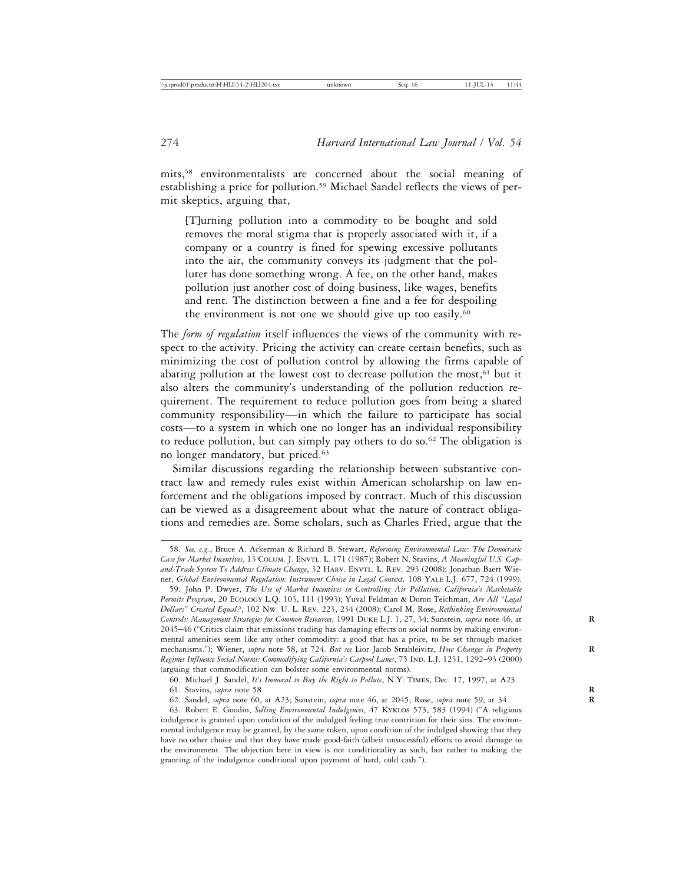mits,[58] environmentalists are concerned about the social meaning of establishing a price for pollution.[59] Michael Sandel reflects the views of permit skeptics, arguing that,

> [T]urning pollution into a commodity to be bought and sold removes the moral stigma that is properly associated with it, if a company or a country is fined for spewing excessive pollutants into the air, the community conveys its judgment that the polluter has done something wrong. A fee, on the other hand, makes pollution just another cost of doing business, like wages, benefits and rent. The distinction between a fine and a fee for despoiling the environment is not one we should give up too easily.[60]

The *form of regulation* itself influences the views of the community with respect to the activity. Pricing the activity can create certain benefits, such as minimizing the cost of pollution control by allowing the firms capable of abating pollution at the lowest cost to decrease pollution the most,[61] but it also alters the community's understanding of the pollution reduction requirement. The requirement to reduce pollution goes from being a shared community responsibility—in which the failure to participate has social costs—to a system in which one no longer has an individual responsibility to reduce pollution, but can simply pay others to do so.[62] The obligation is no longer mandatory, but priced.[63]

Similar discussions regarding the relationship between substantive contract law and remedy rules exist within American scholarship on law enforcement and the obligations imposed by contract. Much of this discussion can be viewed as a disagreement about what the nature of contract obligations and remedies are. Some scholars, such as Charles Fried, argue that the

---

58. *See, e.g.*, Bruce A. Ackerman & Richard B. Stewart, *Reforming Environmental Law: The Democratic Case for Market Incentives*, 13 COLUM. J. ENVTL. L. 171 (1987); Robert N. Stavins, *A Meaningful U.S. Cap-and-Trade System To Address Climate Change*, 32 HARV. ENVTL. L. REV. 293 (2008); Jonathan Baert Wiener, *Global Environmental Regulation: Instrument Choice in Legal Context,* 108 YALE L.J. 677, 724 (1999).

59. John P. Dwyer, *The Use of Market Incentives in Controlling Air Pollution: California's Marketable Permits Program*, 20 ECOLOGY L.Q. 103, 111 (1993); Yuval Feldman & Doron Teichman, *Are All "Legal Dollars" Created Equal?*, 102 NW. U. L. REV. 223, 234 (2008); Carol M. Rose, *Rethinking Environmental Controls: Management Strategies for Common Resources,* 1991 DUKE L.J. 1, 27, 34; Sunstein, *supra* note 46, at 2045–46 ("Critics claim that emissions trading has damaging effects on social norms by making environmental amenities seem like any other commodity: a good that has a price, to be set through market mechanisms."); Wiener, *supra* note 58, at 724. *But see* Lior Jacob Strahleivitz, *How Changes in Property Regimes Influence Social Norms: Commodifying California's Carpool Lanes*, 75 IND. L.J. 1231, 1292–93 (2000) (arguing that commodification can bolster some environmental norms).

60. Michael J. Sandel, *It's Immoral to Buy the Right to Pollute*, N.Y. TIMES, Dec. 17, 1997, at A23.

61. Stavins, *supra* note 58.

62. Sandel, *supra* note 60, at A23; Sunstein, *supra* note 46, at 2045; Rose, *supra* note 59, at 34.

63. Robert E. Goodin, *Selling Environmental Indulgences*, 47 KYKLOS 573, 583 (1994) ("A religious indulgence is granted upon condition of the indulged feeling true contrition for their sins. The environmental indulgence may be granted, by the same token, upon condition of the indulged showing that they have no other choice and that they have made good-faith (albeit unsucessful) efforts to avoid damage to the environment. The objection here in view is not conditionality as such, but rather to making the granting of the indulgence conditional upon payment of hard, cold cash.").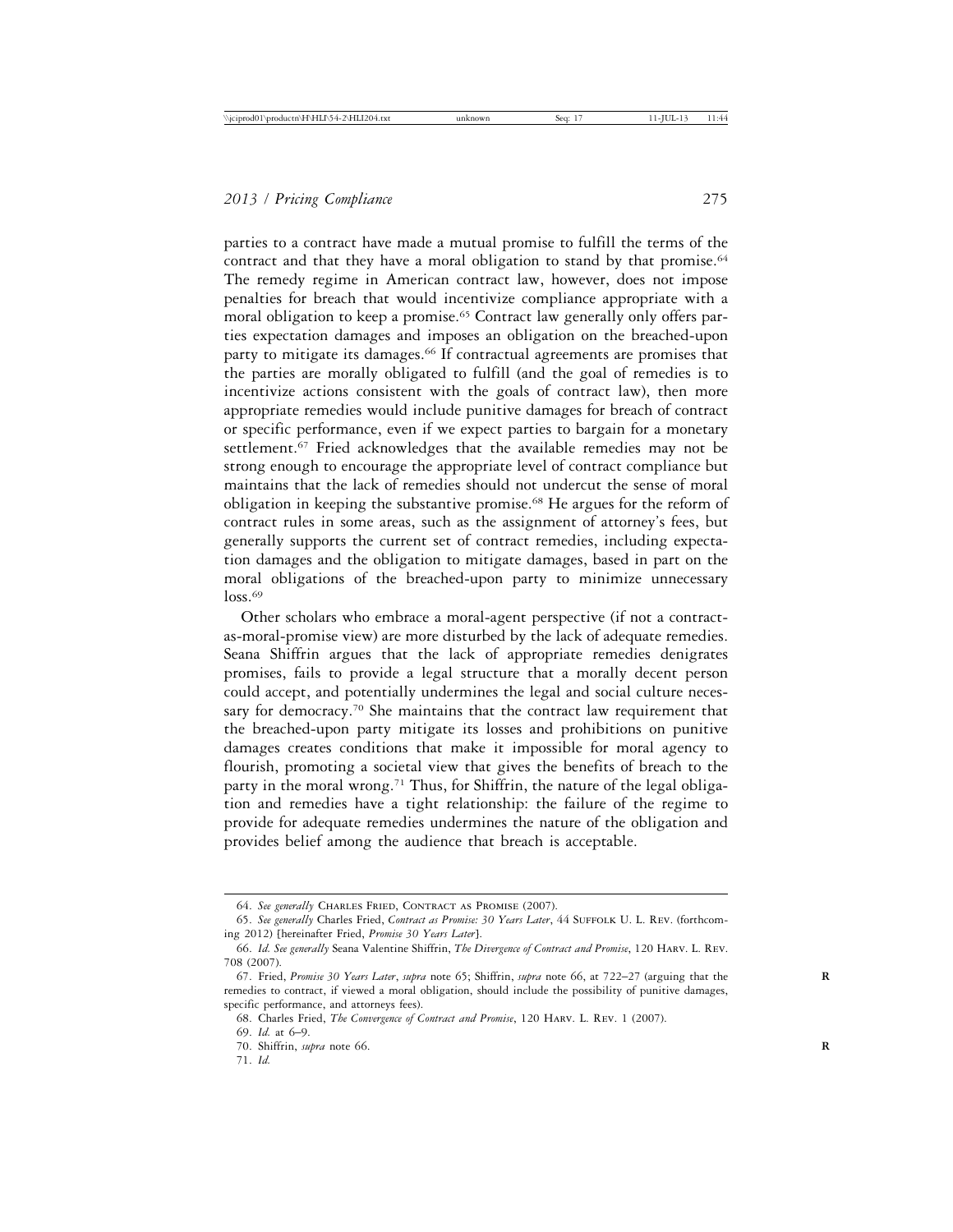parties to a contract have made a mutual promise to fulfill the terms of the contract and that they have a moral obligation to stand by that promise.[64] The remedy regime in American contract law, however, does not impose penalties for breach that would incentivize compliance appropriate with a moral obligation to keep a promise.[65] Contract law generally only offers parties expectation damages and imposes an obligation on the breached-upon party to mitigate its damages.[66] If contractual agreements are promises that the parties are morally obligated to fulfill (and the goal of remedies is to incentivize actions consistent with the goals of contract law), then more appropriate remedies would include punitive damages for breach of contract or specific performance, even if we expect parties to bargain for a monetary settlement.[67] Fried acknowledges that the available remedies may not be strong enough to encourage the appropriate level of contract compliance but maintains that the lack of remedies should not undercut the sense of moral obligation in keeping the substantive promise.[68] He argues for the reform of contract rules in some areas, such as the assignment of attorney's fees, but generally supports the current set of contract remedies, including expectation damages and the obligation to mitigate damages, based in part on the moral obligations of the breached-upon party to minimize unnecessary loss.[69]

Other scholars who embrace a moral-agent perspective (if not a contract-as-moral-promise view) are more disturbed by the lack of adequate remedies. Seana Shiffrin argues that the lack of appropriate remedies denigrates promises, fails to provide a legal structure that a morally decent person could accept, and potentially undermines the legal and social culture necessary for democracy.[70] She maintains that the contract law requirement that the breached-upon party mitigate its losses and prohibitions on punitive damages creates conditions that make it impossible for moral agency to flourish, promoting a societal view that gives the benefits of breach to the party in the moral wrong.[71] Thus, for Shiffrin, the nature of the legal obligation and remedies have a tight relationship: the failure of the regime to provide for adequate remedies undermines the nature of the obligation and provides belief among the audience that breach is acceptable.

---

64. *See generally* Charles Fried, Contract as Promise (2007).

65. *See generally* Charles Fried, *Contract as Promise: 30 Years Later*, 44 Suffolk U. L. Rev. (forthcoming 2012) [hereinafter Fried, *Promise 30 Years Later*].

66. *Id. See generally* Seana Valentine Shiffrin, *The Divergence of Contract and Promise*, 120 Harv. L. Rev. 708 (2007).

67. Fried, *Promise 30 Years Later*, *supra* note 65; Shiffrin, *supra* note 66, at 722–27 (arguing that the remedies to contract, if viewed a moral obligation, should include the possibility of punitive damages, specific performance, and attorneys fees).

68. Charles Fried, *The Convergence of Contract and Promise*, 120 Harv. L. Rev. 1 (2007).

69. *Id.* at 6–9.

70. Shiffrin, *supra* note 66.

71. *Id.*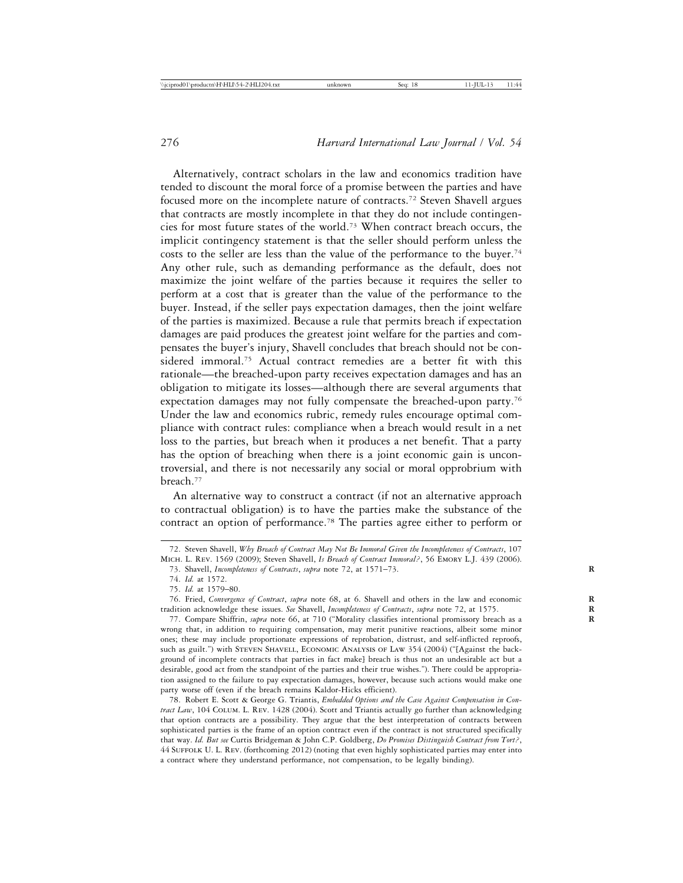Alternatively, contract scholars in the law and economics tradition have tended to discount the moral force of a promise between the parties and have focused more on the incomplete nature of contracts.[72] Steven Shavell argues that contracts are mostly incomplete in that they do not include contingencies for most future states of the world.[73] When contract breach occurs, the implicit contingency statement is that the seller should perform unless the costs to the seller are less than the value of the performance to the buyer.[74] Any other rule, such as demanding performance as the default, does not maximize the joint welfare of the parties because it requires the seller to perform at a cost that is greater than the value of the performance to the buyer. Instead, if the seller pays expectation damages, then the joint welfare of the parties is maximized. Because a rule that permits breach if expectation damages are paid produces the greatest joint welfare for the parties and compensates the buyer's injury, Shavell concludes that breach should not be considered immoral.[75] Actual contract remedies are a better fit with this rationale—the breached-upon party receives expectation damages and has an obligation to mitigate its losses—although there are several arguments that expectation damages may not fully compensate the breached-upon party.[76] Under the law and economics rubric, remedy rules encourage optimal compliance with contract rules: compliance when a breach would result in a net loss to the parties, but breach when it produces a net benefit. That a party has the option of breaching when there is a joint economic gain is uncontroversial, and there is not necessarily any social or moral opprobrium with breach.[77]

An alternative way to construct a contract (if not an alternative approach to contractual obligation) is to have the parties make the substance of the contract an option of performance.[78] The parties agree either to perform or

---

72. Steven Shavell, *Why Breach of Contract May Not Be Immoral Given the Incompleteness of Contracts*, 107 Mich. L. Rev. 1569 (2009); Steven Shavell, *Is Breach of Contract Immoral?*, 56 Emory L.J. 439 (2006).

73. Shavell, *Incompleteness of Contracts*, *supra* note 72, at 1571–73.

74. *Id.* at 1572.

75. *Id.* at 1579–80.

76. Fried, *Convergence of Contract*, *supra* note 68, at 6. Shavell and others in the law and economic tradition acknowledge these issues. *See* Shavell, *Incompleteness of Contracts*, *supra* note 72, at 1575.

77. Compare Shiffrin, *supra* note 66, at 710 ("Morality classifies intentional promissory breach as a wrong that, in addition to requiring compensation, may merit punitive reactions, albeit some minor ones; these may include proportionate expressions of reprobation, distrust, and self-inflicted reproofs, such as guilt.") with Steven Shavell, Economic Analysis of Law 354 (2004) ("[Against the background of incomplete contracts that parties in fact make] breach is thus not an undesirable act but a desirable, good act from the standpoint of the parties and their true wishes."). There could be approbation assigned to the failure to pay expectation damages, however, because such actions would make one party worse off (even if the breach remains Kaldor-Hicks efficient).

78. Robert E. Scott & George G. Triantis, *Embedded Options and the Case Against Compensation in Contract Law*, 104 Colum. L. Rev. 1428 (2004). Scott and Triantis actually go further than acknowledging that option contracts are a possibility. They argue that the best interpretation of contracts between sophisticated parties is the frame of an option contract even if the contract is not structured specifically that way. *Id. But see* Curtis Bridgeman & John C.P. Goldberg, *Do Promises Distinguish Contract from Tort?*, 44 Suffolk U. L. Rev. (forthcoming 2012) (noting that even highly sophisticated parties may enter into a contract where they understand performance, not compensation, to be legally binding).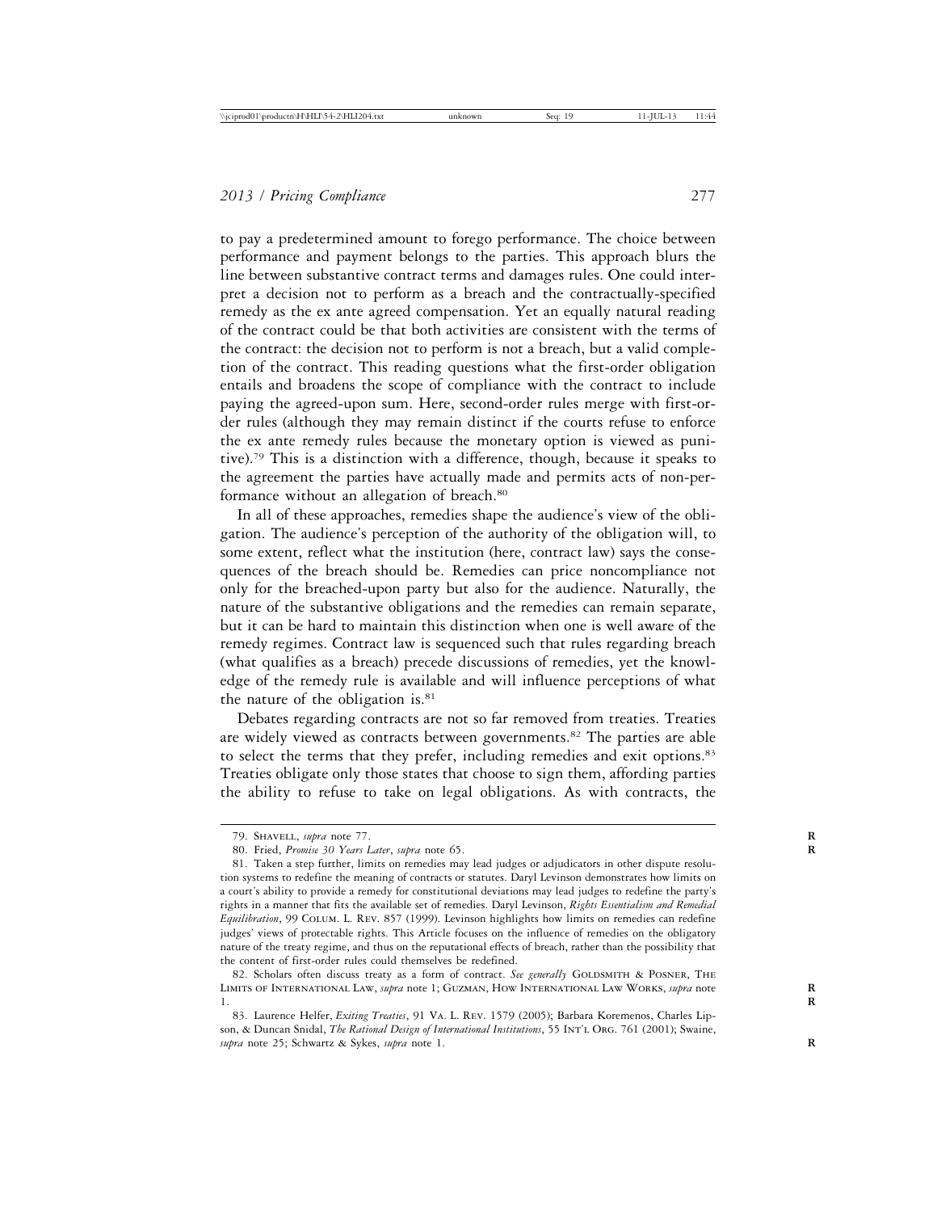to pay a predetermined amount to forego performance. The choice between performance and payment belongs to the parties. This approach blurs the line between substantive contract terms and damages rules. One could interpret a decision not to perform as a breach and the contractually-specified remedy as the ex ante agreed compensation. Yet an equally natural reading of the contract could be that both activities are consistent with the terms of the contract: the decision not to perform is not a breach, but a valid completion of the contract. This reading questions what the first-order obligation entails and broadens the scope of compliance with the contract to include paying the agreed-upon sum. Here, second-order rules merge with first-order rules (although they may remain distinct if the courts refuse to enforce the ex ante remedy rules because the monetary option is viewed as punitive).[79] This is a distinction with a difference, though, because it speaks to the agreement the parties have actually made and permits acts of non-performance without an allegation of breach.[80]

In all of these approaches, remedies shape the audience's view of the obligation. The audience's perception of the authority of the obligation will, to some extent, reflect what the institution (here, contract law) says the consequences of the breach should be. Remedies can price noncompliance not only for the breached-upon party but also for the audience. Naturally, the nature of the substantive obligations and the remedies can remain separate, but it can be hard to maintain this distinction when one is well aware of the remedy regimes. Contract law is sequenced such that rules regarding breach (what qualifies as a breach) precede discussions of remedies, yet the knowledge of the remedy rule is available and will influence perceptions of what the nature of the obligation is.[81]

Debates regarding contracts are not so far removed from treaties. Treaties are widely viewed as contracts between governments.[82] The parties are able to select the terms that they prefer, including remedies and exit options.[83] Treaties obligate only those states that choose to sign them, affording parties the ability to refuse to take on legal obligations. As with contracts, the

---

79. Shavell, *supra* note 77.

80. Fried, *Promise 30 Years Later*, *supra* note 65.

81. Taken a step further, limits on remedies may lead judges or adjudicators in other dispute resolution systems to redefine the meaning of contracts or statutes. Daryl Levinson demonstrates how limits on a court's ability to provide a remedy for constitutional deviations may lead judges to redefine the party's rights in a manner that fits the available set of remedies. Daryl Levinson, *Rights Essentialism and Remedial Equilibration*, 99 Colum. L. Rev. 857 (1999). Levinson highlights how limits on remedies can redefine judges' views of protectable rights. This Article focuses on the influence of remedies on the obligatory nature of the treaty regime, and thus on the reputational effects of breach, rather than the possibility that the content of first-order rules could themselves be redefined.

82. Scholars often discuss treaty as a form of contract. *See generally* Goldsmith & Posner, The Limits of International Law, *supra* note 1; Guzman, How International Law Works, *supra* note 1.

83. Laurence Helfer, *Exiting Treaties*, 91 Va. L. Rev. 1579 (2005); Barbara Koremenos, Charles Lipson, & Duncan Snidal, *The Rational Design of International Institutions*, 55 Int'l Org. 761 (2001); Swaine, *supra* note 25; Schwartz & Sykes, *supra* note 1.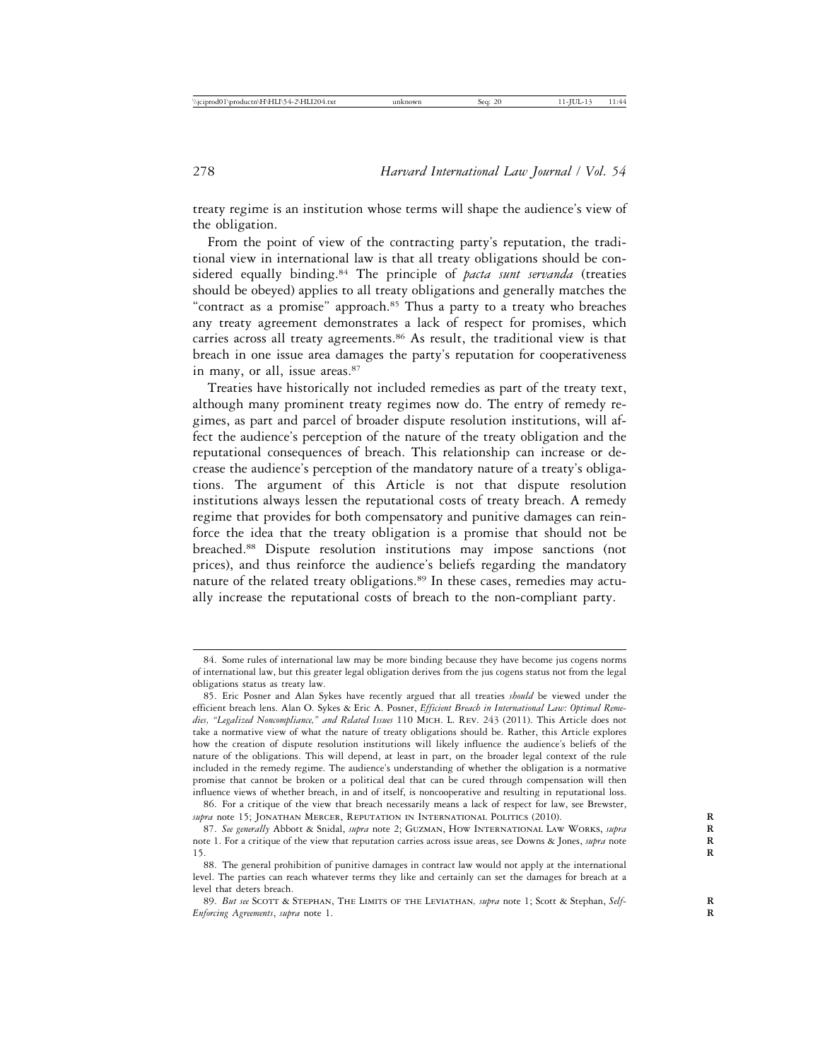treaty regime is an institution whose terms will shape the audience's view of the obligation.

From the point of view of the contracting party's reputation, the traditional view in international law is that all treaty obligations should be considered equally binding.[84] The principle of *pacta sunt servanda* (treaties should be obeyed) applies to all treaty obligations and generally matches the "contract as a promise" approach.[85] Thus a party to a treaty who breaches any treaty agreement demonstrates a lack of respect for promises, which carries across all treaty agreements.[86] As result, the traditional view is that breach in one issue area damages the party's reputation for cooperativeness in many, or all, issue areas.[87]

Treaties have historically not included remedies as part of the treaty text, although many prominent treaty regimes now do. The entry of remedy regimes, as part and parcel of broader dispute resolution institutions, will affect the audience's perception of the nature of the treaty obligation and the reputational consequences of breach. This relationship can increase or decrease the audience's perception of the mandatory nature of a treaty's obligations. The argument of this Article is not that dispute resolution institutions always lessen the reputational costs of treaty breach. A remedy regime that provides for both compensatory and punitive damages can reinforce the idea that the treaty obligation is a promise that should not be breached.[88] Dispute resolution institutions may impose sanctions (not prices), and thus reinforce the audience's beliefs regarding the mandatory nature of the related treaty obligations.[89] In these cases, remedies may actually increase the reputational costs of breach to the non-compliant party.

---

84. Some rules of international law may be more binding because they have become jus cogens norms of international law, but this greater legal obligation derives from the jus cogens status not from the legal obligations status as treaty law.

85. Eric Posner and Alan Sykes have recently argued that all treaties *should* be viewed under the efficient breach lens. Alan O. Sykes & Eric A. Posner, *Efficient Breach in International Law: Optimal Remedies, "Legalized Noncompliance," and Related Issues* 110 MICH. L. REV. 243 (2011). This Article does not take a normative view of what the nature of treaty obligations should be. Rather, this Article explores how the creation of dispute resolution institutions will likely influence the audience's beliefs of the nature of the obligations. This will depend, at least in part, on the broader legal context of the rule included in the remedy regime. The audience's understanding of whether the obligation is a normative promise that cannot be broken or a political deal that can be cured through compensation will then influence views of whether breach, in and of itself, is noncooperative and resulting in reputational loss.

86. For a critique of the view that breach necessarily means a lack of respect for law, see Brewster, *supra* note 15; JONATHAN MERCER, REPUTATION IN INTERNATIONAL POLITICS (2010).

87. *See generally* Abbott & Snidal, *supra* note 2; GUZMAN, HOW INTERNATIONAL LAW WORKS, *supra* note 1. For a critique of the view that reputation carries across issue areas, see Downs & Jones, *supra* note 15.

88. The general prohibition of punitive damages in contract law would not apply at the international level. The parties can reach whatever terms they like and certainly can set the damages for breach at a level that deters breach.

89. *But see* SCOTT & STEPHAN, THE LIMITS OF THE LEVIATHAN*, supra* note 1; Scott & Stephan, *Self-Enforcing Agreements*, *supra* note 1.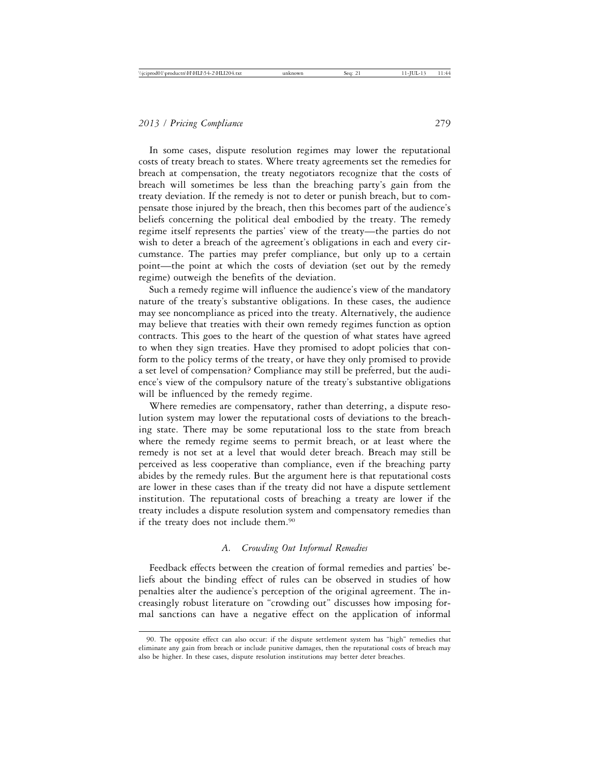In some cases, dispute resolution regimes may lower the reputational costs of treaty breach to states. Where treaty agreements set the remedies for breach at compensation, the treaty negotiators recognize that the costs of breach will sometimes be less than the breaching party's gain from the treaty deviation. If the remedy is not to deter or punish breach, but to compensate those injured by the breach, then this becomes part of the audience's beliefs concerning the political deal embodied by the treaty. The remedy regime itself represents the parties' view of the treaty—the parties do not wish to deter a breach of the agreement's obligations in each and every circumstance. The parties may prefer compliance, but only up to a certain point—the point at which the costs of deviation (set out by the remedy regime) outweigh the benefits of the deviation.

Such a remedy regime will influence the audience's view of the mandatory nature of the treaty's substantive obligations. In these cases, the audience may see noncompliance as priced into the treaty. Alternatively, the audience may believe that treaties with their own remedy regimes function as option contracts. This goes to the heart of the question of what states have agreed to when they sign treaties. Have they promised to adopt policies that conform to the policy terms of the treaty, or have they only promised to provide a set level of compensation? Compliance may still be preferred, but the audience's view of the compulsory nature of the treaty's substantive obligations will be influenced by the remedy regime.

Where remedies are compensatory, rather than deterring, a dispute resolution system may lower the reputational costs of deviations to the breaching state. There may be some reputational loss to the state from breach where the remedy regime seems to permit breach, or at least where the remedy is not set at a level that would deter breach. Breach may still be perceived as less cooperative than compliance, even if the breaching party abides by the remedy rules. But the argument here is that reputational costs are lower in these cases than if the treaty did not have a dispute settlement institution. The reputational costs of breaching a treaty are lower if the treaty includes a dispute resolution system and compensatory remedies than if the treaty does not include them.[90]

### *A. Crowding Out Informal Remedies*

Feedback effects between the creation of formal remedies and parties' beliefs about the binding effect of rules can be observed in studies of how penalties alter the audience's perception of the original agreement. The increasingly robust literature on "crowding out" discusses how imposing formal sanctions can have a negative effect on the application of informal

90. The opposite effect can also occur: if the dispute settlement system has "high" remedies that eliminate any gain from breach or include punitive damages, then the reputational costs of breach may also be higher. In these cases, dispute resolution institutions may better deter breaches.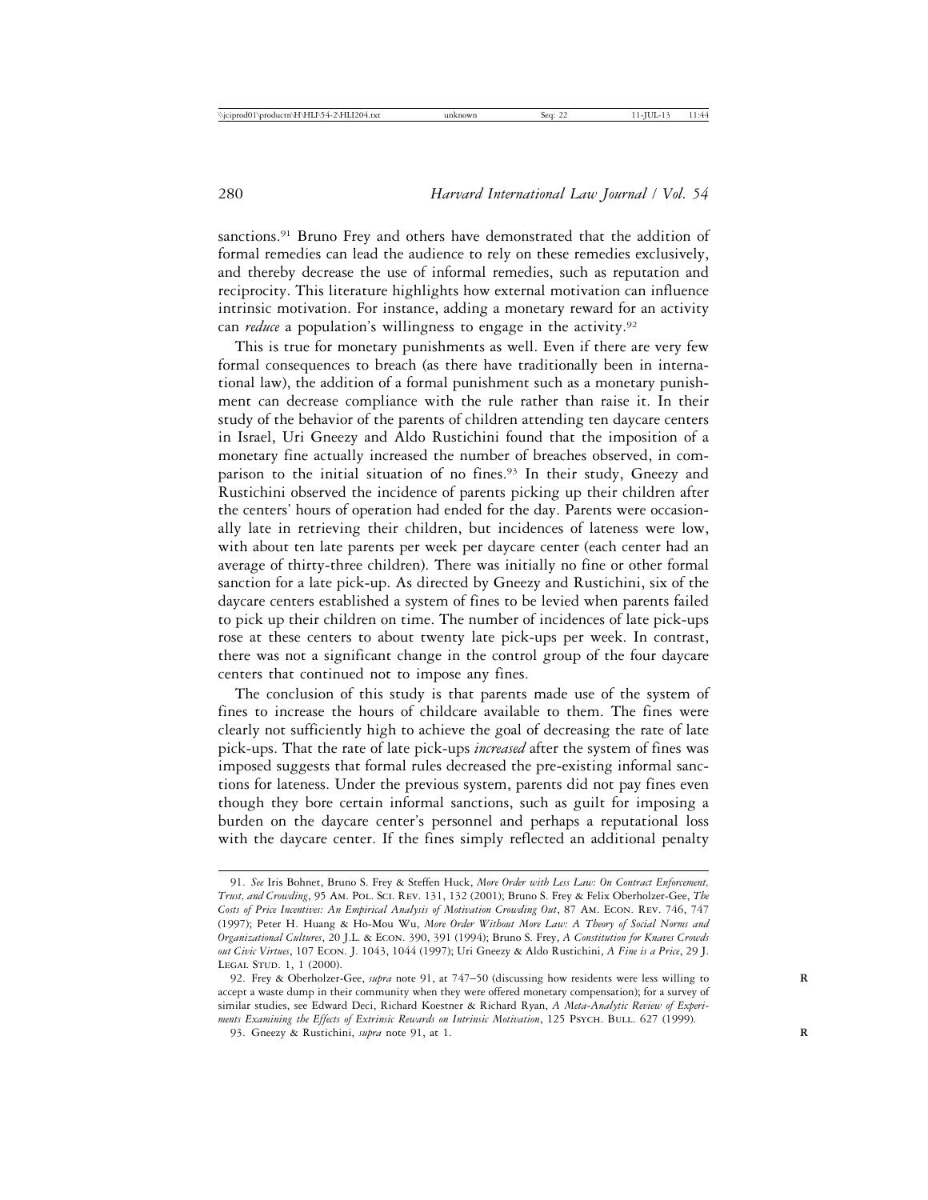sanctions.[91] Bruno Frey and others have demonstrated that the addition of formal remedies can lead the audience to rely on these remedies exclusively, and thereby decrease the use of informal remedies, such as reputation and reciprocity. This literature highlights how external motivation can influence intrinsic motivation. For instance, adding a monetary reward for an activity can *reduce* a population's willingness to engage in the activity.[92]

This is true for monetary punishments as well. Even if there are very few formal consequences to breach (as there have traditionally been in international law), the addition of a formal punishment such as a monetary punishment can decrease compliance with the rule rather than raise it. In their study of the behavior of the parents of children attending ten daycare centers in Israel, Uri Gneezy and Aldo Rustichini found that the imposition of a monetary fine actually increased the number of breaches observed, in comparison to the initial situation of no fines.[93] In their study, Gneezy and Rustichini observed the incidence of parents picking up their children after the centers' hours of operation had ended for the day. Parents were occasionally late in retrieving their children, but incidences of lateness were low, with about ten late parents per week per daycare center (each center had an average of thirty-three children). There was initially no fine or other formal sanction for a late pick-up. As directed by Gneezy and Rustichini, six of the daycare centers established a system of fines to be levied when parents failed to pick up their children on time. The number of incidences of late pick-ups rose at these centers to about twenty late pick-ups per week. In contrast, there was not a significant change in the control group of the four daycare centers that continued not to impose any fines.

The conclusion of this study is that parents made use of the system of fines to increase the hours of childcare available to them. The fines were clearly not sufficiently high to achieve the goal of decreasing the rate of late pick-ups. That the rate of late pick-ups *increased* after the system of fines was imposed suggests that formal rules decreased the pre-existing informal sanctions for lateness. Under the previous system, parents did not pay fines even though they bore certain informal sanctions, such as guilt for imposing a burden on the daycare center's personnel and perhaps a reputational loss with the daycare center. If the fines simply reflected an additional penalty

---

91. *See* Iris Bohnet, Bruno S. Frey & Steffen Huck, *More Order with Less Law: On Contract Enforcement, Trust, and Crowding*, 95 AM. POL. SCI. REV. 131, 132 (2001); Bruno S. Frey & Felix Oberholzer-Gee, *The Costs of Price Incentives: An Empirical Analysis of Motivation Crowding Out*, 87 AM. ECON. REV. 746, 747 (1997); Peter H. Huang & Ho-Mou Wu, *More Order Without More Law: A Theory of Social Norms and Organizational Cultures*, 20 J.L. & ECON. 390, 391 (1994); Bruno S. Frey, *A Constitution for Knaves Crowds out Civic Virtues*, 107 ECON. J. 1043, 1044 (1997); Uri Gneezy & Aldo Rustichini, *A Fine is a Price*, 29 J. LEGAL STUD. 1, 1 (2000).

92. Frey & Oberholzer-Gee, *supra* note 91, at 747–50 (discussing how residents were less willing to accept a waste dump in their community when they were offered monetary compensation); for a survey of similar studies, see Edward Deci, Richard Koestner & Richard Ryan, *A Meta-Analytic Review of Experiments Examining the Effects of Extrinsic Rewards on Intrinsic Motivation*, 125 PSYCH. BULL. 627 (1999).

93. Gneezy & Rustichini, *supra* note 91, at 1.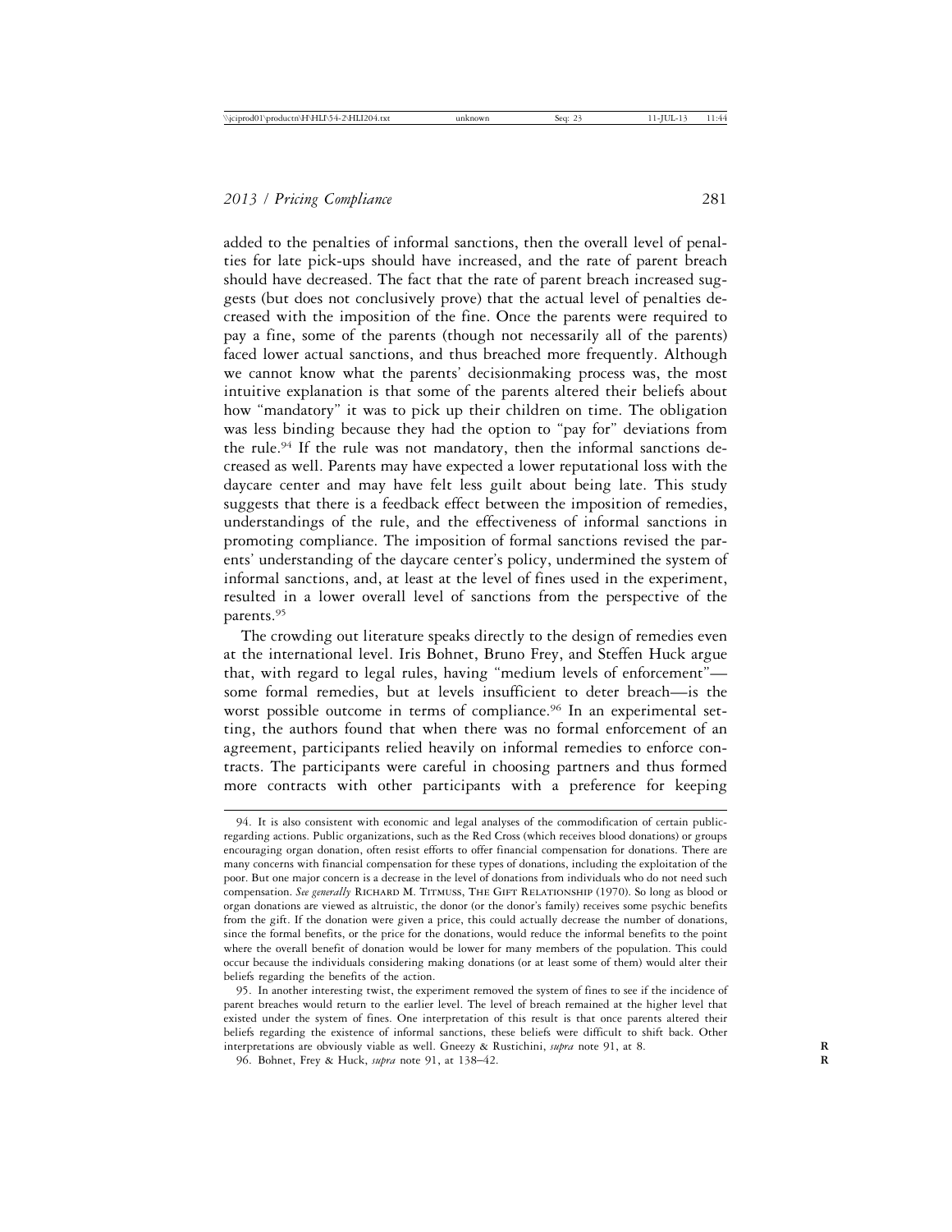added to the penalties of informal sanctions, then the overall level of penalties for late pick-ups should have increased, and the rate of parent breach should have decreased. The fact that the rate of parent breach increased suggests (but does not conclusively prove) that the actual level of penalties decreased with the imposition of the fine. Once the parents were required to pay a fine, some of the parents (though not necessarily all of the parents) faced lower actual sanctions, and thus breached more frequently. Although we cannot know what the parents' decisionmaking process was, the most intuitive explanation is that some of the parents altered their beliefs about how "mandatory" it was to pick up their children on time. The obligation was less binding because they had the option to "pay for" deviations from the rule.[94] If the rule was not mandatory, then the informal sanctions decreased as well. Parents may have expected a lower reputational loss with the daycare center and may have felt less guilt about being late. This study suggests that there is a feedback effect between the imposition of remedies, understandings of the rule, and the effectiveness of informal sanctions in promoting compliance. The imposition of formal sanctions revised the parents' understanding of the daycare center's policy, undermined the system of informal sanctions, and, at least at the level of fines used in the experiment, resulted in a lower overall level of sanctions from the perspective of the parents.[95]

The crowding out literature speaks directly to the design of remedies even at the international level. Iris Bohnet, Bruno Frey, and Steffen Huck argue that, with regard to legal rules, having "medium levels of enforcement"—some formal remedies, but at levels insufficient to deter breach—is the worst possible outcome in terms of compliance.[96] In an experimental setting, the authors found that when there was no formal enforcement of an agreement, participants relied heavily on informal remedies to enforce contracts. The participants were careful in choosing partners and thus formed more contracts with other participants with a preference for keeping

---

94. It is also consistent with economic and legal analyses of the commodification of certain public-regarding actions. Public organizations, such as the Red Cross (which receives blood donations) or groups encouraging organ donation, often resist efforts to offer financial compensation for donations. There are many concerns with financial compensation for these types of donations, including the exploitation of the poor. But one major concern is a decrease in the level of donations from individuals who do not need such compensation. *See generally* Richard M. Titmuss, The Gift Relationship (1970). So long as blood or organ donations are viewed as altruistic, the donor (or the donor's family) receives some psychic benefits from the gift. If the donation were given a price, this could actually decrease the number of donations, since the formal benefits, or the price for the donations, would reduce the informal benefits to the point where the overall benefit of donation would be lower for many members of the population. This could occur because the individuals considering making donations (or at least some of them) would alter their beliefs regarding the benefits of the action.

95. In another interesting twist, the experiment removed the system of fines to see if the incidence of parent breaches would return to the earlier level. The level of breach remained at the higher level that existed under the system of fines. One interpretation of this result is that once parents altered their beliefs regarding the existence of informal sanctions, these beliefs were difficult to shift back. Other interpretations are obviously viable as well. Gneezy & Rustichini, *supra* note 91, at 8.

96. Bohnet, Frey & Huck, *supra* note 91, at 138–42.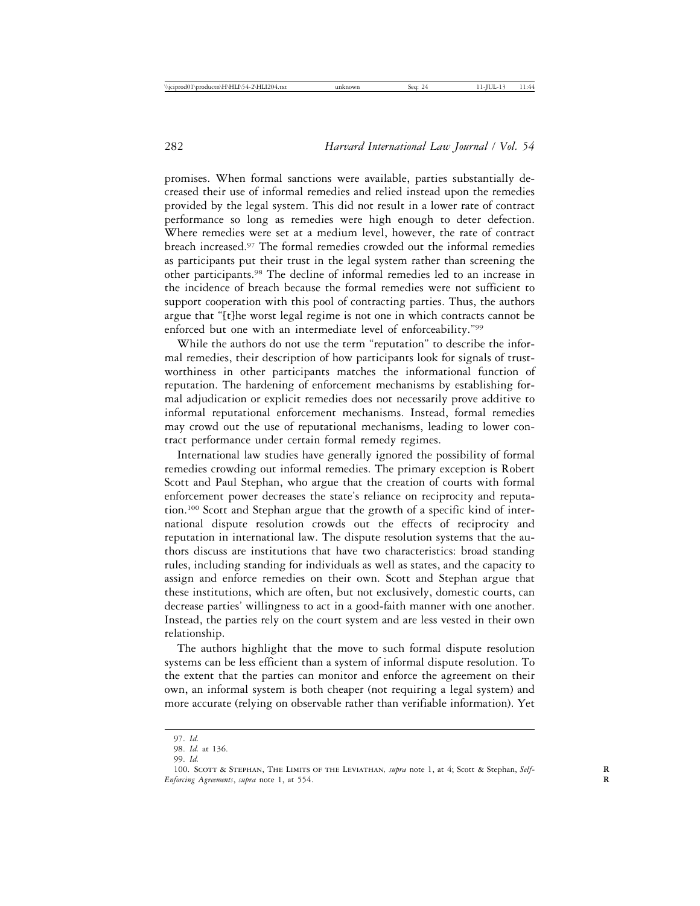promises. When formal sanctions were available, parties substantially decreased their use of informal remedies and relied instead upon the remedies provided by the legal system. This did not result in a lower rate of contract performance so long as remedies were high enough to deter defection. Where remedies were set at a medium level, however, the rate of contract breach increased.[97] The formal remedies crowded out the informal remedies as participants put their trust in the legal system rather than screening the other participants.[98] The decline of informal remedies led to an increase in the incidence of breach because the formal remedies were not sufficient to support cooperation with this pool of contracting parties. Thus, the authors argue that "[t]he worst legal regime is not one in which contracts cannot be enforced but one with an intermediate level of enforceability."[99]

While the authors do not use the term "reputation" to describe the informal remedies, their description of how participants look for signals of trustworthiness in other participants matches the informational function of reputation. The hardening of enforcement mechanisms by establishing formal adjudication or explicit remedies does not necessarily prove additive to informal reputational enforcement mechanisms. Instead, formal remedies may crowd out the use of reputational mechanisms, leading to lower contract performance under certain formal remedy regimes.

International law studies have generally ignored the possibility of formal remedies crowding out informal remedies. The primary exception is Robert Scott and Paul Stephan, who argue that the creation of courts with formal enforcement power decreases the state's reliance on reciprocity and reputation.[100] Scott and Stephan argue that the growth of a specific kind of international dispute resolution crowds out the effects of reciprocity and reputation in international law. The dispute resolution systems that the authors discuss are institutions that have two characteristics: broad standing rules, including standing for individuals as well as states, and the capacity to assign and enforce remedies on their own. Scott and Stephan argue that these institutions, which are often, but not exclusively, domestic courts, can decrease parties' willingness to act in a good-faith manner with one another. Instead, the parties rely on the court system and are less vested in their own relationship.

The authors highlight that the move to such formal dispute resolution systems can be less efficient than a system of informal dispute resolution. To the extent that the parties can monitor and enforce the agreement on their own, an informal system is both cheaper (not requiring a legal system) and more accurate (relying on observable rather than verifiable information). Yet

97. *Id.*

98. *Id.* at 136.

99. *Id.*

100. Scott & Stephan, The Limits of the Leviathan, *supra* note 1, at 4; Scott & Stephan, *Self-Enforcing Agreements*, *supra* note 1, at 554.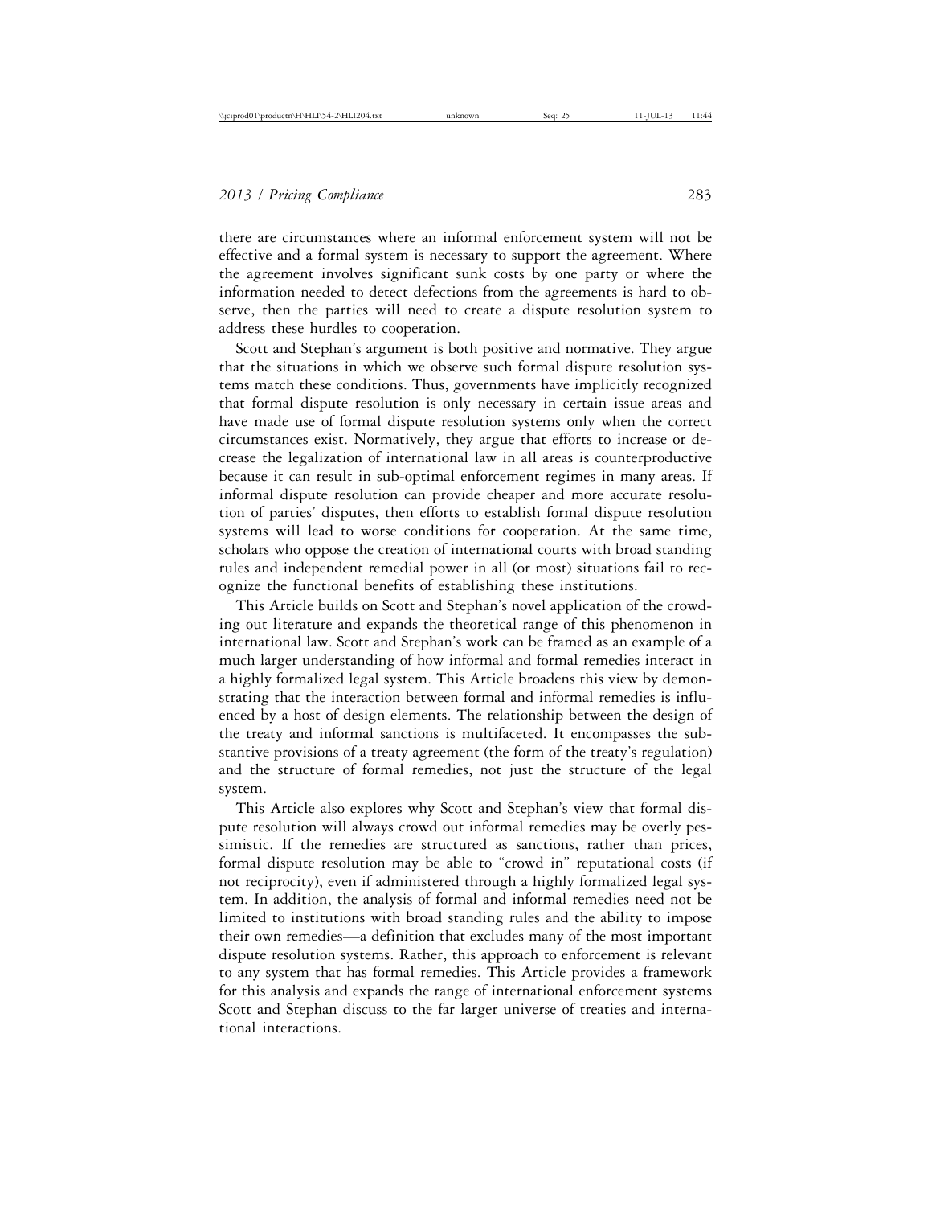there are circumstances where an informal enforcement system will not be effective and a formal system is necessary to support the agreement. Where the agreement involves significant sunk costs by one party or where the information needed to detect defections from the agreements is hard to observe, then the parties will need to create a dispute resolution system to address these hurdles to cooperation.

Scott and Stephan's argument is both positive and normative. They argue that the situations in which we observe such formal dispute resolution systems match these conditions. Thus, governments have implicitly recognized that formal dispute resolution is only necessary in certain issue areas and have made use of formal dispute resolution systems only when the correct circumstances exist. Normatively, they argue that efforts to increase or decrease the legalization of international law in all areas is counterproductive because it can result in sub-optimal enforcement regimes in many areas. If informal dispute resolution can provide cheaper and more accurate resolution of parties' disputes, then efforts to establish formal dispute resolution systems will lead to worse conditions for cooperation. At the same time, scholars who oppose the creation of international courts with broad standing rules and independent remedial power in all (or most) situations fail to recognize the functional benefits of establishing these institutions.

This Article builds on Scott and Stephan's novel application of the crowding out literature and expands the theoretical range of this phenomenon in international law. Scott and Stephan's work can be framed as an example of a much larger understanding of how informal and formal remedies interact in a highly formalized legal system. This Article broadens this view by demonstrating that the interaction between formal and informal remedies is influenced by a host of design elements. The relationship between the design of the treaty and informal sanctions is multifaceted. It encompasses the substantive provisions of a treaty agreement (the form of the treaty's regulation) and the structure of formal remedies, not just the structure of the legal system.

This Article also explores why Scott and Stephan's view that formal dispute resolution will always crowd out informal remedies may be overly pessimistic. If the remedies are structured as sanctions, rather than prices, formal dispute resolution may be able to "crowd in" reputational costs (if not reciprocity), even if administered through a highly formalized legal system. In addition, the analysis of formal and informal remedies need not be limited to institutions with broad standing rules and the ability to impose their own remedies—a definition that excludes many of the most important dispute resolution systems. Rather, this approach to enforcement is relevant to any system that has formal remedies. This Article provides a framework for this analysis and expands the range of international enforcement systems Scott and Stephan discuss to the far larger universe of treaties and international interactions.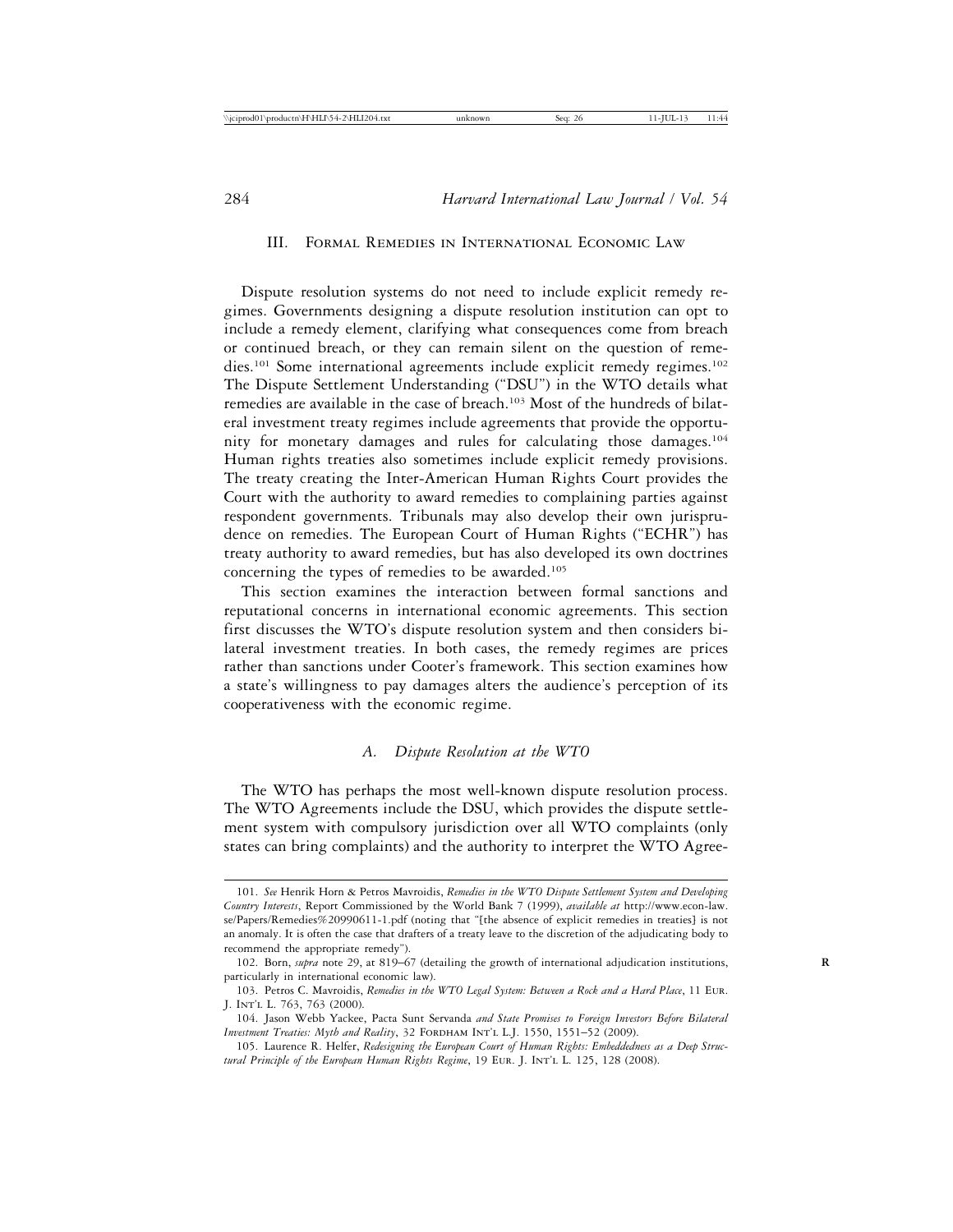## III. Formal Remedies in International Economic Law

Dispute resolution systems do not need to include explicit remedy regimes. Governments designing a dispute resolution institution can opt to include a remedy element, clarifying what consequences come from breach or continued breach, or they can remain silent on the question of remedies.[101] Some international agreements include explicit remedy regimes.[102] The Dispute Settlement Understanding ("DSU") in the WTO details what remedies are available in the case of breach.[103] Most of the hundreds of bilateral investment treaty regimes include agreements that provide the opportunity for monetary damages and rules for calculating those damages.[104] Human rights treaties also sometimes include explicit remedy provisions. The treaty creating the Inter-American Human Rights Court provides the Court with the authority to award remedies to complaining parties against respondent governments. Tribunals may also develop their own jurisprudence on remedies. The European Court of Human Rights ("ECHR") has treaty authority to award remedies, but has also developed its own doctrines concerning the types of remedies to be awarded.[105]

This section examines the interaction between formal sanctions and reputational concerns in international economic agreements. This section first discusses the WTO's dispute resolution system and then considers bilateral investment treaties. In both cases, the remedy regimes are prices rather than sanctions under Cooter's framework. This section examines how a state's willingness to pay damages alters the audience's perception of its cooperativeness with the economic regime.

### A. Dispute Resolution at the WTO

The WTO has perhaps the most well-known dispute resolution process. The WTO Agreements include the DSU, which provides the dispute settlement system with compulsory jurisdiction over all WTO complaints (only states can bring complaints) and the authority to interpret the WTO Agree-

---

101. *See* Henrik Horn & Petros Mavroidis, *Remedies in the WTO Dispute Settlement System and Developing Country Interests*, Report Commissioned by the World Bank 7 (1999), *available at* http://www.econ-law.se/Papers/Remedies%20990611-1.pdf (noting that "[the absence of explicit remedies in treaties] is not an anomaly. It is often the case that drafters of a treaty leave to the discretion of the adjudicating body to recommend the appropriate remedy").

102. Born, *supra* note 29, at 819–67 (detailing the growth of international adjudication institutions, particularly in international economic law).

103. Petros C. Mavroidis, *Remedies in the WTO Legal System: Between a Rock and a Hard Place*, 11 Eur. J. Int'l L. 763, 763 (2000).

104. Jason Webb Yackee, Pacta Sunt Servanda *and State Promises to Foreign Investors Before Bilateral Investment Treaties: Myth and Reality*, 32 Fordham Int'l L.J. 1550, 1551–52 (2009).

105. Laurence R. Helfer, *Redesigning the European Court of Human Rights: Embeddedness as a Deep Structural Principle of the European Human Rights Regime*, 19 Eur. J. Int'l L. 125, 128 (2008).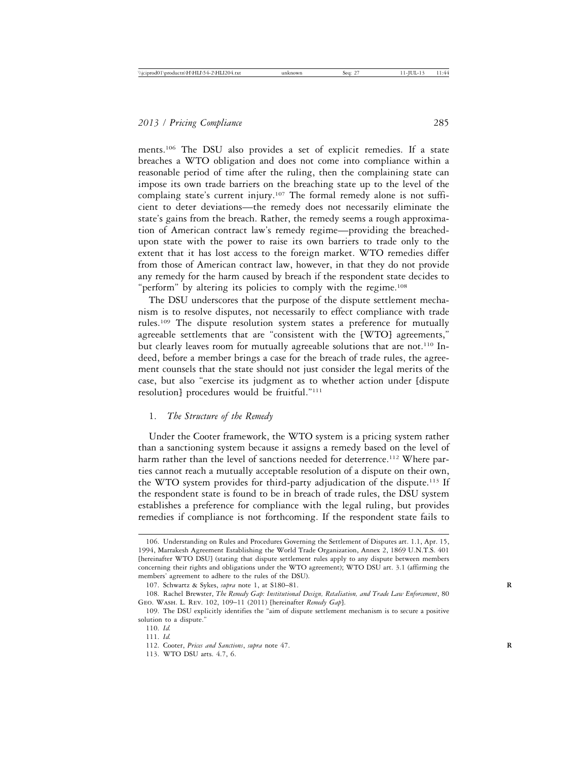ments.[106] The DSU also provides a set of explicit remedies. If a state breaches a WTO obligation and does not come into compliance within a reasonable period of time after the ruling, then the complaining state can impose its own trade barriers on the breaching state up to the level of the complaing state's current injury.[107] The formal remedy alone is not sufficient to deter deviations—the remedy does not necessarily eliminate the state's gains from the breach. Rather, the remedy seems a rough approximation of American contract law's remedy regime—providing the breached-upon state with the power to raise its own barriers to trade only to the extent that it has lost access to the foreign market. WTO remedies differ from those of American contract law, however, in that they do not provide any remedy for the harm caused by breach if the respondent state decides to "perform" by altering its policies to comply with the regime.[108]

The DSU underscores that the purpose of the dispute settlement mechanism is to resolve disputes, not necessarily to effect compliance with trade rules.[109] The dispute resolution system states a preference for mutually agreeable settlements that are "consistent with the [WTO] agreements," but clearly leaves room for mutually agreeable solutions that are not.[110] Indeed, before a member brings a case for the breach of trade rules, the agreement counsels that the state should not just consider the legal merits of the case, but also "exercise its judgment as to whether action under [dispute resolution] procedures would be fruitful."[111]

### 1. *The Structure of the Remedy*

Under the Cooter framework, the WTO system is a pricing system rather than a sanctioning system because it assigns a remedy based on the level of harm rather than the level of sanctions needed for deterrence.[112] Where parties cannot reach a mutually acceptable resolution of a dispute on their own, the WTO system provides for third-party adjudication of the dispute.[113] If the respondent state is found to be in breach of trade rules, the DSU system establishes a preference for compliance with the legal ruling, but provides remedies if compliance is not forthcoming. If the respondent state fails to

---

106. Understanding on Rules and Procedures Governing the Settlement of Disputes art. 1.1, Apr. 15, 1994, Marrakesh Agreement Establishing the World Trade Organization, Annex 2, 1869 U.N.T.S. 401 [hereinafter WTO DSU] (stating that dispute settlement rules apply to any dispute between members concerning their rights and obligations under the WTO agreement); WTO DSU art. 3.1 (affirming the members' agreement to adhere to the rules of the DSU).

107. Schwartz & Sykes, *supra* note 1, at S180–81.

108. Rachel Brewster, *The Remedy Gap: Institutional Design, Retaliation, and Trade Law Enforcement*, 80 GEO. WASH. L. REV. 102, 109–11 (2011) [hereinafter *Remedy Gap*].

109. The DSU explicitly identifies the "aim of dispute settlement mechanism is to secure a positive solution to a dispute."

110. *Id.*

111. *Id.*

112. Cooter, *Prices and Sanctions*, *supra* note 47.

113. WTO DSU arts. 4.7, 6.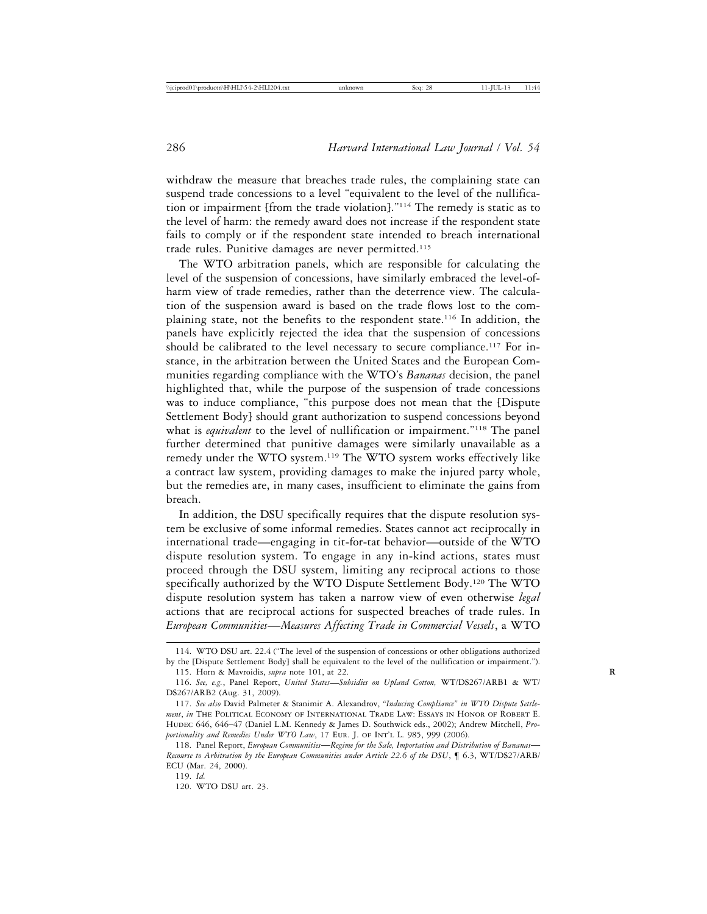withdraw the measure that breaches trade rules, the complaining state can suspend trade concessions to a level "equivalent to the level of the nullification or impairment [from the trade violation]."[114] The remedy is static as to the level of harm: the remedy award does not increase if the respondent state fails to comply or if the respondent state intended to breach international trade rules. Punitive damages are never permitted.[115]

The WTO arbitration panels, which are responsible for calculating the level of the suspension of concessions, have similarly embraced the level-of-harm view of trade remedies, rather than the deterrence view. The calculation of the suspension award is based on the trade flows lost to the complaining state, not the benefits to the respondent state.[116] In addition, the panels have explicitly rejected the idea that the suspension of concessions should be calibrated to the level necessary to secure compliance.[117] For instance, in the arbitration between the United States and the European Communities regarding compliance with the WTO's *Bananas* decision, the panel highlighted that, while the purpose of the suspension of trade concessions was to induce compliance, "this purpose does not mean that the [Dispute Settlement Body] should grant authorization to suspend concessions beyond what is *equivalent* to the level of nullification or impairment."[118] The panel further determined that punitive damages were similarly unavailable as a remedy under the WTO system.[119] The WTO system works effectively like a contract law system, providing damages to make the injured party whole, but the remedies are, in many cases, insufficient to eliminate the gains from breach.

In addition, the DSU specifically requires that the dispute resolution system be exclusive of some informal remedies. States cannot act reciprocally in international trade—engaging in tit-for-tat behavior—outside of the WTO dispute resolution system. To engage in any in-kind actions, states must proceed through the DSU system, limiting any reciprocal actions to those specifically authorized by the WTO Dispute Settlement Body.[120] The WTO dispute resolution system has taken a narrow view of even otherwise *legal* actions that are reciprocal actions for suspected breaches of trade rules. In *European Communities—Measures Affecting Trade in Commercial Vessels*, a WTO

---

114. WTO DSU art. 22.4 ("The level of the suspension of concessions or other obligations authorized by the [Dispute Settlement Body] shall be equivalent to the level of the nullification or impairment.").

115. Horn & Mavroidis, *supra* note 101, at 22.

116. *See, e.g.*, Panel Report, *United States—Subsidies on Upland Cotton,* WT/DS267/ARB1 & WT/DS267/ARB2 (Aug. 31, 2009).

117. *See also* David Palmeter & Stanimir A. Alexandrov, *"Inducing Compliance" in WTO Dispute Settlement*, *in* THE POLITICAL ECONOMY OF INTERNATIONAL TRADE LAW: ESSAYS IN HONOR OF ROBERT E. HUDEC 646, 646–47 (Daniel L.M. Kennedy & James D. Southwick eds., 2002); Andrew Mitchell, *Proportionality and Remedies Under WTO Law*, 17 EUR. J. OF INT'L L. 985, 999 (2006).

118. Panel Report, *European Communities—Regime for the Sale, Importation and Distribution of Bananas—Recourse to Arbitration by the European Communities under Article 22.6 of the DSU*, ¶ 6.3, WT/DS27/ARB/ECU (Mar. 24, 2000).

119. *Id.*

120. WTO DSU art. 23.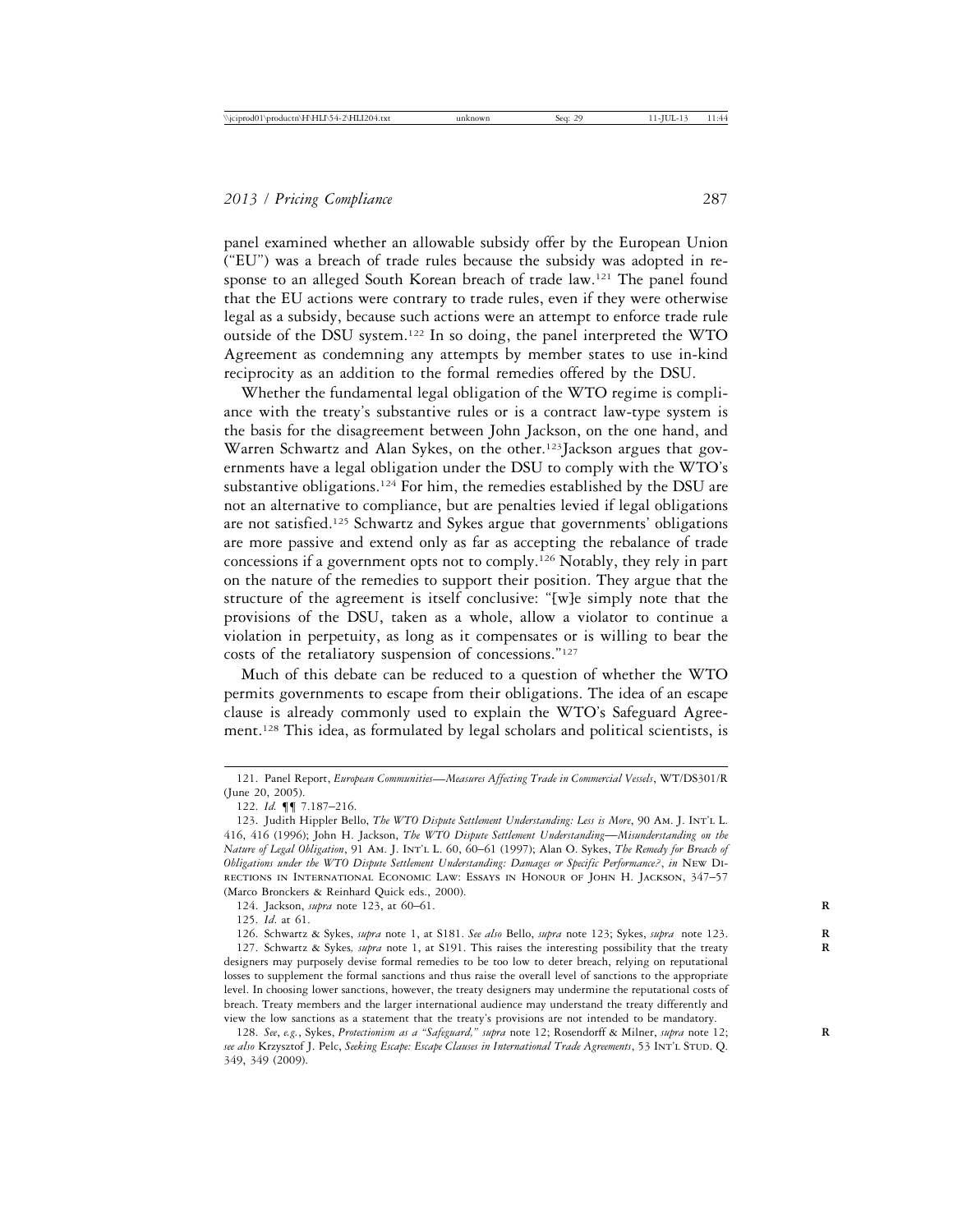panel examined whether an allowable subsidy offer by the European Union ("EU") was a breach of trade rules because the subsidy was adopted in response to an alleged South Korean breach of trade law.[121] The panel found that the EU actions were contrary to trade rules, even if they were otherwise legal as a subsidy, because such actions were an attempt to enforce trade rule outside of the DSU system.[122] In so doing, the panel interpreted the WTO Agreement as condemning any attempts by member states to use in-kind reciprocity as an addition to the formal remedies offered by the DSU.

Whether the fundamental legal obligation of the WTO regime is compliance with the treaty's substantive rules or is a contract law-type system is the basis for the disagreement between John Jackson, on the one hand, and Warren Schwartz and Alan Sykes, on the other.[123] Jackson argues that governments have a legal obligation under the DSU to comply with the WTO's substantive obligations.[124] For him, the remedies established by the DSU are not an alternative to compliance, but are penalties levied if legal obligations are not satisfied.[125] Schwartz and Sykes argue that governments' obligations are more passive and extend only as far as accepting the rebalance of trade concessions if a government opts not to comply.[126] Notably, they rely in part on the nature of the remedies to support their position. They argue that the structure of the agreement is itself conclusive: "[w]e simply note that the provisions of the DSU, taken as a whole, allow a violator to continue a violation in perpetuity, as long as it compensates or is willing to bear the costs of the retaliatory suspension of concessions."[127]

Much of this debate can be reduced to a question of whether the WTO permits governments to escape from their obligations. The idea of an escape clause is already commonly used to explain the WTO's Safeguard Agreement.[128] This idea, as formulated by legal scholars and political scientists, is

---

121. Panel Report, *European Communities—Measures Affecting Trade in Commercial Vessels*, WT/DS301/R (June 20, 2005).

122. *Id.* ¶¶ 7.187–216.

123. Judith Hippler Bello, *The WTO Dispute Settlement Understanding: Less is More*, 90 Am. J. Int'l L. 416, 416 (1996); John H. Jackson, *The WTO Dispute Settlement Understanding—Misunderstanding on the Nature of Legal Obligation*, 91 Am. J. Int'l L. 60, 60–61 (1997); Alan O. Sykes, *The Remedy for Breach of Obligations under the WTO Dispute Settlement Understanding: Damages or Specific Performance?*, *in* New Directions in International Economic Law: Essays in Honour of John H. Jackson, 347–57 (Marco Bronckers & Reinhard Quick eds., 2000).

124. Jackson, *supra* note 123, at 60–61.

125. *Id*. at 61.

126. Schwartz & Sykes, *supra* note 1, at S181. *See also* Bello, *supra* note 123; Sykes, *supra* note 123.

127. Schwartz & Sykes, *supra* note 1, at S191. This raises the interesting possibility that the treaty designers may purposely devise formal remedies to be too low to deter breach, relying on reputational losses to supplement the formal sanctions and thus raise the overall level of sanctions to the appropriate level. In choosing lower sanctions, however, the treaty designers may undermine the reputational costs of breach. Treaty members and the larger international audience may understand the treaty differently and view the low sanctions as a statement that the treaty's provisions are not intended to be mandatory.

128. *See, e.g.*, Sykes, *Protectionism as a "Safeguard," supra* note 12; Rosendorff & Milner, *supra* note 12; *see also* Krzysztof J. Pelc, *Seeking Escape: Escape Clauses in International Trade Agreements*, 53 Int'l Stud. Q. 349, 349 (2009).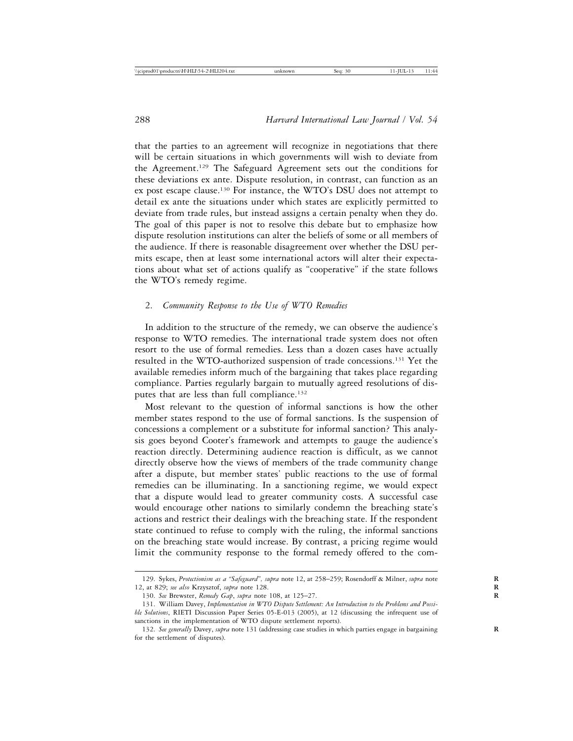that the parties to an agreement will recognize in negotiations that there will be certain situations in which governments will wish to deviate from the Agreement.[129] The Safeguard Agreement sets out the conditions for these deviations ex ante. Dispute resolution, in contrast, can function as an ex post escape clause.[130] For instance, the WTO's DSU does not attempt to detail ex ante the situations under which states are explicitly permitted to deviate from trade rules, but instead assigns a certain penalty when they do. The goal of this paper is not to resolve this debate but to emphasize how dispute resolution institutions can alter the beliefs of some or all members of the audience. If there is reasonable disagreement over whether the DSU permits escape, then at least some international actors will alter their expectations about what set of actions qualify as "cooperative" if the state follows the WTO's remedy regime.

### 2. *Community Response to the Use of WTO Remedies*

In addition to the structure of the remedy, we can observe the audience's response to WTO remedies. The international trade system does not often resort to the use of formal remedies. Less than a dozen cases have actually resulted in the WTO-authorized suspension of trade concessions.[131] Yet the available remedies inform much of the bargaining that takes place regarding compliance. Parties regularly bargain to mutually agreed resolutions of disputes that are less than full compliance.[132]

Most relevant to the question of informal sanctions is how the other member states respond to the use of formal sanctions. Is the suspension of concessions a complement or a substitute for informal sanction? This analysis goes beyond Cooter's framework and attempts to gauge the audience's reaction directly. Determining audience reaction is difficult, as we cannot directly observe how the views of members of the trade community change after a dispute, but member states' public reactions to the use of formal remedies can be illuminating. In a sanctioning regime, we would expect that a dispute would lead to greater community costs. A successful case would encourage other nations to similarly condemn the breaching state's actions and restrict their dealings with the breaching state. If the respondent state continued to refuse to comply with the ruling, the informal sanctions on the breaching state would increase. By contrast, a pricing regime would limit the community response to the formal remedy offered to the com-

129. Sykes, *Protectionism as a "Safeguard"*, *supra* note 12, at 258–259; Rosendorff & Milner, *supra* note 12, at 829; *see also* Krzysztof, *supra* note 128.

130. *See* Brewster, *Remedy Gap*, *supra* note 108, at 125–27.

131. William Davey, *Implementation in WTO Dispute Settlement: An Introduction to the Problems and Possible Solutions*, RIETI Discussion Paper Series 05-E-013 (2005), at 12 (discussing the infrequent use of sanctions in the implementation of WTO dispute settlement reports).

132. *See generally* Davey, *supra* note 131 (addressing case studies in which parties engage in bargaining for the settlement of disputes).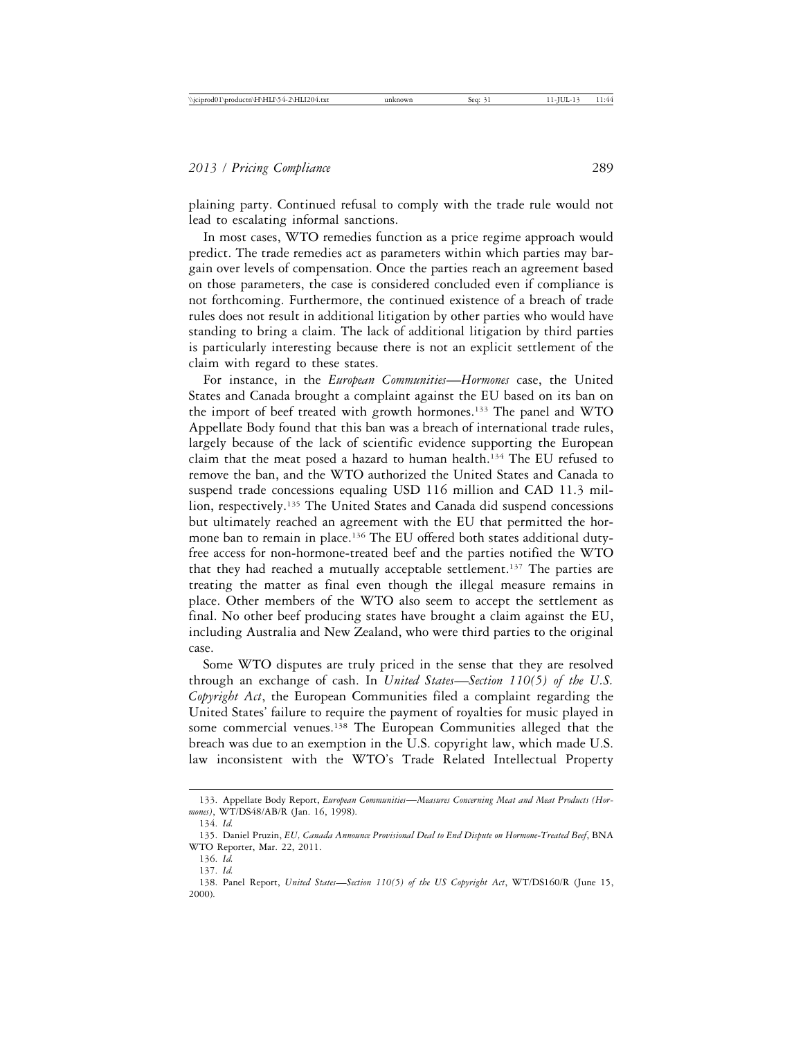plaining party. Continued refusal to comply with the trade rule would not lead to escalating informal sanctions.

In most cases, WTO remedies function as a price regime approach would predict. The trade remedies act as parameters within which parties may bargain over levels of compensation. Once the parties reach an agreement based on those parameters, the case is considered concluded even if compliance is not forthcoming. Furthermore, the continued existence of a breach of trade rules does not result in additional litigation by other parties who would have standing to bring a claim. The lack of additional litigation by third parties is particularly interesting because there is not an explicit settlement of the claim with regard to these states.

For instance, in the *European Communities—Hormones* case, the United States and Canada brought a complaint against the EU based on its ban on the import of beef treated with growth hormones.[133] The panel and WTO Appellate Body found that this ban was a breach of international trade rules, largely because of the lack of scientific evidence supporting the European claim that the meat posed a hazard to human health.[134] The EU refused to remove the ban, and the WTO authorized the United States and Canada to suspend trade concessions equaling USD 116 million and CAD 11.3 million, respectively.[135] The United States and Canada did suspend concessions but ultimately reached an agreement with the EU that permitted the hormone ban to remain in place.[136] The EU offered both states additional duty-free access for non-hormone-treated beef and the parties notified the WTO that they had reached a mutually acceptable settlement.[137] The parties are treating the matter as final even though the illegal measure remains in place. Other members of the WTO also seem to accept the settlement as final. No other beef producing states have brought a claim against the EU, including Australia and New Zealand, who were third parties to the original case.

Some WTO disputes are truly priced in the sense that they are resolved through an exchange of cash. In *United States—Section 110(5) of the U.S. Copyright Act*, the European Communities filed a complaint regarding the United States' failure to require the payment of royalties for music played in some commercial venues.[138] The European Communities alleged that the breach was due to an exemption in the U.S. copyright law, which made U.S. law inconsistent with the WTO's Trade Related Intellectual Property

---

133. Appellate Body Report, *European Communities—Measures Concerning Meat and Meat Products (Hormones)*, WT/DS48/AB/R (Jan. 16, 1998).

134. *Id.*

135. Daniel Pruzin, *EU, Canada Announce Provisional Deal to End Dispute on Hormone-Treated Beef*, BNA WTO Reporter, Mar. 22, 2011.

136. *Id.*

137. *Id.*

138. Panel Report, *United States—Section 110(5) of the US Copyright Act*, WT/DS160/R (June 15, 2000).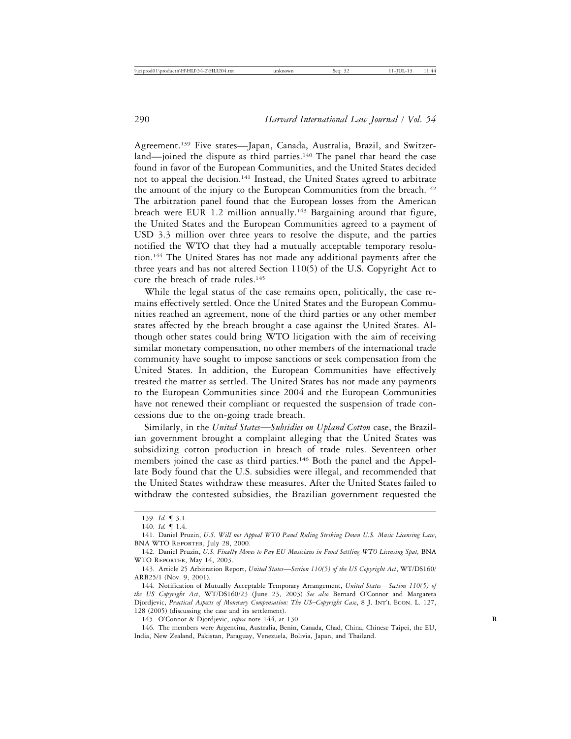Agreement.[139] Five states—Japan, Canada, Australia, Brazil, and Switzerland—joined the dispute as third parties.[140] The panel that heard the case found in favor of the European Communities, and the United States decided not to appeal the decision.[141] Instead, the United States agreed to arbitrate the amount of the injury to the European Communities from the breach.[142] The arbitration panel found that the European losses from the American breach were EUR 1.2 million annually.[143] Bargaining around that figure, the United States and the European Communities agreed to a payment of USD 3.3 million over three years to resolve the dispute, and the parties notified the WTO that they had a mutually acceptable temporary resolution.[144] The United States has not made any additional payments after the three years and has not altered Section 110(5) of the U.S. Copyright Act to cure the breach of trade rules.[145]

While the legal status of the case remains open, politically, the case remains effectively settled. Once the United States and the European Communities reached an agreement, none of the third parties or any other member states affected by the breach brought a case against the United States. Although other states could bring WTO litigation with the aim of receiving similar monetary compensation, no other members of the international trade community have sought to impose sanctions or seek compensation from the United States. In addition, the European Communities have effectively treated the matter as settled. The United States has not made any payments to the European Communities since 2004 and the European Communities have not renewed their compliant or requested the suspension of trade concessions due to the on-going trade breach.

Similarly, in the *United States—Subsidies on Upland Cotton* case, the Brazilian government brought a complaint alleging that the United States was subsidizing cotton production in breach of trade rules. Seventeen other members joined the case as third parties.[146] Both the panel and the Appellate Body found that the U.S. subsidies were illegal, and recommended that the United States withdraw these measures. After the United States failed to withdraw the contested subsidies, the Brazilian government requested the

---

139. *Id.* ¶ 3.1.

140. *Id.* ¶ 1.4.

141. Daniel Pruzin, *U.S. Will not Appeal WTO Panel Ruling Striking Down U.S. Music Licensing Law*, BNA WTO Reporter, July 28, 2000.

142. Daniel Pruzin, *U.S. Finally Moves to Pay EU Musicians in Fund Settling WTO Licensing Spat,* BNA WTO Reporter, May 14, 2003.

143. Article 25 Arbitration Report, *United States—Section 110(5) of the US Copyright Act*, WT/DS160/ARB25/1 (Nov. 9, 2001).

144. Notification of Mutually Acceptable Temporary Arrangement, *United States—Section 110(5) of the US Copyright Act*, WT/DS160/23 (June 23, 2003) *See also* Bernard O'Connor and Margareta Djordjevic, *Practical Aspects of Monetary Compensation: The US–Copyright Case*, 8 J. Int'l Econ. L. 127, 128 (2005) (discussing the case and its settlement).

145. O'Connor & Djordjevic, *supra* note 144, at 130.

146. The members were Argentina, Australia, Benin, Canada, Chad, China, Chinese Taipei, the EU, India, New Zealand, Pakistan, Paraguay, Venezuela, Bolivia, Japan, and Thailand.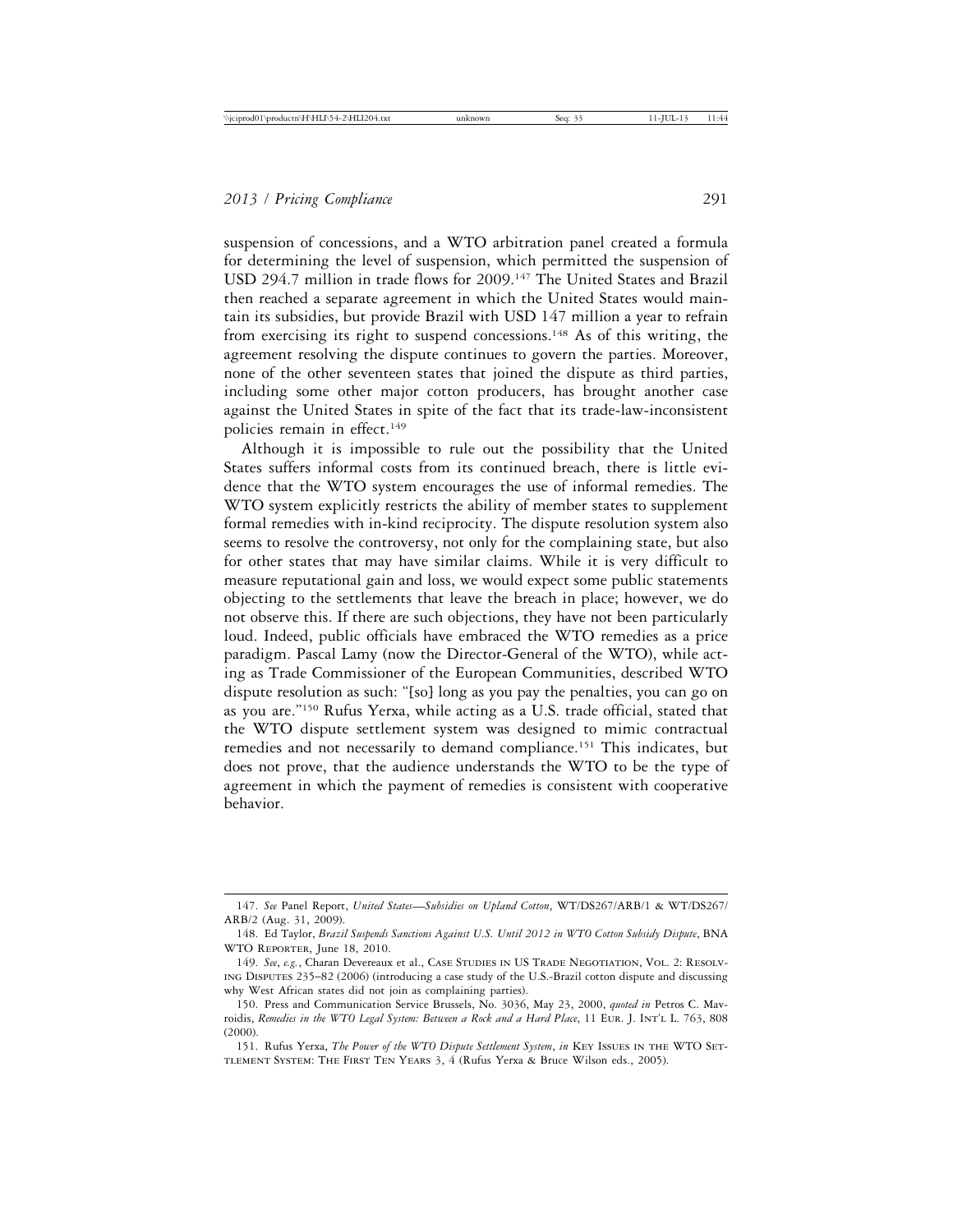suspension of concessions, and a WTO arbitration panel created a formula for determining the level of suspension, which permitted the suspension of USD 294.7 million in trade flows for 2009.[147] The United States and Brazil then reached a separate agreement in which the United States would maintain its subsidies, but provide Brazil with USD 147 million a year to refrain from exercising its right to suspend concessions.[148] As of this writing, the agreement resolving the dispute continues to govern the parties. Moreover, none of the other seventeen states that joined the dispute as third parties, including some other major cotton producers, has brought another case against the United States in spite of the fact that its trade-law-inconsistent policies remain in effect.[149]

Although it is impossible to rule out the possibility that the United States suffers informal costs from its continued breach, there is little evidence that the WTO system encourages the use of informal remedies. The WTO system explicitly restricts the ability of member states to supplement formal remedies with in-kind reciprocity. The dispute resolution system also seems to resolve the controversy, not only for the complaining state, but also for other states that may have similar claims. While it is very difficult to measure reputational gain and loss, we would expect some public statements objecting to the settlements that leave the breach in place; however, we do not observe this. If there are such objections, they have not been particularly loud. Indeed, public officials have embraced the WTO remedies as a price paradigm. Pascal Lamy (now the Director-General of the WTO), while acting as Trade Commissioner of the European Communities, described WTO dispute resolution as such: "[so] long as you pay the penalties, you can go on as you are."[150] Rufus Yerxa, while acting as a U.S. trade official, stated that the WTO dispute settlement system was designed to mimic contractual remedies and not necessarily to demand compliance.[151] This indicates, but does not prove, that the audience understands the WTO to be the type of agreement in which the payment of remedies is consistent with cooperative behavior.

---

147. *See* Panel Report, *United States—Subsidies on Upland Cotton*, WT/DS267/ARB/1 & WT/DS267/ARB/2 (Aug. 31, 2009).

148. Ed Taylor, *Brazil Suspends Sanctions Against U.S. Until 2012 in WTO Cotton Subsidy Dispute*, BNA WTO Reporter, June 18, 2010.

149. *See, e.g.*, Charan Devereaux et al., Case Studies in US Trade Negotiation, Vol. 2: Resolving Disputes 235–82 (2006) (introducing a case study of the U.S.-Brazil cotton dispute and discussing why West African states did not join as complaining parties).

150. Press and Communication Service Brussels, No. 3036, May 23, 2000, *quoted in* Petros C. Mavroidis, *Remedies in the WTO Legal System: Between a Rock and a Hard Place*, 11 Eur. J. Int'l L. 763, 808 (2000).

151. Rufus Yerxa, *The Power of the WTO Dispute Settlement System*, *in* Key Issues in the WTO Settlement System: The First Ten Years 3, 4 (Rufus Yerxa & Bruce Wilson eds., 2005).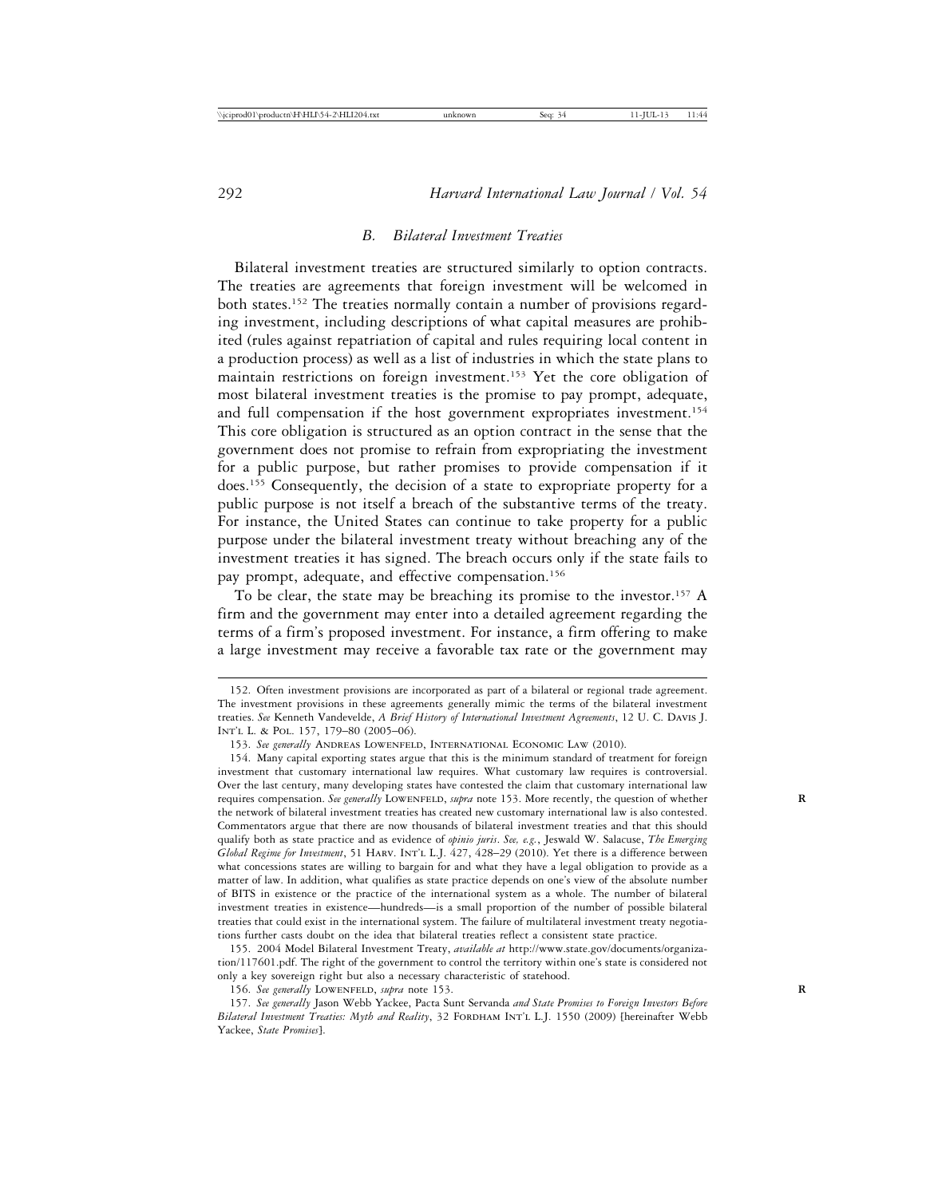### B. Bilateral Investment Treaties

Bilateral investment treaties are structured similarly to option contracts. The treaties are agreements that foreign investment will be welcomed in both states.[152] The treaties normally contain a number of provisions regarding investment, including descriptions of what capital measures are prohibited (rules against repatriation of capital and rules requiring local content in a production process) as well as a list of industries in which the state plans to maintain restrictions on foreign investment.[153] Yet the core obligation of most bilateral investment treaties is the promise to pay prompt, adequate, and full compensation if the host government expropriates investment.[154] This core obligation is structured as an option contract in the sense that the government does not promise to refrain from expropriating the investment for a public purpose, but rather promises to provide compensation if it does.[155] Consequently, the decision of a state to expropriate property for a public purpose is not itself a breach of the substantive terms of the treaty. For instance, the United States can continue to take property for a public purpose under the bilateral investment treaty without breaching any of the investment treaties it has signed. The breach occurs only if the state fails to pay prompt, adequate, and effective compensation.[156]

To be clear, the state may be breaching its promise to the investor.[157] A firm and the government may enter into a detailed agreement regarding the terms of a firm's proposed investment. For instance, a firm offering to make a large investment may receive a favorable tax rate or the government may

---

152. Often investment provisions are incorporated as part of a bilateral or regional trade agreement. The investment provisions in these agreements generally mimic the terms of the bilateral investment treaties. *See* Kenneth Vandevelde, *A Brief History of International Investment Agreements*, 12 U. C. Davis J. Int'l L. & Pol. 157, 179–80 (2005–06).

153. *See generally* Andreas Lowenfeld, International Economic Law (2010).

154. Many capital exporting states argue that this is the minimum standard of treatment for foreign investment that customary international law requires. What customary law requires is controversial. Over the last century, many developing states have contested the claim that customary international law requires compensation. *See generally* Lowenfeld, *supra* note 153. More recently, the question of whether the network of bilateral investment treaties has created new customary international law is also contested. Commentators argue that there are now thousands of bilateral investment treaties and that this should qualify both as state practice and as evidence of *opinio juris*. *See, e.g.*, Jeswald W. Salacuse, *The Emerging Global Regime for Investment*, 51 Harv. Int'l L.J. 427, 428–29 (2010). Yet there is a difference between what concessions states are willing to bargain for and what they have a legal obligation to provide as a matter of law. In addition, what qualifies as state practice depends on one's view of the absolute number of BITS in existence or the practice of the international system as a whole. The number of bilateral investment treaties in existence—hundreds—is a small proportion of the number of possible bilateral treaties that could exist in the international system. The failure of multilateral investment treaty negotiations further casts doubt on the idea that bilateral treaties reflect a consistent state practice.

155. 2004 Model Bilateral Investment Treaty, *available at* http://www.state.gov/documents/organization/117601.pdf. The right of the government to control the territory within one's state is considered not only a key sovereign right but also a necessary characteristic of statehood.

156. *See generally* Lowenfeld, *supra* note 153.

157. *See generally* Jason Webb Yackee, Pacta Sunt Servanda *and State Promises to Foreign Investors Before Bilateral Investment Treaties: Myth and Reality*, 32 Fordham Int'l L.J. 1550 (2009) [hereinafter Webb Yackee, *State Promises*].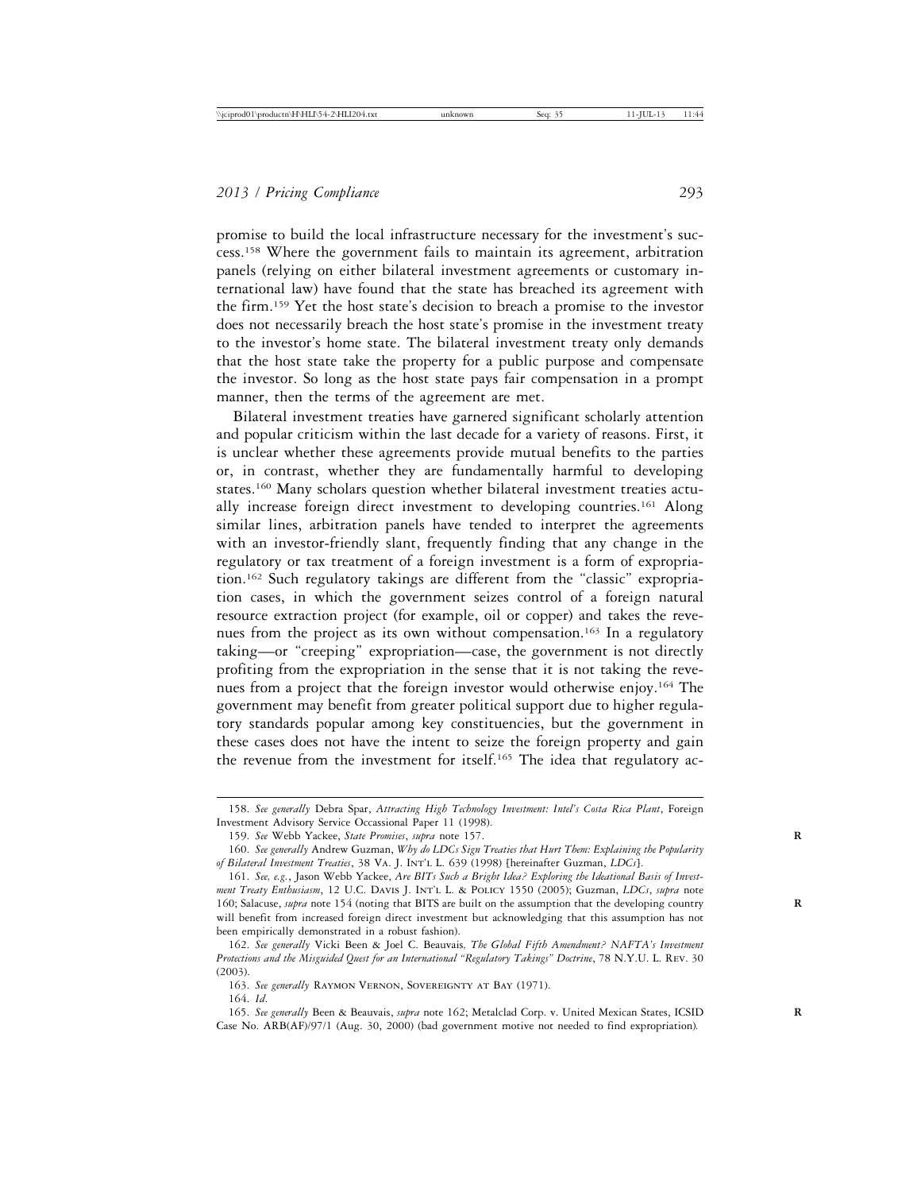promise to build the local infrastructure necessary for the investment's success.[158] Where the government fails to maintain its agreement, arbitration panels (relying on either bilateral investment agreements or customary international law) have found that the state has breached its agreement with the firm.[159] Yet the host state's decision to breach a promise to the investor does not necessarily breach the host state's promise in the investment treaty to the investor's home state. The bilateral investment treaty only demands that the host state take the property for a public purpose and compensate the investor. So long as the host state pays fair compensation in a prompt manner, then the terms of the agreement are met.

Bilateral investment treaties have garnered significant scholarly attention and popular criticism within the last decade for a variety of reasons. First, it is unclear whether these agreements provide mutual benefits to the parties or, in contrast, whether they are fundamentally harmful to developing states.[160] Many scholars question whether bilateral investment treaties actually increase foreign direct investment to developing countries.[161] Along similar lines, arbitration panels have tended to interpret the agreements with an investor-friendly slant, frequently finding that any change in the regulatory or tax treatment of a foreign investment is a form of expropriation.[162] Such regulatory takings are different from the "classic" expropriation cases, in which the government seizes control of a foreign natural resource extraction project (for example, oil or copper) and takes the revenues from the project as its own without compensation.[163] In a regulatory taking—or "creeping" expropriation—case, the government is not directly profiting from the expropriation in the sense that it is not taking the revenues from a project that the foreign investor would otherwise enjoy.[164] The government may benefit from greater political support due to higher regulatory standards popular among key constituencies, but the government in these cases does not have the intent to seize the foreign property and gain the revenue from the investment for itself.[165] The idea that regulatory ac-

---

158. *See generally* Debra Spar, *Attracting High Technology Investment: Intel's Costa Rica Plant*, Foreign Investment Advisory Service Occassional Paper 11 (1998).

159. *See* Webb Yackee, *State Promises*, *supra* note 157.

160. *See generally* Andrew Guzman, *Why do LDCs Sign Treaties that Hurt Them: Explaining the Popularity of Bilateral Investment Treaties*, 38 Va. J. Int'l L. 639 (1998) [hereinafter Guzman, *LDCs*].

161. *See, e.g.*, Jason Webb Yackee, *Are BITs Such a Bright Idea? Exploring the Ideational Basis of Investment Treaty Enthusiasm*, 12 U.C. Davis J. Int'l L. & Policy 1550 (2005); Guzman, *LDCs*, *supra* note 160; Salacuse, *supra* note 154 (noting that BITS are built on the assumption that the developing country will benefit from increased foreign direct investment but acknowledging that this assumption has not been empirically demonstrated in a robust fashion).

162. *See generally* Vicki Been & Joel C. Beauvais, *The Global Fifth Amendment? NAFTA's Investment Protections and the Misguided Quest for an International "Regulatory Takings" Doctrine*, 78 N.Y.U. L. Rev. 30 (2003).

163. *See generally* Raymon Vernon, Sovereignty at Bay (1971).

164. *Id*.

165. *See generally* Been & Beauvais, *supra* note 162; Metalclad Corp. v. United Mexican States, ICSID Case No. ARB(AF)/97/1 (Aug. 30, 2000) (bad government motive not needed to find expropriation).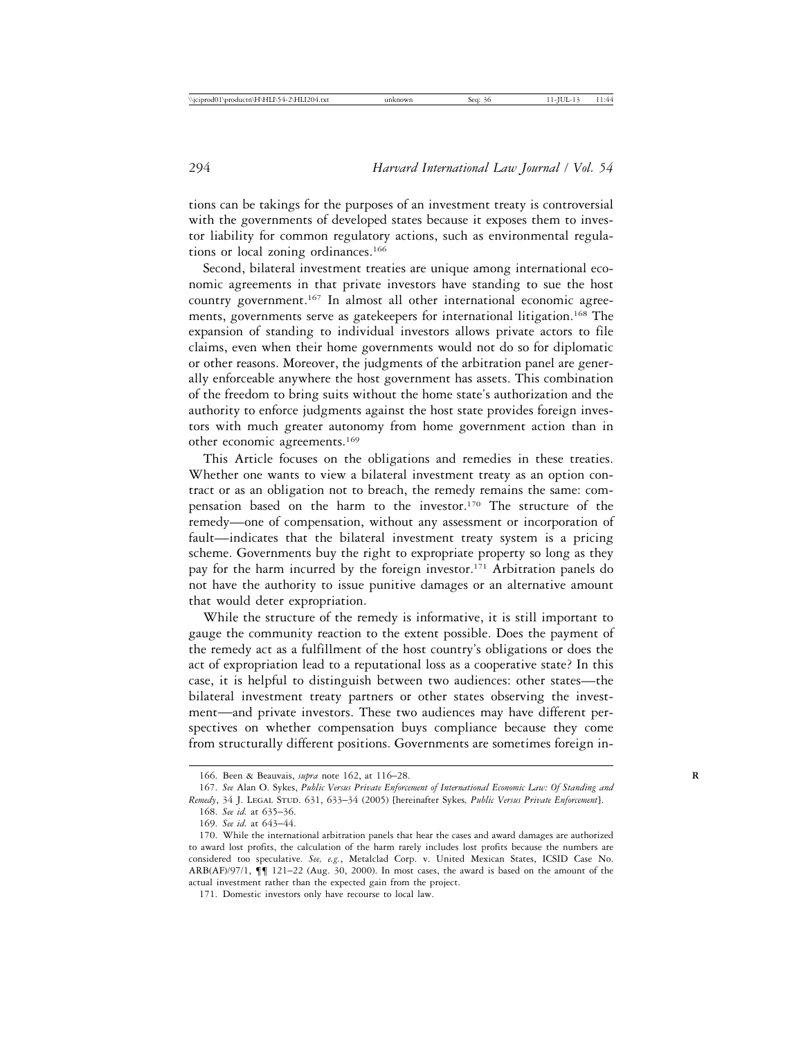tions can be takings for the purposes of an investment treaty is controversial with the governments of developed states because it exposes them to investor liability for common regulatory actions, such as environmental regulations or local zoning ordinances.[166]

Second, bilateral investment treaties are unique among international economic agreements in that private investors have standing to sue the host country government.[167] In almost all other international economic agreements, governments serve as gatekeepers for international litigation.[168] The expansion of standing to individual investors allows private actors to file claims, even when their home governments would not do so for diplomatic or other reasons. Moreover, the judgments of the arbitration panel are generally enforceable anywhere the host government has assets. This combination of the freedom to bring suits without the home state's authorization and the authority to enforce judgments against the host state provides foreign investors with much greater autonomy from home government action than in other economic agreements.[169]

This Article focuses on the obligations and remedies in these treaties. Whether one wants to view a bilateral investment treaty as an option contract or as an obligation not to breach, the remedy remains the same: compensation based on the harm to the investor.[170] The structure of the remedy—one of compensation, without any assessment or incorporation of fault—indicates that the bilateral investment treaty system is a pricing scheme. Governments buy the right to expropriate property so long as they pay for the harm incurred by the foreign investor.[171] Arbitration panels do not have the authority to issue punitive damages or an alternative amount that would deter expropriation.

While the structure of the remedy is informative, it is still important to gauge the community reaction to the extent possible. Does the payment of the remedy act as a fulfillment of the host country's obligations or does the act of expropriation lead to a reputational loss as a cooperative state? In this case, it is helpful to distinguish between two audiences: other states—the bilateral investment treaty partners or other states observing the investment—and private investors. These two audiences may have different perspectives on whether compensation buys compliance because they come from structurally different positions. Governments are sometimes foreign in-

---

166. Been & Beauvais, *supra* note 162, at 116–28.

167. *See* Alan O. Sykes, *Public Versus Private Enforcement of International Economic Law: Of Standing and Remedy*, 34 J. Legal Stud. 631, 633–34 (2005) [hereinafter Sykes, *Public Versus Private Enforcement*].

168. *See id.* at 635–36.

169. *See id.* at 643–44.

170. While the international arbitration panels that hear the cases and award damages are authorized to award lost profits, the calculation of the harm rarely includes lost profits because the numbers are considered too speculative. *See, e.g.*, Metalclad Corp. v. United Mexican States, ICSID Case No. ARB(AF)/97/1, ¶¶ 121–22 (Aug. 30, 2000). In most cases, the award is based on the amount of the actual investment rather than the expected gain from the project.

171. Domestic investors only have recourse to local law.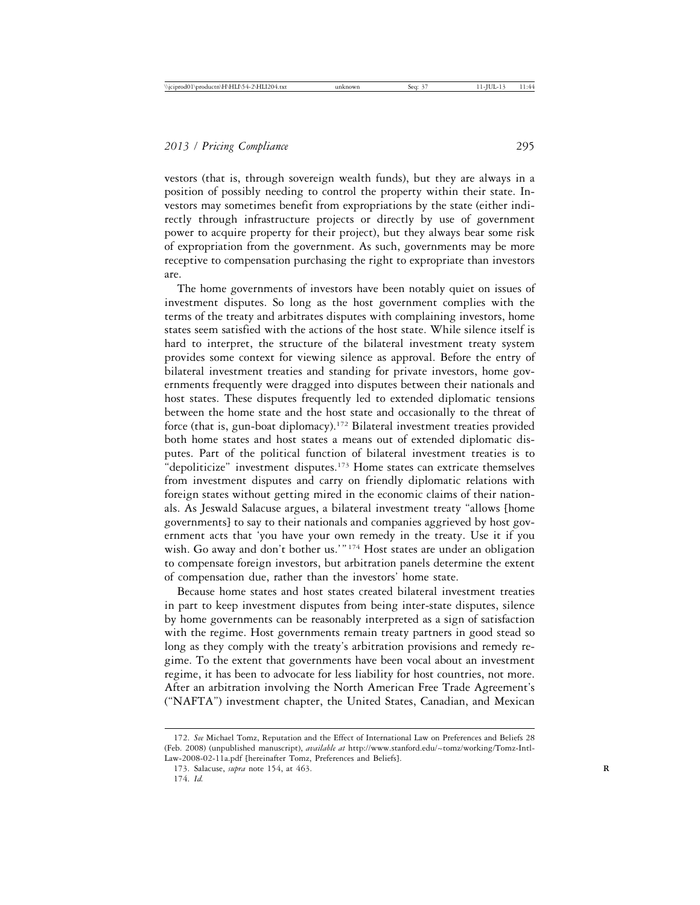vestors (that is, through sovereign wealth funds), but they are always in a position of possibly needing to control the property within their state. Investors may sometimes benefit from expropriations by the state (either indirectly through infrastructure projects or directly by use of government power to acquire property for their project), but they always bear some risk of expropriation from the government. As such, governments may be more receptive to compensation purchasing the right to expropriate than investors are.

The home governments of investors have been notably quiet on issues of investment disputes. So long as the host government complies with the terms of the treaty and arbitrates disputes with complaining investors, home states seem satisfied with the actions of the host state. While silence itself is hard to interpret, the structure of the bilateral investment treaty system provides some context for viewing silence as approval. Before the entry of bilateral investment treaties and standing for private investors, home governments frequently were dragged into disputes between their nationals and host states. These disputes frequently led to extended diplomatic tensions between the home state and the host state and occasionally to the threat of force (that is, gun-boat diplomacy).[172] Bilateral investment treaties provided both home states and host states a means out of extended diplomatic disputes. Part of the political function of bilateral investment treaties is to "depoliticize" investment disputes.[173] Home states can extricate themselves from investment disputes and carry on friendly diplomatic relations with foreign states without getting mired in the economic claims of their nationals. As Jeswald Salacuse argues, a bilateral investment treaty "allows [home governments] to say to their nationals and companies aggrieved by host government acts that 'you have your own remedy in the treaty. Use it if you wish. Go away and don't bother us.'"[174] Host states are under an obligation to compensate foreign investors, but arbitration panels determine the extent of compensation due, rather than the investors' home state.

Because home states and host states created bilateral investment treaties in part to keep investment disputes from being inter-state disputes, silence by home governments can be reasonably interpreted as a sign of satisfaction with the regime. Host governments remain treaty partners in good stead so long as they comply with the treaty's arbitration provisions and remedy regime. To the extent that governments have been vocal about an investment regime, it has been to advocate for less liability for host countries, not more. After an arbitration involving the North American Free Trade Agreement's ("NAFTA") investment chapter, the United States, Canadian, and Mexican

---

172. *See* Michael Tomz, Reputation and the Effect of International Law on Preferences and Beliefs 28 (Feb. 2008) (unpublished manuscript), *available at* http://www.stanford.edu/~tomz/working/Tomz-Intl-Law-2008-02-11a.pdf [hereinafter Tomz, Preferences and Beliefs].

173. Salacuse, *supra* note 154, at 463.

174. *Id.*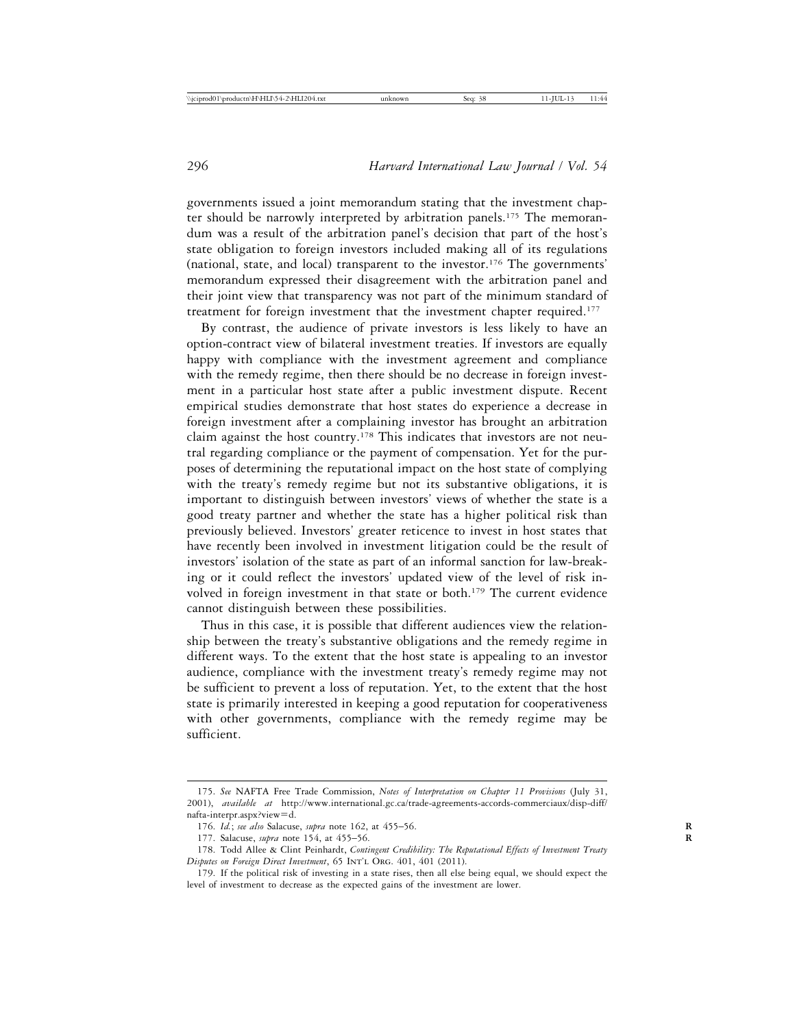governments issued a joint memorandum stating that the investment chapter should be narrowly interpreted by arbitration panels.[175] The memorandum was a result of the arbitration panel's decision that part of the host's state obligation to foreign investors included making all of its regulations (national, state, and local) transparent to the investor.[176] The governments' memorandum expressed their disagreement with the arbitration panel and their joint view that transparency was not part of the minimum standard of treatment for foreign investment that the investment chapter required.[177]

By contrast, the audience of private investors is less likely to have an option-contract view of bilateral investment treaties. If investors are equally happy with compliance with the investment agreement and compliance with the remedy regime, then there should be no decrease in foreign investment in a particular host state after a public investment dispute. Recent empirical studies demonstrate that host states do experience a decrease in foreign investment after a complaining investor has brought an arbitration claim against the host country.[178] This indicates that investors are not neutral regarding compliance or the payment of compensation. Yet for the purposes of determining the reputational impact on the host state of complying with the treaty's remedy regime but not its substantive obligations, it is important to distinguish between investors' views of whether the state is a good treaty partner and whether the state has a higher political risk than previously believed. Investors' greater reticence to invest in host states that have recently been involved in investment litigation could be the result of investors' isolation of the state as part of an informal sanction for law-breaking or it could reflect the investors' updated view of the level of risk involved in foreign investment in that state or both.[179] The current evidence cannot distinguish between these possibilities.

Thus in this case, it is possible that different audiences view the relationship between the treaty's substantive obligations and the remedy regime in different ways. To the extent that the host state is appealing to an investor audience, compliance with the investment treaty's remedy regime may not be sufficient to prevent a loss of reputation. Yet, to the extent that the host state is primarily interested in keeping a good reputation for cooperativeness with other governments, compliance with the remedy regime may be sufficient.

---

175. *See* NAFTA Free Trade Commission, *Notes of Interpretation on Chapter 11 Provisions* (July 31, 2001), *available at* http://www.international.gc.ca/trade-agreements-accords-commerciaux/disp-diff/nafta-interpr.aspx?view=d.

176. *Id.*; *see also* Salacuse, *supra* note 162, at 455–56.

177. Salacuse, *supra* note 154, at 455–56.

178. Todd Allee & Clint Peinhardt, *Contingent Credibility: The Reputational Effects of Investment Treaty Disputes on Foreign Direct Investment*, 65 Int'l Org. 401, 401 (2011).

179. If the political risk of investing in a state rises, then all else being equal, we should expect the level of investment to decrease as the expected gains of the investment are lower.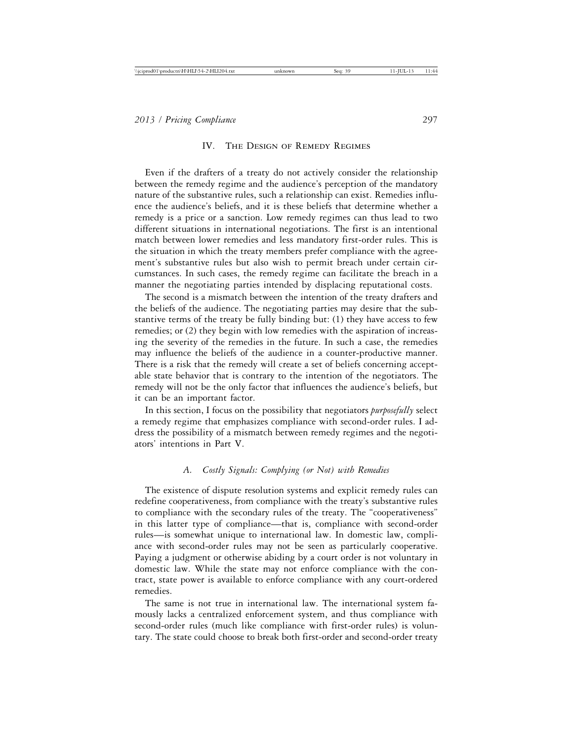## IV. The Design of Remedy Regimes

Even if the drafters of a treaty do not actively consider the relationship between the remedy regime and the audience's perception of the mandatory nature of the substantive rules, such a relationship can exist. Remedies influence the audience's beliefs, and it is these beliefs that determine whether a remedy is a price or a sanction. Low remedy regimes can thus lead to two different situations in international negotiations. The first is an intentional match between lower remedies and less mandatory first-order rules. This is the situation in which the treaty members prefer compliance with the agreement's substantive rules but also wish to permit breach under certain circumstances. In such cases, the remedy regime can facilitate the breach in a manner the negotiating parties intended by displacing reputational costs.

The second is a mismatch between the intention of the treaty drafters and the beliefs of the audience. The negotiating parties may desire that the substantive terms of the treaty be fully binding but: (1) they have access to few remedies; or (2) they begin with low remedies with the aspiration of increasing the severity of the remedies in the future. In such a case, the remedies may influence the beliefs of the audience in a counter-productive manner. There is a risk that the remedy will create a set of beliefs concerning acceptable state behavior that is contrary to the intention of the negotiators. The remedy will not be the only factor that influences the audience's beliefs, but it can be an important factor.

In this section, I focus on the possibility that negotiators *purposefully* select a remedy regime that emphasizes compliance with second-order rules. I address the possibility of a mismatch between remedy regimes and the negotiators' intentions in Part V.

### A. Costly Signals: Complying (or Not) with Remedies

The existence of dispute resolution systems and explicit remedy rules can redefine cooperativeness, from compliance with the treaty's substantive rules to compliance with the secondary rules of the treaty. The "cooperativeness" in this latter type of compliance—that is, compliance with second-order rules—is somewhat unique to international law. In domestic law, compliance with second-order rules may not be seen as particularly cooperative. Paying a judgment or otherwise abiding by a court order is not voluntary in domestic law. While the state may not enforce compliance with the contract, state power is available to enforce compliance with any court-ordered remedies.

The same is not true in international law. The international system famously lacks a centralized enforcement system, and thus compliance with second-order rules (much like compliance with first-order rules) is voluntary. The state could choose to break both first-order and second-order treaty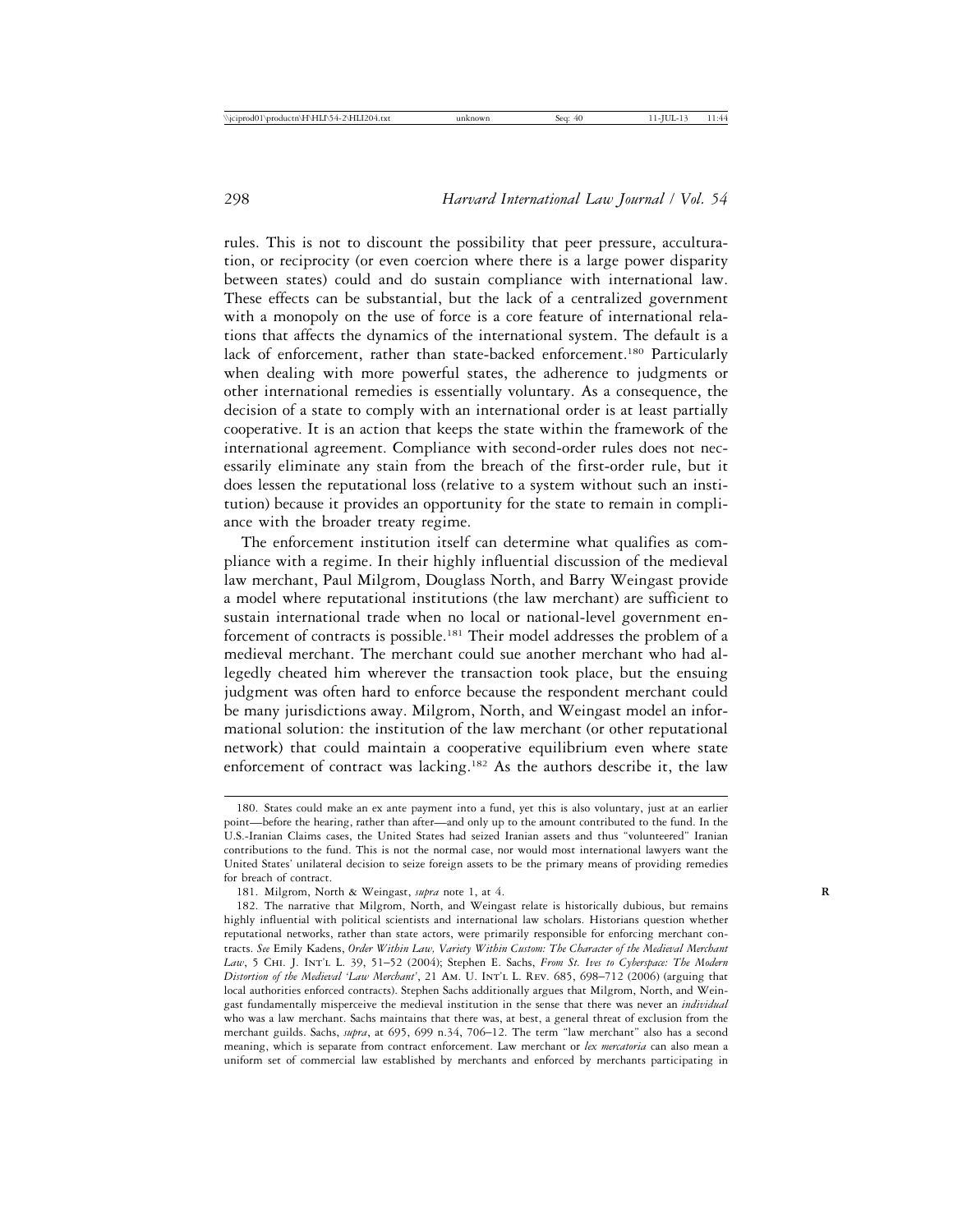rules. This is not to discount the possibility that peer pressure, acculturation, or reciprocity (or even coercion where there is a large power disparity between states) could and do sustain compliance with international law. These effects can be substantial, but the lack of a centralized government with a monopoly on the use of force is a core feature of international relations that affects the dynamics of the international system. The default is a lack of enforcement, rather than state-backed enforcement.[180] Particularly when dealing with more powerful states, the adherence to judgments or other international remedies is essentially voluntary. As a consequence, the decision of a state to comply with an international order is at least partially cooperative. It is an action that keeps the state within the framework of the international agreement. Compliance with second-order rules does not necessarily eliminate any stain from the breach of the first-order rule, but it does lessen the reputational loss (relative to a system without such an institution) because it provides an opportunity for the state to remain in compliance with the broader treaty regime.

The enforcement institution itself can determine what qualifies as compliance with a regime. In their highly influential discussion of the medieval law merchant, Paul Milgrom, Douglass North, and Barry Weingast provide a model where reputational institutions (the law merchant) are sufficient to sustain international trade when no local or national-level government enforcement of contracts is possible.[181] Their model addresses the problem of a medieval merchant. The merchant could sue another merchant who had allegedly cheated him wherever the transaction took place, but the ensuing judgment was often hard to enforce because the respondent merchant could be many jurisdictions away. Milgrom, North, and Weingast model an informational solution: the institution of the law merchant (or other reputational network) that could maintain a cooperative equilibrium even where state enforcement of contract was lacking.[182] As the authors describe it, the law

---

180. States could make an ex ante payment into a fund, yet this is also voluntary, just at an earlier point—before the hearing, rather than after—and only up to the amount contributed to the fund. In the U.S.-Iranian Claims cases, the United States had seized Iranian assets and thus "volunteered" Iranian contributions to the fund. This is not the normal case, nor would most international lawyers want the United States' unilateral decision to seize foreign assets to be the primary means of providing remedies for breach of contract.

181. Milgrom, North & Weingast, *supra* note 1, at 4.

182. The narrative that Milgrom, North, and Weingast relate is historically dubious, but remains highly influential with political scientists and international law scholars. Historians question whether reputational networks, rather than state actors, were primarily responsible for enforcing merchant contracts. *See* Emily Kadens, *Order Within Law, Variety Within Custom: The Character of the Medieval Merchant Law*, 5 Chi. J. Int'l L. 39, 51–52 (2004); Stephen E. Sachs, *From St. Ives to Cyberspace: The Modern Distortion of the Medieval 'Law Merchant'*, 21 Am. U. Int'l L. Rev. 685, 698–712 (2006) (arguing that local authorities enforced contracts). Stephen Sachs additionally argues that Milgrom, North, and Weingast fundamentally misperceive the medieval institution in the sense that there was never an *individual* who was a law merchant. Sachs maintains that there was, at best, a general threat of exclusion from the merchant guilds. Sachs, *supra*, at 695, 699 n.34, 706–12. The term "law merchant" also has a second meaning, which is separate from contract enforcement. Law merchant or *lex mercatoria* can also mean a uniform set of commercial law established by merchants and enforced by merchants participating in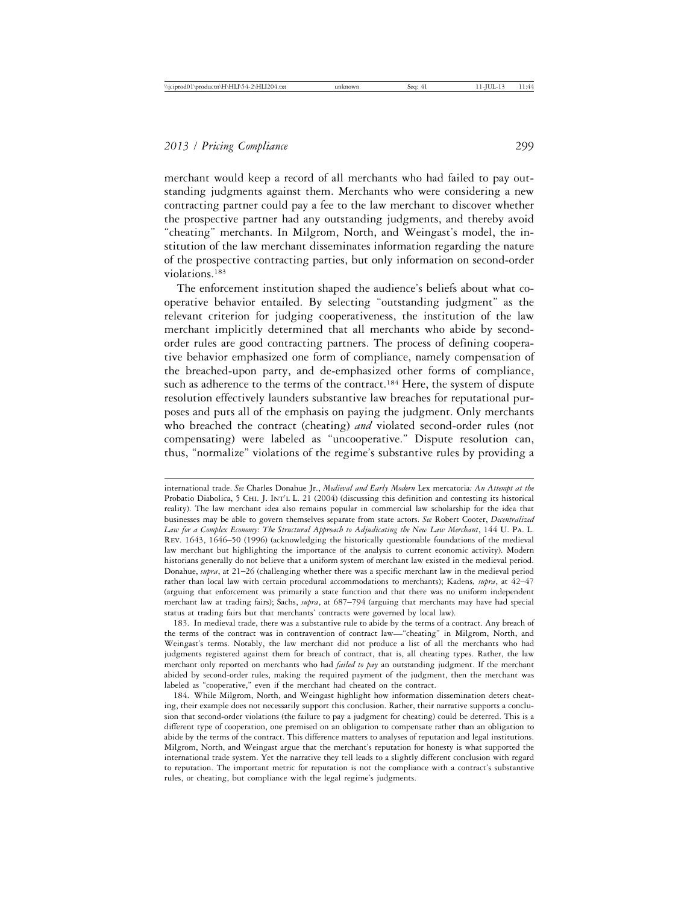merchant would keep a record of all merchants who had failed to pay outstanding judgments against them. Merchants who were considering a new contracting partner could pay a fee to the law merchant to discover whether the prospective partner had any outstanding judgments, and thereby avoid "cheating" merchants. In Milgrom, North, and Weingast's model, the institution of the law merchant disseminates information regarding the nature of the prospective contracting parties, but only information on second-order violations.[183]

The enforcement institution shaped the audience's beliefs about what cooperative behavior entailed. By selecting "outstanding judgment" as the relevant criterion for judging cooperativeness, the institution of the law merchant implicitly determined that all merchants who abide by second-order rules are good contracting partners. The process of defining cooperative behavior emphasized one form of compliance, namely compensation of the breached-upon party, and de-emphasized other forms of compliance, such as adherence to the terms of the contract.[184] Here, the system of dispute resolution effectively launders substantive law breaches for reputational purposes and puts all of the emphasis on paying the judgment. Only merchants who breached the contract (cheating) *and* violated second-order rules (not compensating) were labeled as "uncooperative." Dispute resolution can, thus, "normalize" violations of the regime's substantive rules by providing a

---

international trade. *See* Charles Donahue Jr., *Medieval and Early Modern* Lex mercatoria*: An Attempt at the* Probatio Diabolica, 5 Chi. J. Int'l L. 21 (2004) (discussing this definition and contesting its historical reality). The law merchant idea also remains popular in commercial law scholarship for the idea that businesses may be able to govern themselves separate from state actors. *See* Robert Cooter, *Decentralized Law for a Complex Economy: The Structural Approach to Adjudicating the New Law Merchant*, 144 U. Pa. L. Rev. 1643, 1646–50 (1996) (acknowledging the historically questionable foundations of the medieval law merchant but highlighting the importance of the analysis to current economic activity). Modern historians generally do not believe that a uniform system of merchant law existed in the medieval period. Donahue, *supra*, at 21–26 (challenging whether there was a specific merchant law in the medieval period rather than local law with certain procedural accommodations to merchants); Kadens*, supra*, at 42–47 (arguing that enforcement was primarily a state function and that there was no uniform independent merchant law at trading fairs); Sachs, *supra*, at 687–794 (arguing that merchants may have had special status at trading fairs but that merchants' contracts were governed by local law).

183. In medieval trade, there was a substantive rule to abide by the terms of a contract. Any breach of the terms of the contract was in contravention of contract law—"cheating" in Milgrom, North, and Weingast's terms. Notably, the law merchant did not produce a list of all the merchants who had judgments registered against them for breach of contract, that is, all cheating types. Rather, the law merchant only reported on merchants who had *failed to pay* an outstanding judgment. If the merchant abided by second-order rules, making the required payment of the judgment, then the merchant was labeled as "cooperative," even if the merchant had cheated on the contract.

184. While Milgrom, North, and Weingast highlight how information dissemination deters cheating, their example does not necessarily support this conclusion. Rather, their narrative supports a conclusion that second-order violations (the failure to pay a judgment for cheating) could be deterred. This is a different type of cooperation, one premised on an obligation to compensate rather than an obligation to abide by the terms of the contract. This difference matters to analyses of reputation and legal institutions. Milgrom, North, and Weingast argue that the merchant's reputation for honesty is what supported the international trade system. Yet the narrative they tell leads to a slightly different conclusion with regard to reputation. The important metric for reputation is not the compliance with a contract's substantive rules, or cheating, but compliance with the legal regime's judgments.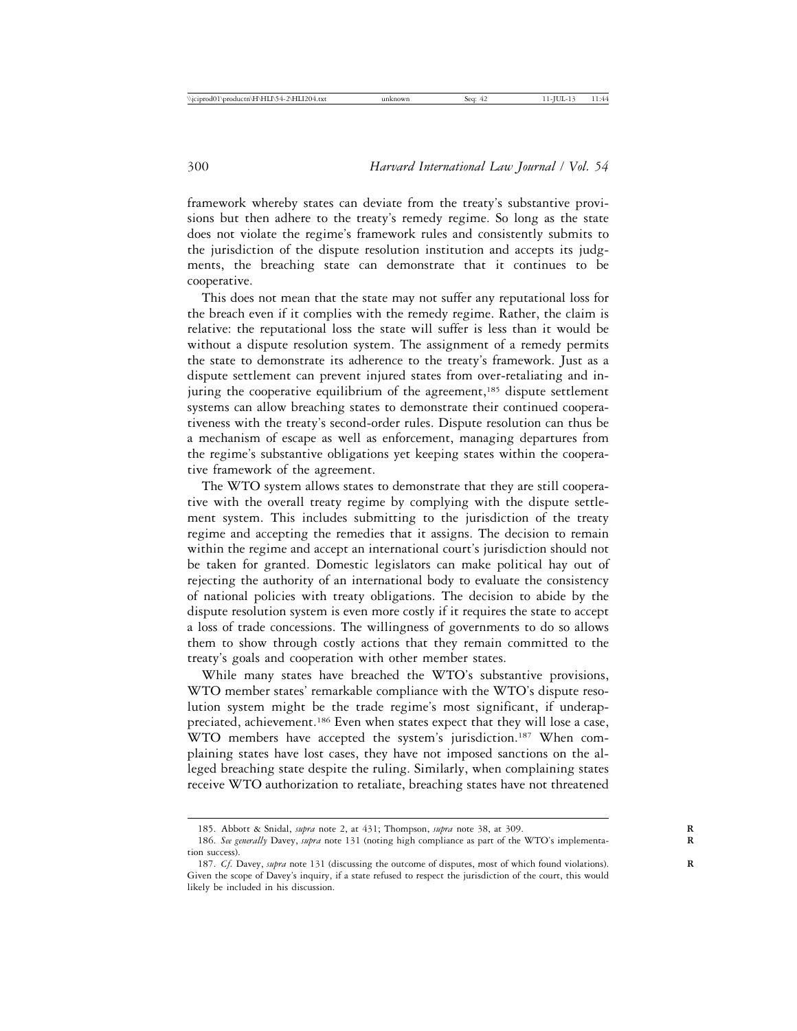framework whereby states can deviate from the treaty's substantive provisions but then adhere to the treaty's remedy regime. So long as the state does not violate the regime's framework rules and consistently submits to the jurisdiction of the dispute resolution institution and accepts its judgments, the breaching state can demonstrate that it continues to be cooperative.

This does not mean that the state may not suffer any reputational loss for the breach even if it complies with the remedy regime. Rather, the claim is relative: the reputational loss the state will suffer is less than it would be without a dispute resolution system. The assignment of a remedy permits the state to demonstrate its adherence to the treaty's framework. Just as a dispute settlement can prevent injured states from over-retaliating and injuring the cooperative equilibrium of the agreement,[185] dispute settlement systems can allow breaching states to demonstrate their continued cooperativeness with the treaty's second-order rules. Dispute resolution can thus be a mechanism of escape as well as enforcement, managing departures from the regime's substantive obligations yet keeping states within the cooperative framework of the agreement.

The WTO system allows states to demonstrate that they are still cooperative with the overall treaty regime by complying with the dispute settlement system. This includes submitting to the jurisdiction of the treaty regime and accepting the remedies that it assigns. The decision to remain within the regime and accept an international court's jurisdiction should not be taken for granted. Domestic legislators can make political hay out of rejecting the authority of an international body to evaluate the consistency of national policies with treaty obligations. The decision to abide by the dispute resolution system is even more costly if it requires the state to accept a loss of trade concessions. The willingness of governments to do so allows them to show through costly actions that they remain committed to the treaty's goals and cooperation with other member states.

While many states have breached the WTO's substantive provisions, WTO member states' remarkable compliance with the WTO's dispute resolution system might be the trade regime's most significant, if underappreciated, achievement.[186] Even when states expect that they will lose a case, WTO members have accepted the system's jurisdiction.[187] When complaining states have lost cases, they have not imposed sanctions on the alleged breaching state despite the ruling. Similarly, when complaining states receive WTO authorization to retaliate, breaching states have not threatened

---

185. Abbott & Snidal, *supra* note 2, at 431; Thompson, *supra* note 38, at 309.

186. *See generally* Davey, *supra* note 131 (noting high compliance as part of the WTO's implementation success).

187. *Cf.* Davey, *supra* note 131 (discussing the outcome of disputes, most of which found violations). Given the scope of Davey's inquiry, if a state refused to respect the jurisdiction of the court, this would likely be included in his discussion.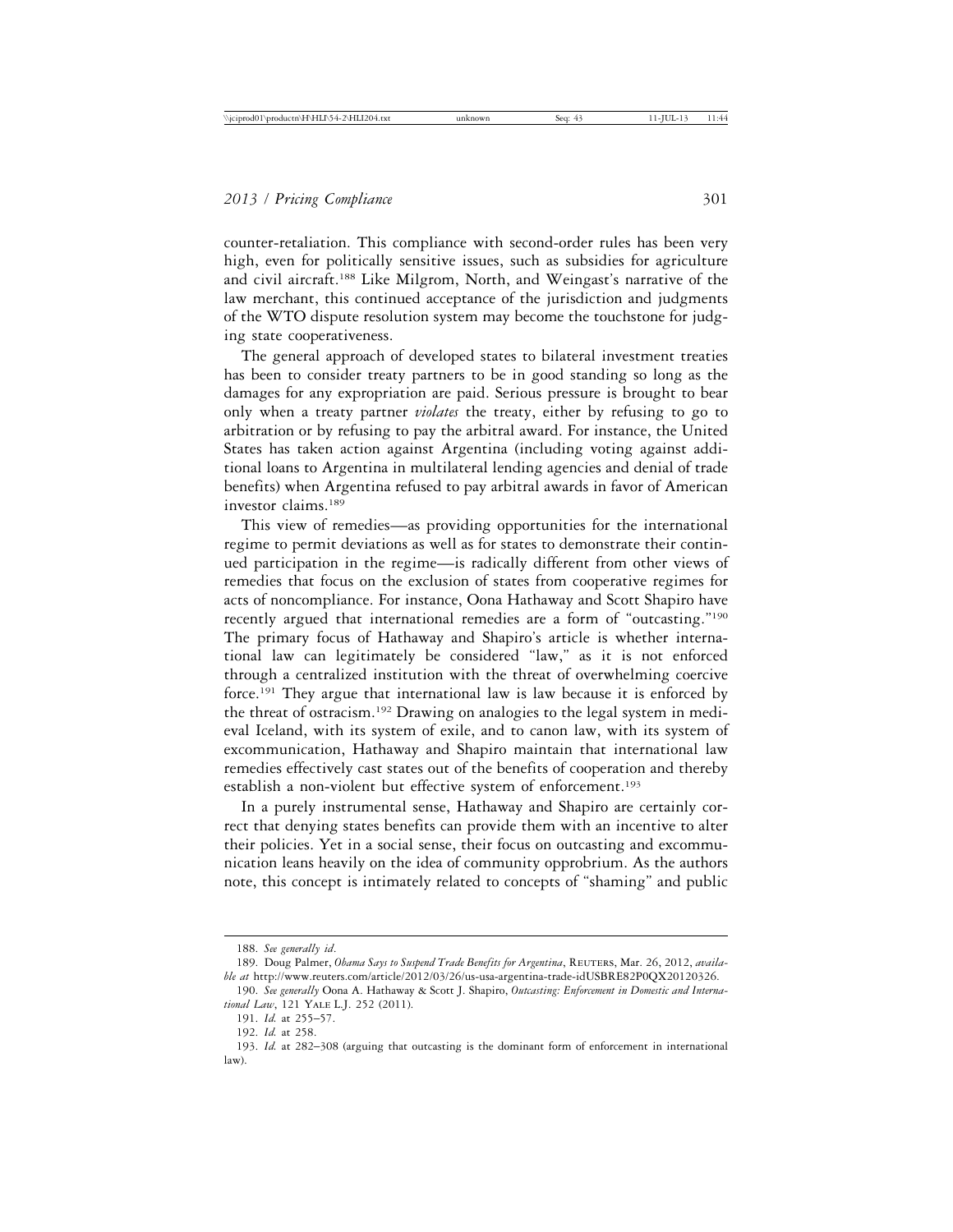counter-retaliation. This compliance with second-order rules has been very high, even for politically sensitive issues, such as subsidies for agriculture and civil aircraft.[188] Like Milgrom, North, and Weingast's narrative of the law merchant, this continued acceptance of the jurisdiction and judgments of the WTO dispute resolution system may become the touchstone for judging state cooperativeness.

The general approach of developed states to bilateral investment treaties has been to consider treaty partners to be in good standing so long as the damages for any expropriation are paid. Serious pressure is brought to bear only when a treaty partner *violates* the treaty, either by refusing to go to arbitration or by refusing to pay the arbitral award. For instance, the United States has taken action against Argentina (including voting against additional loans to Argentina in multilateral lending agencies and denial of trade benefits) when Argentina refused to pay arbitral awards in favor of American investor claims.[189]

This view of remedies—as providing opportunities for the international regime to permit deviations as well as for states to demonstrate their continued participation in the regime—is radically different from other views of remedies that focus on the exclusion of states from cooperative regimes for acts of noncompliance. For instance, Oona Hathaway and Scott Shapiro have recently argued that international remedies are a form of "outcasting."[190] The primary focus of Hathaway and Shapiro's article is whether international law can legitimately be considered "law," as it is not enforced through a centralized institution with the threat of overwhelming coercive force.[191] They argue that international law is law because it is enforced by the threat of ostracism.[192] Drawing on analogies to the legal system in medieval Iceland, with its system of exile, and to canon law, with its system of excommunication, Hathaway and Shapiro maintain that international law remedies effectively cast states out of the benefits of cooperation and thereby establish a non-violent but effective system of enforcement.[193]

In a purely instrumental sense, Hathaway and Shapiro are certainly correct that denying states benefits can provide them with an incentive to alter their policies. Yet in a social sense, their focus on outcasting and excommunication leans heavily on the idea of community opprobrium. As the authors note, this concept is intimately related to concepts of "shaming" and public

---

188. *See generally id.*

189. Doug Palmer, *Obama Says to Suspend Trade Benefits for Argentina*, REUTERS, Mar. 26, 2012, *available at* http://www.reuters.com/article/2012/03/26/us-usa-argentina-trade-idUSBRE82P0QX20120326.

190. *See generally* Oona A. Hathaway & Scott J. Shapiro, *Outcasting: Enforcement in Domestic and International Law*, 121 YALE L.J. 252 (2011).

191. *Id.* at 255–57.

192. *Id.* at 258.

193. *Id.* at 282–308 (arguing that outcasting is the dominant form of enforcement in international law).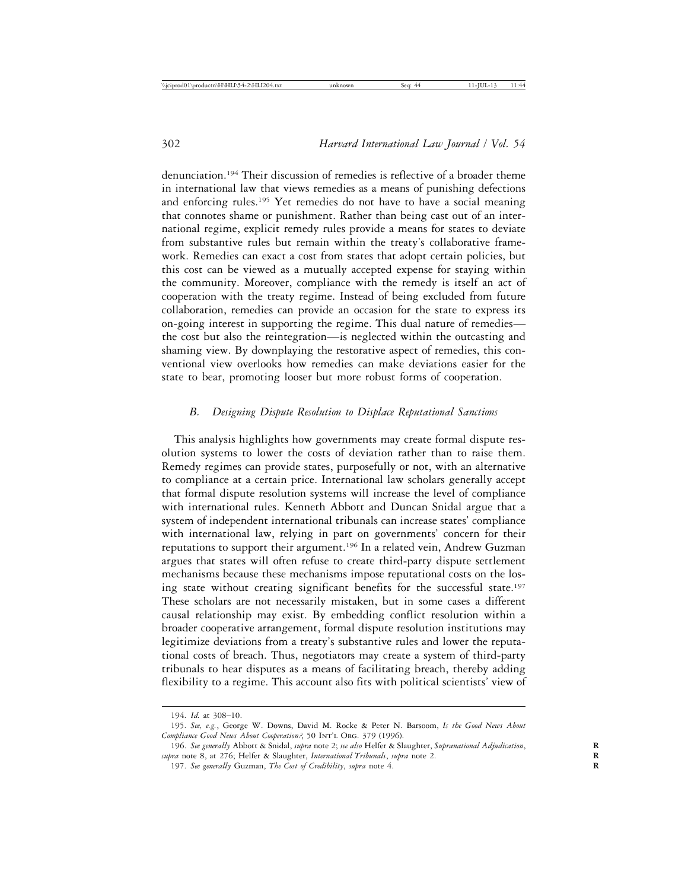denunciation.[194] Their discussion of remedies is reflective of a broader theme in international law that views remedies as a means of punishing defections and enforcing rules.[195] Yet remedies do not have to have a social meaning that connotes shame or punishment. Rather than being cast out of an international regime, explicit remedy rules provide a means for states to deviate from substantive rules but remain within the treaty's collaborative framework. Remedies can exact a cost from states that adopt certain policies, but this cost can be viewed as a mutually accepted expense for staying within the community. Moreover, compliance with the remedy is itself an act of cooperation with the treaty regime. Instead of being excluded from future collaboration, remedies can provide an occasion for the state to express its on-going interest in supporting the regime. This dual nature of remedies—the cost but also the reintegration—is neglected within the outcasting and shaming view. By downplaying the restorative aspect of remedies, this conventional view overlooks how remedies can make deviations easier for the state to bear, promoting looser but more robust forms of cooperation.

### *B. Designing Dispute Resolution to Displace Reputational Sanctions*

This analysis highlights how governments may create formal dispute resolution systems to lower the costs of deviation rather than to raise them. Remedy regimes can provide states, purposefully or not, with an alternative to compliance at a certain price. International law scholars generally accept that formal dispute resolution systems will increase the level of compliance with international rules. Kenneth Abbott and Duncan Snidal argue that a system of independent international tribunals can increase states' compliance with international law, relying in part on governments' concern for their reputations to support their argument.[196] In a related vein, Andrew Guzman argues that states will often refuse to create third-party dispute settlement mechanisms because these mechanisms impose reputational costs on the losing state without creating significant benefits for the successful state.[197] These scholars are not necessarily mistaken, but in some cases a different causal relationship may exist. By embedding conflict resolution within a broader cooperative arrangement, formal dispute resolution institutions may legitimize deviations from a treaty's substantive rules and lower the reputational costs of breach. Thus, negotiators may create a system of third-party tribunals to hear disputes as a means of facilitating breach, thereby adding flexibility to a regime. This account also fits with political scientists' view of

---

194. *Id.* at 308–10.

195. *See, e.g.*, George W. Downs, David M. Rocke & Peter N. Barsoom, *Is the Good News About Compliance Good News About Cooperation?*, 50 Int'l Org. 379 (1996).

196. *See generally* Abbott & Snidal, *supra* note 2; *see also* Helfer & Slaughter, *Supranational Adjudication*, *supra* note 8, at 276; Helfer & Slaughter, *International Tribunals*, *supra* note 2.

197. *See generally* Guzman, *The Cost of Credibility*, *supra* note 4.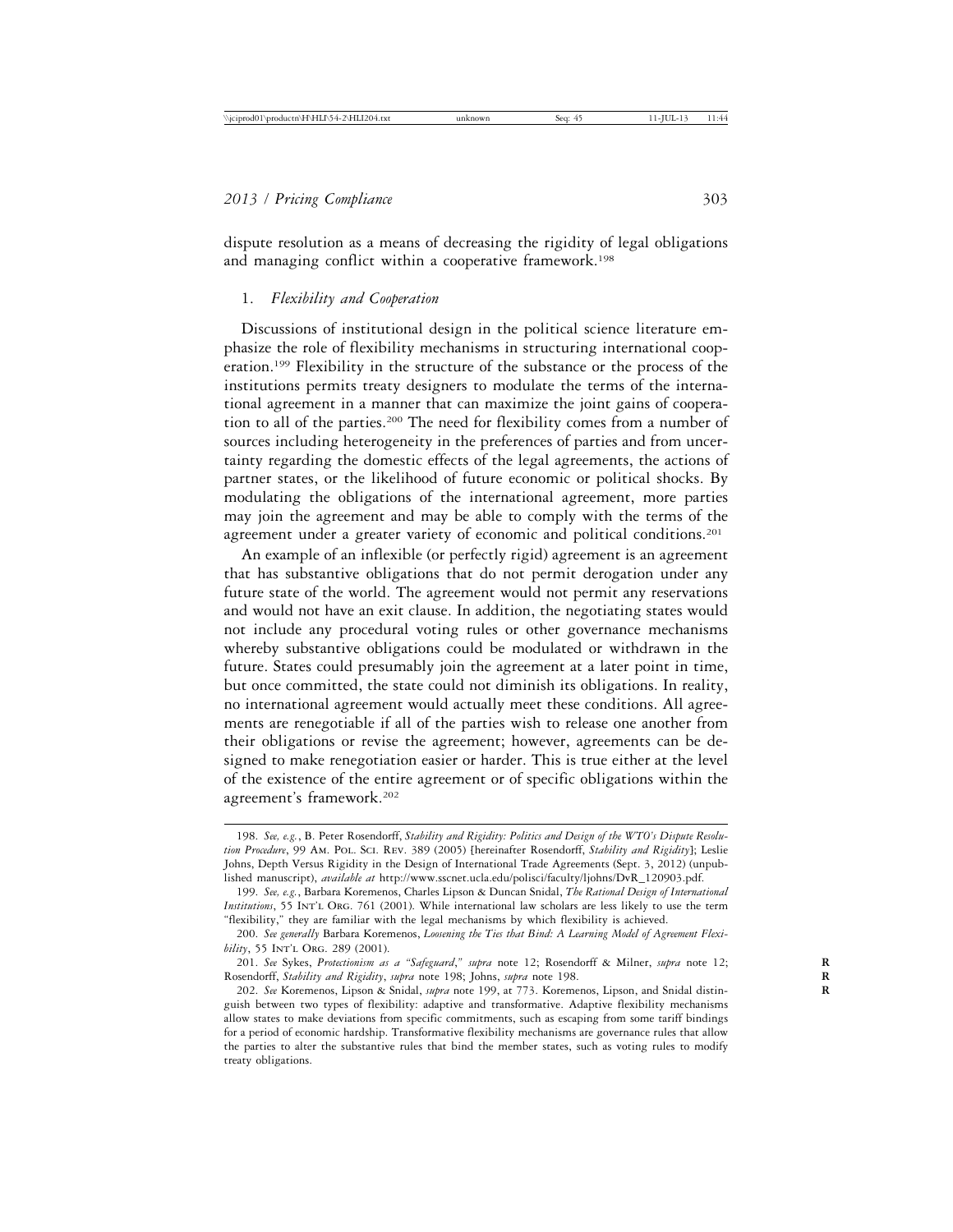dispute resolution as a means of decreasing the rigidity of legal obligations and managing conflict within a cooperative framework.[198]

### 1. *Flexibility and Cooperation*

Discussions of institutional design in the political science literature emphasize the role of flexibility mechanisms in structuring international cooperation.[199] Flexibility in the structure of the substance or the process of the institutions permits treaty designers to modulate the terms of the international agreement in a manner that can maximize the joint gains of cooperation to all of the parties.[200] The need for flexibility comes from a number of sources including heterogeneity in the preferences of parties and from uncertainty regarding the domestic effects of the legal agreements, the actions of partner states, or the likelihood of future economic or political shocks. By modulating the obligations of the international agreement, more parties may join the agreement and may be able to comply with the terms of the agreement under a greater variety of economic and political conditions.[201]

An example of an inflexible (or perfectly rigid) agreement is an agreement that has substantive obligations that do not permit derogation under any future state of the world. The agreement would not permit any reservations and would not have an exit clause. In addition, the negotiating states would not include any procedural voting rules or other governance mechanisms whereby substantive obligations could be modulated or withdrawn in the future. States could presumably join the agreement at a later point in time, but once committed, the state could not diminish its obligations. In reality, no international agreement would actually meet these conditions. All agreements are renegotiable if all of the parties wish to release one another from their obligations or revise the agreement; however, agreements can be designed to make renegotiation easier or harder. This is true either at the level of the existence of the entire agreement or of specific obligations within the agreement's framework.[202]

---

198. *See, e.g.*, B. Peter Rosendorff, *Stability and Rigidity: Politics and Design of the WTO's Dispute Resolution Procedure*, 99 Am. Pol. Sci. Rev. 389 (2005) [hereinafter Rosendorff, *Stability and Rigidity*]; Leslie Johns, Depth Versus Rigidity in the Design of International Trade Agreements (Sept. 3, 2012) (unpublished manuscript), *available at* http://www.sscnet.ucla.edu/polisci/faculty/ljohns/DvR_120903.pdf.

199. *See, e.g.*, Barbara Koremenos, Charles Lipson & Duncan Snidal, *The Rational Design of International Institutions*, 55 Int'l Org. 761 (2001). While international law scholars are less likely to use the term "flexibility," they are familiar with the legal mechanisms by which flexibility is achieved.

200. *See generally* Barbara Koremenos, *Loosening the Ties that Bind: A Learning Model of Agreement Flexibility*, 55 Int'l Org. 289 (2001).

201. *See* Sykes, *Protectionism as a "Safeguard*,*" supra* note 12; Rosendorff & Milner, *supra* note 12; Rosendorff, *Stability and Rigidity*, *supra* note 198; Johns, *supra* note 198.

202. *See* Koremenos, Lipson & Snidal, *supra* note 199, at 773. Koremenos, Lipson, and Snidal distinguish between two types of flexibility: adaptive and transformative. Adaptive flexibility mechanisms allow states to make deviations from specific commitments, such as escaping from some tariff bindings for a period of economic hardship. Transformative flexibility mechanisms are governance rules that allow the parties to alter the substantive rules that bind the member states, such as voting rules to modify treaty obligations.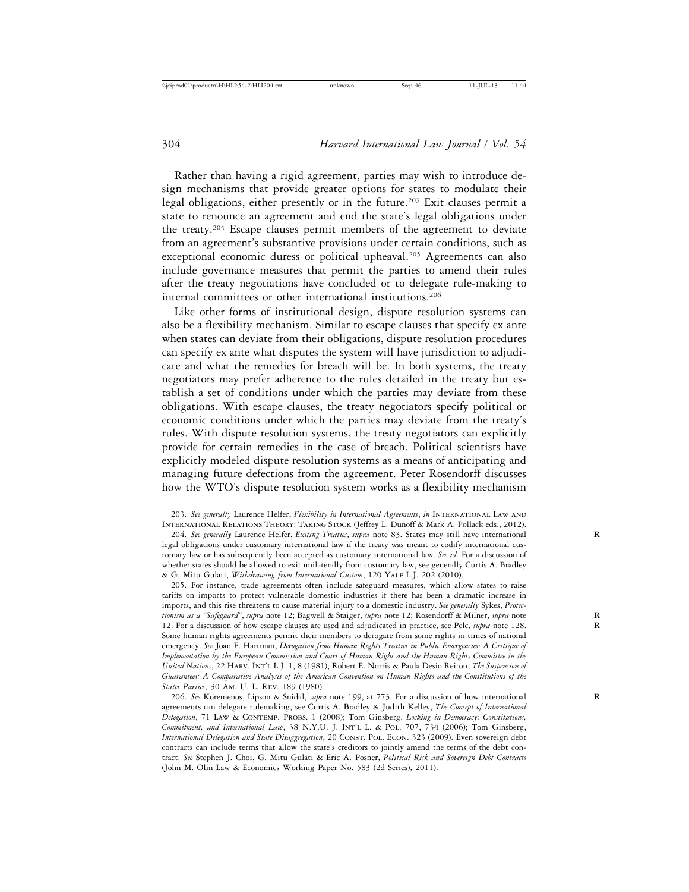Rather than having a rigid agreement, parties may wish to introduce design mechanisms that provide greater options for states to modulate their legal obligations, either presently or in the future.[203] Exit clauses permit a state to renounce an agreement and end the state's legal obligations under the treaty.[204] Escape clauses permit members of the agreement to deviate from an agreement's substantive provisions under certain conditions, such as exceptional economic duress or political upheaval.[205] Agreements can also include governance measures that permit the parties to amend their rules after the treaty negotiations have concluded or to delegate rule-making to internal committees or other international institutions.[206]

Like other forms of institutional design, dispute resolution systems can also be a flexibility mechanism. Similar to escape clauses that specify ex ante when states can deviate from their obligations, dispute resolution procedures can specify ex ante what disputes the system will have jurisdiction to adjudicate and what the remedies for breach will be. In both systems, the treaty negotiators may prefer adherence to the rules detailed in the treaty but establish a set of conditions under which the parties may deviate from these obligations. With escape clauses, the treaty negotiators specify political or economic conditions under which the parties may deviate from the treaty's rules. With dispute resolution systems, the treaty negotiators can explicitly provide for certain remedies in the case of breach. Political scientists have explicitly modeled dispute resolution systems as a means of anticipating and managing future defections from the agreement. Peter Rosendorff discusses how the WTO's dispute resolution system works as a flexibility mechanism

---

203. *See generally* Laurence Helfer, *Flexibility in International Agreements*, *in* International Law and International Relations Theory: Taking Stock (Jeffrey L. Dunoff & Mark A. Pollack eds., 2012).

204. *See generally* Laurence Helfer, *Exiting Treaties*, *supra* note 83. States may still have international legal obligations under customary international law if the treaty was meant to codify international customary law or has subsequently been accepted as customary international law. *See id.* For a discussion of whether states should be allowed to exit unilaterally from customary law, see generally Curtis A. Bradley & G. Mitu Gulati, *Withdrawing from International Custom*, 120 Yale L.J. 202 (2010).

205. For instance, trade agreements often include safeguard measures, which allow states to raise tariffs on imports to protect vulnerable domestic industries if there has been a dramatic increase in imports, and this rise threatens to cause material injury to a domestic industry. *See generally* Sykes, *Protectionism as a "Safeguard"*, *supra* note 12; Bagwell & Staiger, *supra* note 12; Rosendorff & Milner, *supra* note 12. For a discussion of how escape clauses are used and adjudicated in practice, see Pelc, *supra* note 128. Some human rights agreements permit their members to derogate from some rights in times of national emergency. *See* Joan F. Hartman, *Derogation from Human Rights Treaties in Public Emergencies: A Critique of Implementation by the European Commission and Court of Human Right and the Human Rights Committee in the United Nations*, 22 Harv. Int'l L.J. 1, 8 (1981); Robert E. Norris & Paula Desio Reiton, *The Suspension of Guarantees: A Comparative Analysis of the American Convention on Human Rights and the Constitutions of the States Parties*, 30 Am. U. L. Rev. 189 (1980).

206. *See* Koremenos, Lipson & Snidal, *supra* note 199, at 773. For a discussion of how international agreements can delegate rulemaking, see Curtis A. Bradley & Judith Kelley, *The Concept of International Delegation*, 71 Law & Contemp. Probs. 1 (2008); Tom Ginsberg, *Locking in Democracy: Constitutions, Commitment, and International Law*, 38 N.Y.U. J. Int'l L. & Pol. 707, 734 (2006); Tom Ginsberg, *International Delegation and State Disaggregation*, 20 Const. Pol. Econ. 323 (2009). Even sovereign debt contracts can include terms that allow the state's creditors to jointly amend the terms of the debt contract. *See* Stephen J. Choi, G. Mitu Gulati & Eric A. Posner, *Political Risk and Sovereign Debt Contracts* (John M. Olin Law & Economics Working Paper No. 583 (2d Series), 2011).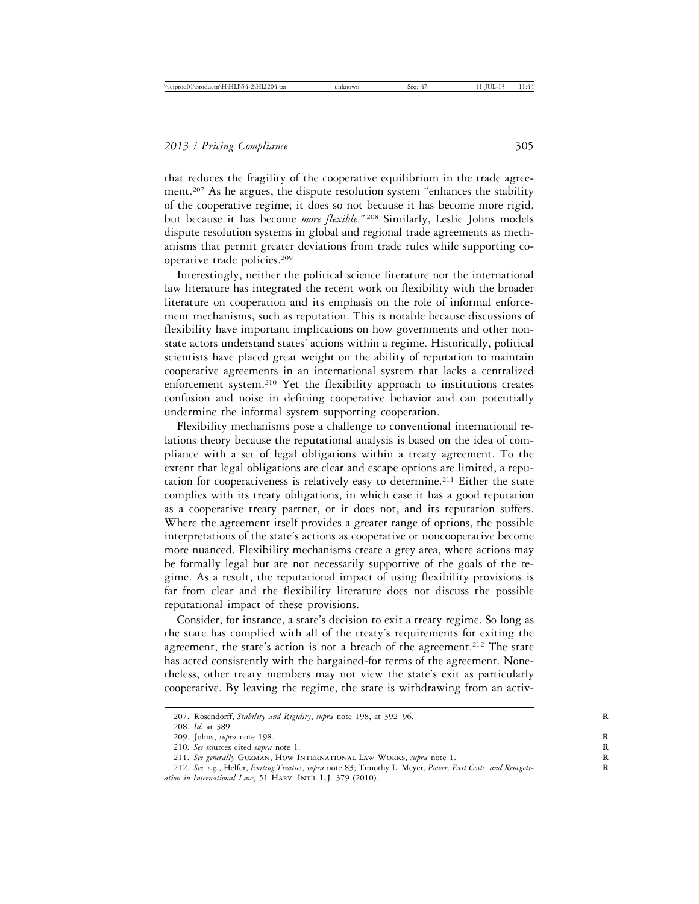that reduces the fragility of the cooperative equilibrium in the trade agreement.[207] As he argues, the dispute resolution system "enhances the stability of the cooperative regime; it does so not because it has become more rigid, but because it has become *more flexible*."[208] Similarly, Leslie Johns models dispute resolution systems in global and regional trade agreements as mechanisms that permit greater deviations from trade rules while supporting cooperative trade policies.[209]

Interestingly, neither the political science literature nor the international law literature has integrated the recent work on flexibility with the broader literature on cooperation and its emphasis on the role of informal enforcement mechanisms, such as reputation. This is notable because discussions of flexibility have important implications on how governments and other nonstate actors understand states' actions within a regime. Historically, political scientists have placed great weight on the ability of reputation to maintain cooperative agreements in an international system that lacks a centralized enforcement system.[210] Yet the flexibility approach to institutions creates confusion and noise in defining cooperative behavior and can potentially undermine the informal system supporting cooperation.

Flexibility mechanisms pose a challenge to conventional international relations theory because the reputational analysis is based on the idea of compliance with a set of legal obligations within a treaty agreement. To the extent that legal obligations are clear and escape options are limited, a reputation for cooperativeness is relatively easy to determine.[211] Either the state complies with its treaty obligations, in which case it has a good reputation as a cooperative treaty partner, or it does not, and its reputation suffers. Where the agreement itself provides a greater range of options, the possible interpretations of the state's actions as cooperative or noncooperative become more nuanced. Flexibility mechanisms create a grey area, where actions may be formally legal but are not necessarily supportive of the goals of the regime. As a result, the reputational impact of using flexibility provisions is far from clear and the flexibility literature does not discuss the possible reputational impact of these provisions.

Consider, for instance, a state's decision to exit a treaty regime. So long as the state has complied with all of the treaty's requirements for exiting the agreement, the state's action is not a breach of the agreement.[212] The state has acted consistently with the bargained-for terms of the agreement. Nonetheless, other treaty members may not view the state's exit as particularly cooperative. By leaving the regime, the state is withdrawing from an activ-

---

207. Rosendorff, *Stability and Rigidity*, *supra* note 198, at 392–96.

208. *Id.* at 389.

209. Johns, *supra* note 198.

210. *See* sources cited *supra* note 1.

211. *See generally* Guzman, How International Law Works, *supra* note 1.

212. *See, e.g.*, Helfer, *Exiting Treaties*, *supra* note 83; Timothy L. Meyer, *Power, Exit Costs, and Renegotiation in International Law*, 51 Harv. Int'l L.J. 379 (2010).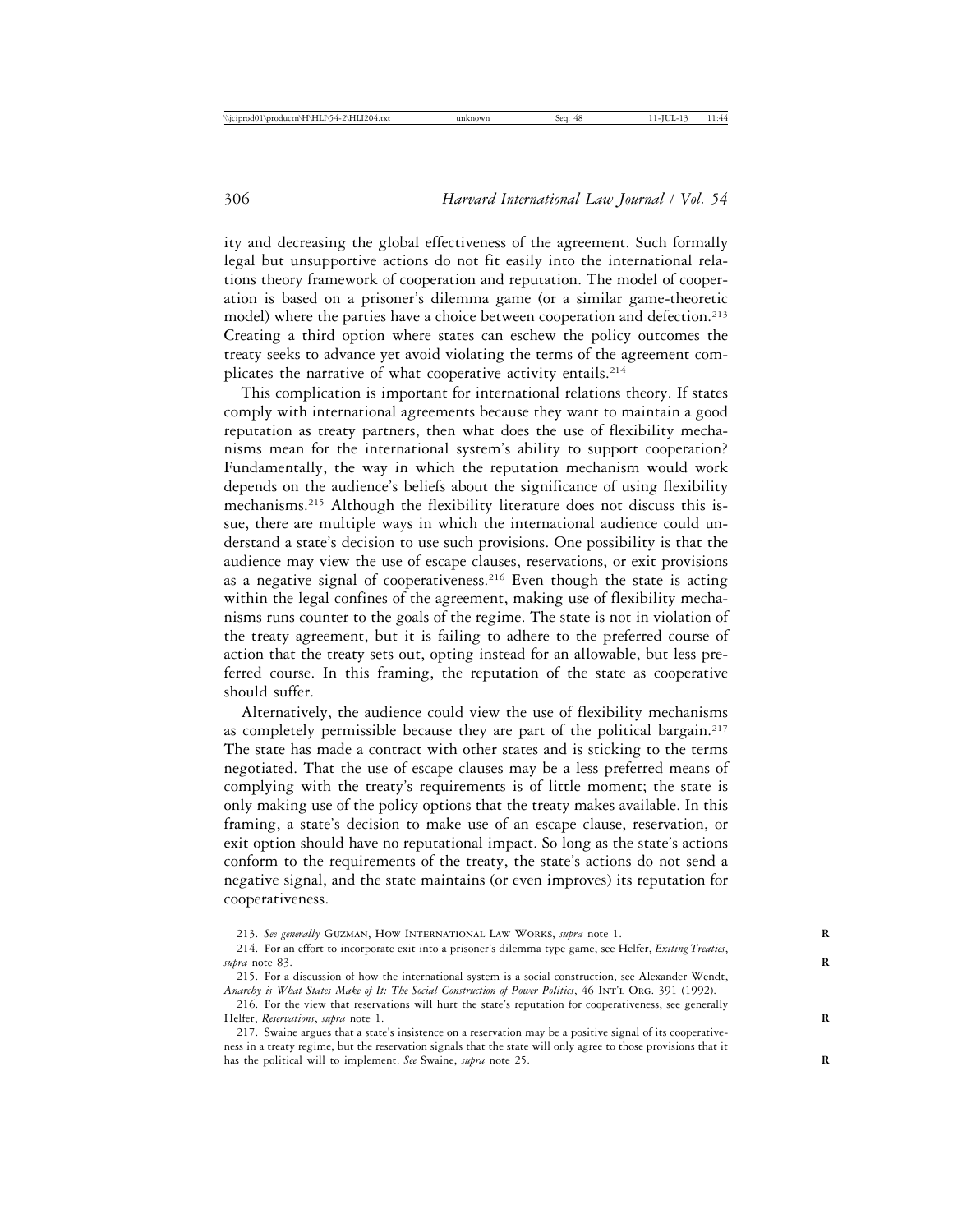ity and decreasing the global effectiveness of the agreement. Such formally legal but unsupportive actions do not fit easily into the international relations theory framework of cooperation and reputation. The model of cooperation is based on a prisoner's dilemma game (or a similar game-theoretic model) where the parties have a choice between cooperation and defection.[213] Creating a third option where states can eschew the policy outcomes the treaty seeks to advance yet avoid violating the terms of the agreement complicates the narrative of what cooperative activity entails.[214]

This complication is important for international relations theory. If states comply with international agreements because they want to maintain a good reputation as treaty partners, then what does the use of flexibility mechanisms mean for the international system's ability to support cooperation? Fundamentally, the way in which the reputation mechanism would work depends on the audience's beliefs about the significance of using flexibility mechanisms.[215] Although the flexibility literature does not discuss this issue, there are multiple ways in which the international audience could understand a state's decision to use such provisions. One possibility is that the audience may view the use of escape clauses, reservations, or exit provisions as a negative signal of cooperativeness.[216] Even though the state is acting within the legal confines of the agreement, making use of flexibility mechanisms runs counter to the goals of the regime. The state is not in violation of the treaty agreement, but it is failing to adhere to the preferred course of action that the treaty sets out, opting instead for an allowable, but less preferred course. In this framing, the reputation of the state as cooperative should suffer.

Alternatively, the audience could view the use of flexibility mechanisms as completely permissible because they are part of the political bargain.[217] The state has made a contract with other states and is sticking to the terms negotiated. That the use of escape clauses may be a less preferred means of complying with the treaty's requirements is of little moment; the state is only making use of the policy options that the treaty makes available. In this framing, a state's decision to make use of an escape clause, reservation, or exit option should have no reputational impact. So long as the state's actions conform to the requirements of the treaty, the state's actions do not send a negative signal, and the state maintains (or even improves) its reputation for cooperativeness.

---

213. *See generally* Guzman, How International Law Works, *supra* note 1.

214. For an effort to incorporate exit into a prisoner's dilemma type game, see Helfer, *Exiting Treaties*, *supra* note 83.

215. For a discussion of how the international system is a social construction, see Alexander Wendt, *Anarchy is What States Make of It: The Social Construction of Power Politics*, 46 Int'l Org. 391 (1992).

216. For the view that reservations will hurt the state's reputation for cooperativeness, see generally Helfer, *Reservations*, *supra* note 1.

217. Swaine argues that a state's insistence on a reservation may be a positive signal of its cooperativeness in a treaty regime, but the reservation signals that the state will only agree to those provisions that it has the political will to implement. *See* Swaine, *supra* note 25.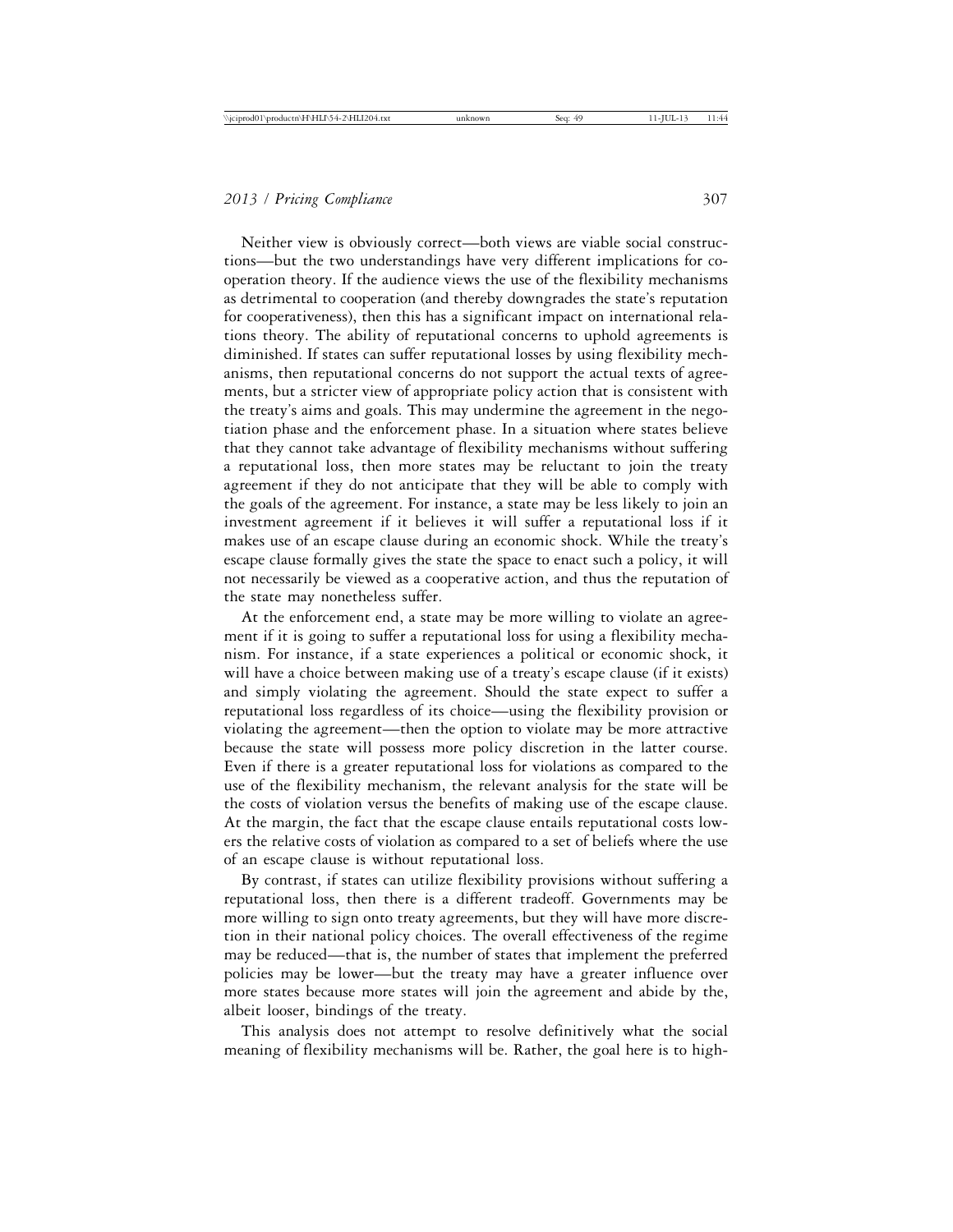Neither view is obviously correct—both views are viable social constructions—but the two understandings have very different implications for cooperation theory. If the audience views the use of the flexibility mechanisms as detrimental to cooperation (and thereby downgrades the state's reputation for cooperativeness), then this has a significant impact on international relations theory. The ability of reputational concerns to uphold agreements is diminished. If states can suffer reputational losses by using flexibility mechanisms, then reputational concerns do not support the actual texts of agreements, but a stricter view of appropriate policy action that is consistent with the treaty's aims and goals. This may undermine the agreement in the negotiation phase and the enforcement phase. In a situation where states believe that they cannot take advantage of flexibility mechanisms without suffering a reputational loss, then more states may be reluctant to join the treaty agreement if they do not anticipate that they will be able to comply with the goals of the agreement. For instance, a state may be less likely to join an investment agreement if it believes it will suffer a reputational loss if it makes use of an escape clause during an economic shock. While the treaty's escape clause formally gives the state the space to enact such a policy, it will not necessarily be viewed as a cooperative action, and thus the reputation of the state may nonetheless suffer.

At the enforcement end, a state may be more willing to violate an agreement if it is going to suffer a reputational loss for using a flexibility mechanism. For instance, if a state experiences a political or economic shock, it will have a choice between making use of a treaty's escape clause (if it exists) and simply violating the agreement. Should the state expect to suffer a reputational loss regardless of its choice—using the flexibility provision or violating the agreement—then the option to violate may be more attractive because the state will possess more policy discretion in the latter course. Even if there is a greater reputational loss for violations as compared to the use of the flexibility mechanism, the relevant analysis for the state will be the costs of violation versus the benefits of making use of the escape clause. At the margin, the fact that the escape clause entails reputational costs lowers the relative costs of violation as compared to a set of beliefs where the use of an escape clause is without reputational loss.

By contrast, if states can utilize flexibility provisions without suffering a reputational loss, then there is a different tradeoff. Governments may be more willing to sign onto treaty agreements, but they will have more discretion in their national policy choices. The overall effectiveness of the regime may be reduced—that is, the number of states that implement the preferred policies may be lower—but the treaty may have a greater influence over more states because more states will join the agreement and abide by the, albeit looser, bindings of the treaty.

This analysis does not attempt to resolve definitively what the social meaning of flexibility mechanisms will be. Rather, the goal here is to high-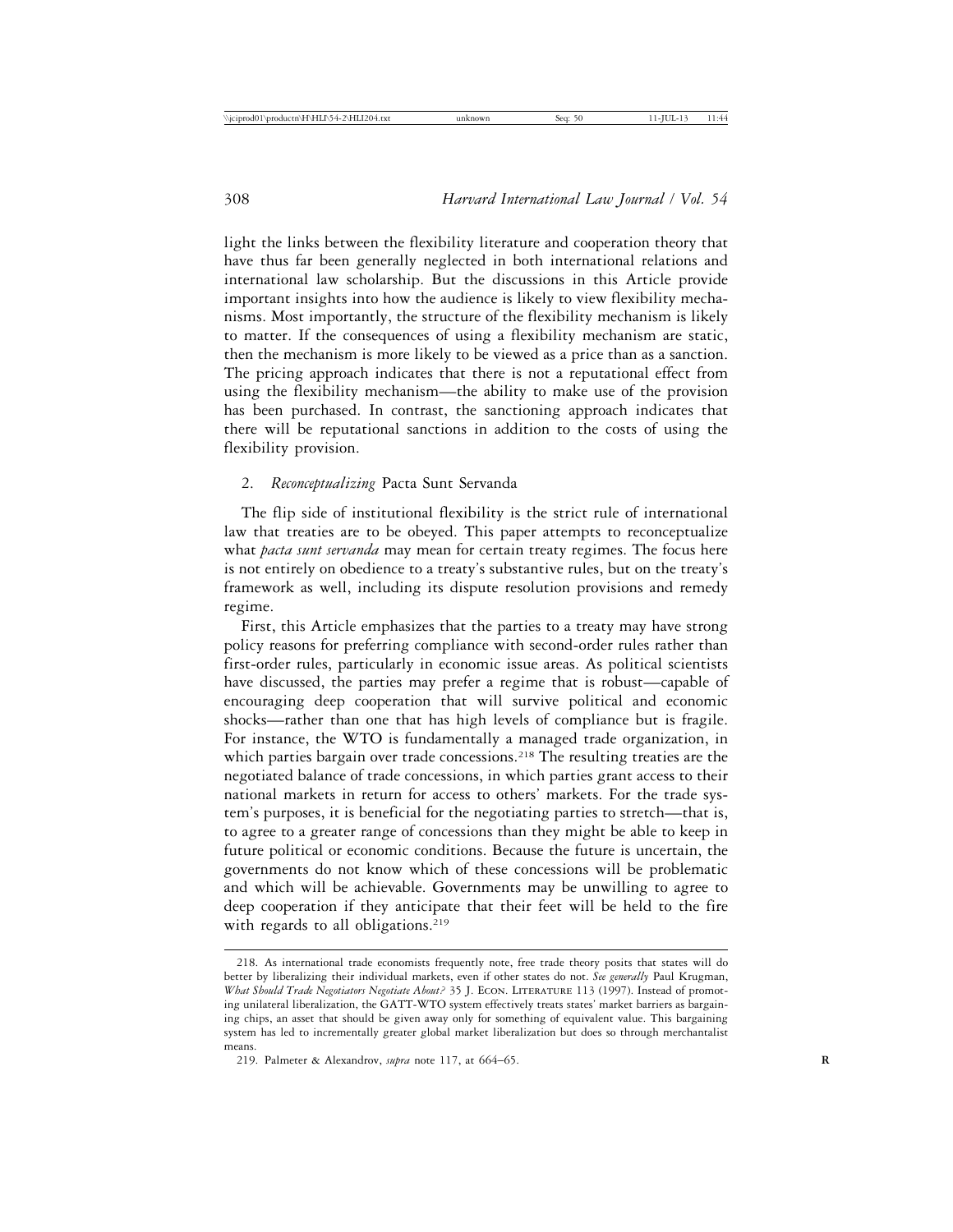light the links between the flexibility literature and cooperation theory that have thus far been generally neglected in both international relations and international law scholarship. But the discussions in this Article provide important insights into how the audience is likely to view flexibility mechanisms. Most importantly, the structure of the flexibility mechanism is likely to matter. If the consequences of using a flexibility mechanism are static, then the mechanism is more likely to be viewed as a price than as a sanction. The pricing approach indicates that there is not a reputational effect from using the flexibility mechanism—the ability to make use of the provision has been purchased. In contrast, the sanctioning approach indicates that there will be reputational sanctions in addition to the costs of using the flexibility provision.

### 2. *Reconceptualizing* Pacta Sunt Servanda

The flip side of institutional flexibility is the strict rule of international law that treaties are to be obeyed. This paper attempts to reconceptualize what *pacta sunt servanda* may mean for certain treaty regimes. The focus here is not entirely on obedience to a treaty's substantive rules, but on the treaty's framework as well, including its dispute resolution provisions and remedy regime.

First, this Article emphasizes that the parties to a treaty may have strong policy reasons for preferring compliance with second-order rules rather than first-order rules, particularly in economic issue areas. As political scientists have discussed, the parties may prefer a regime that is robust—capable of encouraging deep cooperation that will survive political and economic shocks—rather than one that has high levels of compliance but is fragile. For instance, the WTO is fundamentally a managed trade organization, in which parties bargain over trade concessions.[218] The resulting treaties are the negotiated balance of trade concessions, in which parties grant access to their national markets in return for access to others' markets. For the trade system's purposes, it is beneficial for the negotiating parties to stretch—that is, to agree to a greater range of concessions than they might be able to keep in future political or economic conditions. Because the future is uncertain, the governments do not know which of these concessions will be problematic and which will be achievable. Governments may be unwilling to agree to deep cooperation if they anticipate that their feet will be held to the fire with regards to all obligations.[219]

---

218. As international trade economists frequently note, free trade theory posits that states will do better by liberalizing their individual markets, even if other states do not. *See generally* Paul Krugman, *What Should Trade Negotiators Negotiate About?* 35 J. ECON. LITERATURE 113 (1997). Instead of promoting unilateral liberalization, the GATT-WTO system effectively treats states' market barriers as bargaining chips, an asset that should be given away only for something of equivalent value. This bargaining system has led to incrementally greater global market liberalization but does so through merchantalist means.

219. Palmeter & Alexandrov, *supra* note 117, at 664–65.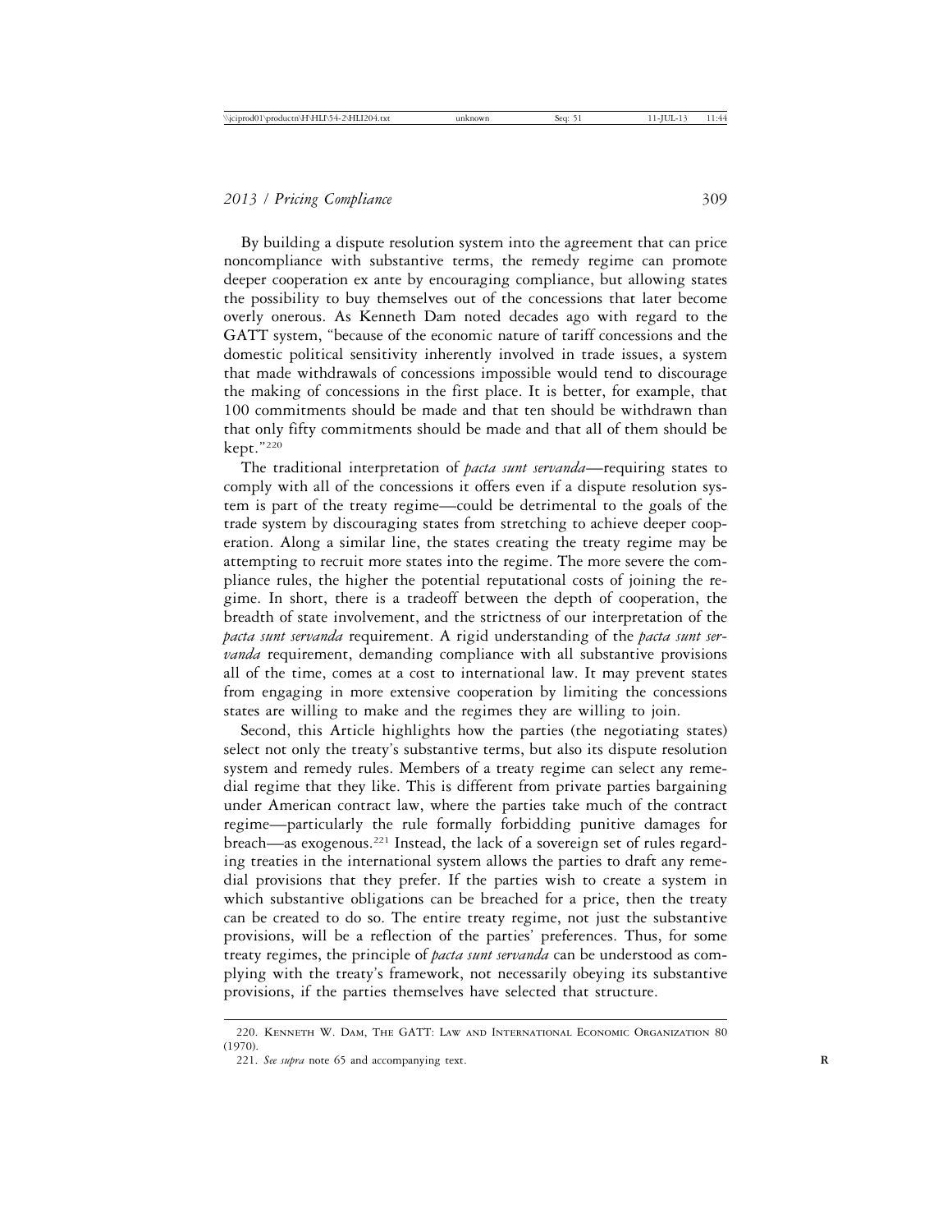By building a dispute resolution system into the agreement that can price noncompliance with substantive terms, the remedy regime can promote deeper cooperation ex ante by encouraging compliance, but allowing states the possibility to buy themselves out of the concessions that later become overly onerous. As Kenneth Dam noted decades ago with regard to the GATT system, "because of the economic nature of tariff concessions and the domestic political sensitivity inherently involved in trade issues, a system that made withdrawals of concessions impossible would tend to discourage the making of concessions in the first place. It is better, for example, that 100 commitments should be made and that ten should be withdrawn than that only fifty commitments should be made and that all of them should be kept."[220]

The traditional interpretation of *pacta sunt servanda*—requiring states to comply with all of the concessions it offers even if a dispute resolution system is part of the treaty regime—could be detrimental to the goals of the trade system by discouraging states from stretching to achieve deeper cooperation. Along a similar line, the states creating the treaty regime may be attempting to recruit more states into the regime. The more severe the compliance rules, the higher the potential reputational costs of joining the regime. In short, there is a tradeoff between the depth of cooperation, the breadth of state involvement, and the strictness of our interpretation of the *pacta sunt servanda* requirement. A rigid understanding of the *pacta sunt servanda* requirement, demanding compliance with all substantive provisions all of the time, comes at a cost to international law. It may prevent states from engaging in more extensive cooperation by limiting the concessions states are willing to make and the regimes they are willing to join.

Second, this Article highlights how the parties (the negotiating states) select not only the treaty's substantive terms, but also its dispute resolution system and remedy rules. Members of a treaty regime can select any remedial regime that they like. This is different from private parties bargaining under American contract law, where the parties take much of the contract regime—particularly the rule formally forbidding punitive damages for breach—as exogenous.[221] Instead, the lack of a sovereign set of rules regarding treaties in the international system allows the parties to draft any remedial provisions that they prefer. If the parties wish to create a system in which substantive obligations can be breached for a price, then the treaty can be created to do so. The entire treaty regime, not just the substantive provisions, will be a reflection of the parties' preferences. Thus, for some treaty regimes, the principle of *pacta sunt servanda* can be understood as complying with the treaty's framework, not necessarily obeying its substantive provisions, if the parties themselves have selected that structure.

---

220. Kenneth W. Dam, The GATT: Law and International Economic Organization 80 (1970).

221. *See supra* note 65 and accompanying text.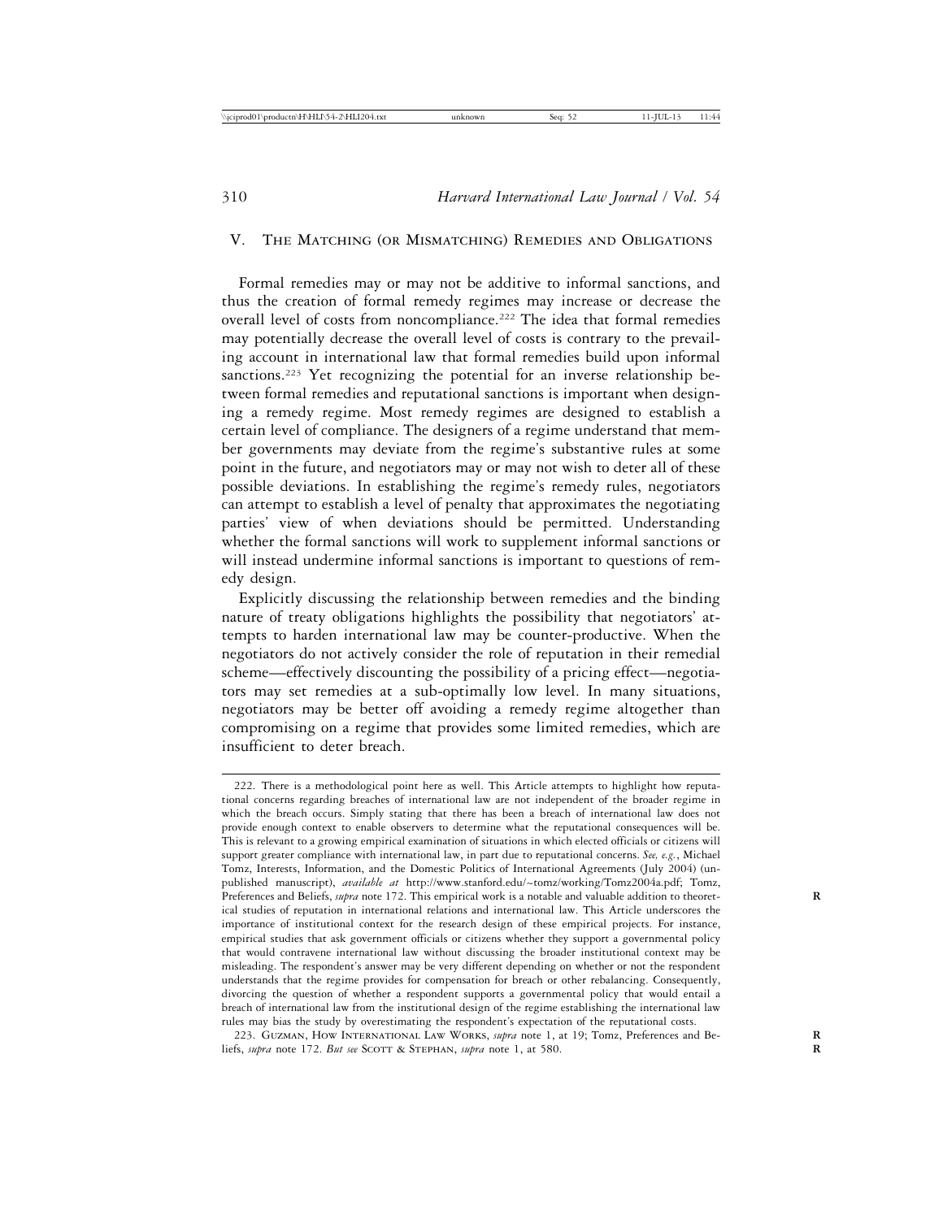## V. The Matching (or Mismatching) Remedies and Obligations

Formal remedies may or may not be additive to informal sanctions, and thus the creation of formal remedy regimes may increase or decrease the overall level of costs from noncompliance.[222] The idea that formal remedies may potentially decrease the overall level of costs is contrary to the prevailing account in international law that formal remedies build upon informal sanctions.[223] Yet recognizing the potential for an inverse relationship between formal remedies and reputational sanctions is important when designing a remedy regime. Most remedy regimes are designed to establish a certain level of compliance. The designers of a regime understand that member governments may deviate from the regime's substantive rules at some point in the future, and negotiators may or may not wish to deter all of these possible deviations. In establishing the regime's remedy rules, negotiators can attempt to establish a level of penalty that approximates the negotiating parties' view of when deviations should be permitted. Understanding whether the formal sanctions will work to supplement informal sanctions or will instead undermine informal sanctions is important to questions of remedy design.

Explicitly discussing the relationship between remedies and the binding nature of treaty obligations highlights the possibility that negotiators' attempts to harden international law may be counter-productive. When the negotiators do not actively consider the role of reputation in their remedial scheme—effectively discounting the possibility of a pricing effect—negotiators may set remedies at a sub-optimally low level. In many situations, negotiators may be better off avoiding a remedy regime altogether than compromising on a regime that provides some limited remedies, which are insufficient to deter breach.

---

222. There is a methodological point here as well. This Article attempts to highlight how reputational concerns regarding breaches of international law are not independent of the broader regime in which the breach occurs. Simply stating that there has been a breach of international law does not provide enough context to enable observers to determine what the reputational consequences will be. This is relevant to a growing empirical examination of situations in which elected officials or citizens will support greater compliance with international law, in part due to reputational concerns. *See, e.g.*, Michael Tomz, Interests, Information, and the Domestic Politics of International Agreements (July 2004) (unpublished manuscript), *available at* http://www.stanford.edu/~tomz/working/Tomz2004a.pdf; Tomz, Preferences and Beliefs, *supra* note 172. This empirical work is a notable and valuable addition to theoretical studies of reputation in international relations and international law. This Article underscores the importance of institutional context for the research design of these empirical projects. For instance, empirical studies that ask government officials or citizens whether they support a governmental policy that would contravene international law without discussing the broader institutional context may be misleading. The respondent's answer may be very different depending on whether or not the respondent understands that the regime provides for compensation for breach or other rebalancing. Consequently, divorcing the question of whether a respondent supports a governmental policy that would entail a breach of international law from the institutional design of the regime establishing the international law rules may bias the study by overestimating the respondent's expectation of the reputational costs.

223. Guzman, How International Law Works, *supra* note 1, at 19; Tomz, Preferences and Beliefs, *supra* note 172. *But see* Scott & Stephan, *supra* note 1, at 580.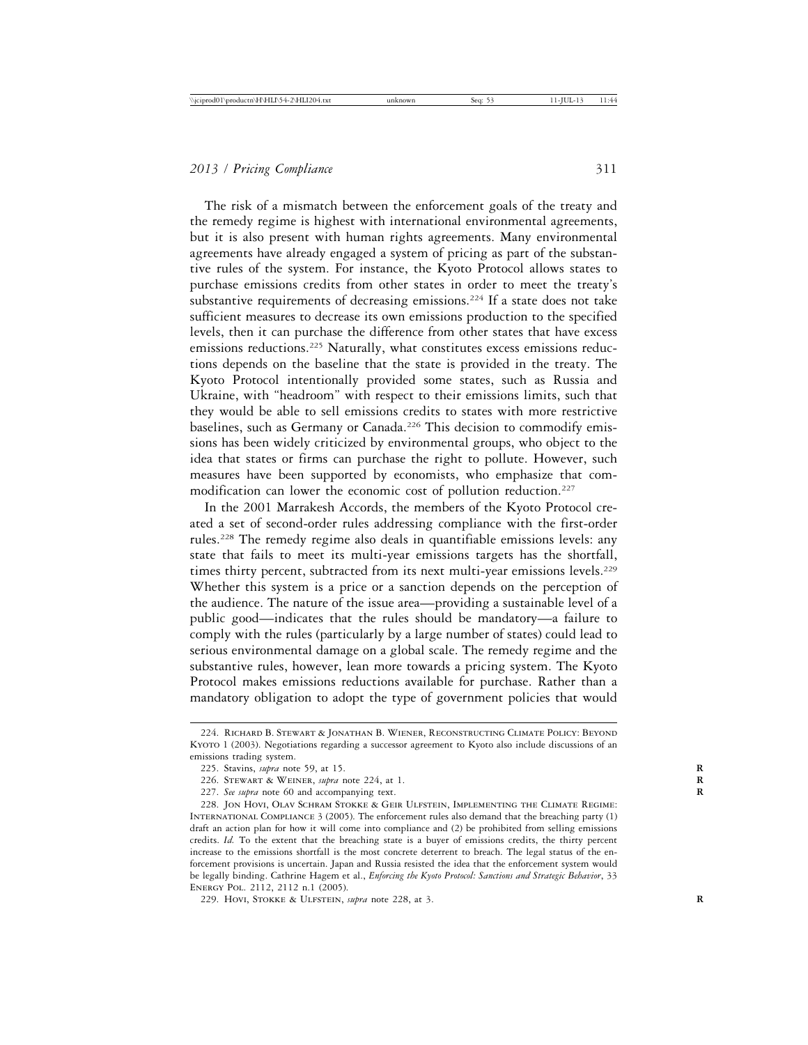The risk of a mismatch between the enforcement goals of the treaty and the remedy regime is highest with international environmental agreements, but it is also present with human rights agreements. Many environmental agreements have already engaged a system of pricing as part of the substantive rules of the system. For instance, the Kyoto Protocol allows states to purchase emissions credits from other states in order to meet the treaty's substantive requirements of decreasing emissions.[224] If a state does not take sufficient measures to decrease its own emissions production to the specified levels, then it can purchase the difference from other states that have excess emissions reductions.[225] Naturally, what constitutes excess emissions reductions depends on the baseline that the state is provided in the treaty. The Kyoto Protocol intentionally provided some states, such as Russia and Ukraine, with "headroom" with respect to their emissions limits, such that they would be able to sell emissions credits to states with more restrictive baselines, such as Germany or Canada.[226] This decision to commodify emissions has been widely criticized by environmental groups, who object to the idea that states or firms can purchase the right to pollute. However, such measures have been supported by economists, who emphasize that commodification can lower the economic cost of pollution reduction.[227]

In the 2001 Marrakesh Accords, the members of the Kyoto Protocol created a set of second-order rules addressing compliance with the first-order rules.[228] The remedy regime also deals in quantifiable emissions levels: any state that fails to meet its multi-year emissions targets has the shortfall, times thirty percent, subtracted from its next multi-year emissions levels.[229] Whether this system is a price or a sanction depends on the perception of the audience. The nature of the issue area—providing a sustainable level of a public good—indicates that the rules should be mandatory—a failure to comply with the rules (particularly by a large number of states) could lead to serious environmental damage on a global scale. The remedy regime and the substantive rules, however, lean more towards a pricing system. The Kyoto Protocol makes emissions reductions available for purchase. Rather than a mandatory obligation to adopt the type of government policies that would

---

224. Richard B. Stewart & Jonathan B. Wiener, Reconstructing Climate Policy: Beyond Kyoto 1 (2003). Negotiations regarding a successor agreement to Kyoto also include discussions of an emissions trading system.

225. Stavins, *supra* note 59, at 15.

226. Stewart & Weiner, *supra* note 224, at 1.

227. *See supra* note 60 and accompanying text.

228. Jon Hovi, Olav Schram Stokke & Geir Ulfstein, Implementing the Climate Regime: International Compliance 3 (2005). The enforcement rules also demand that the breaching party (1) draft an action plan for how it will come into compliance and (2) be prohibited from selling emissions credits. *Id.* To the extent that the breaching state is a buyer of emissions credits, the thirty percent increase to the emissions shortfall is the most concrete deterrent to breach. The legal status of the enforcement provisions is uncertain. Japan and Russia resisted the idea that the enforcement system would be legally binding. Cathrine Hagem et al., *Enforcing the Kyoto Protocol: Sanctions and Strategic Behavior*, 33 Energy Pol. 2112, 2112 n.1 (2005).

229. Hovi, Stokke & Ulfstein, *supra* note 228, at 3.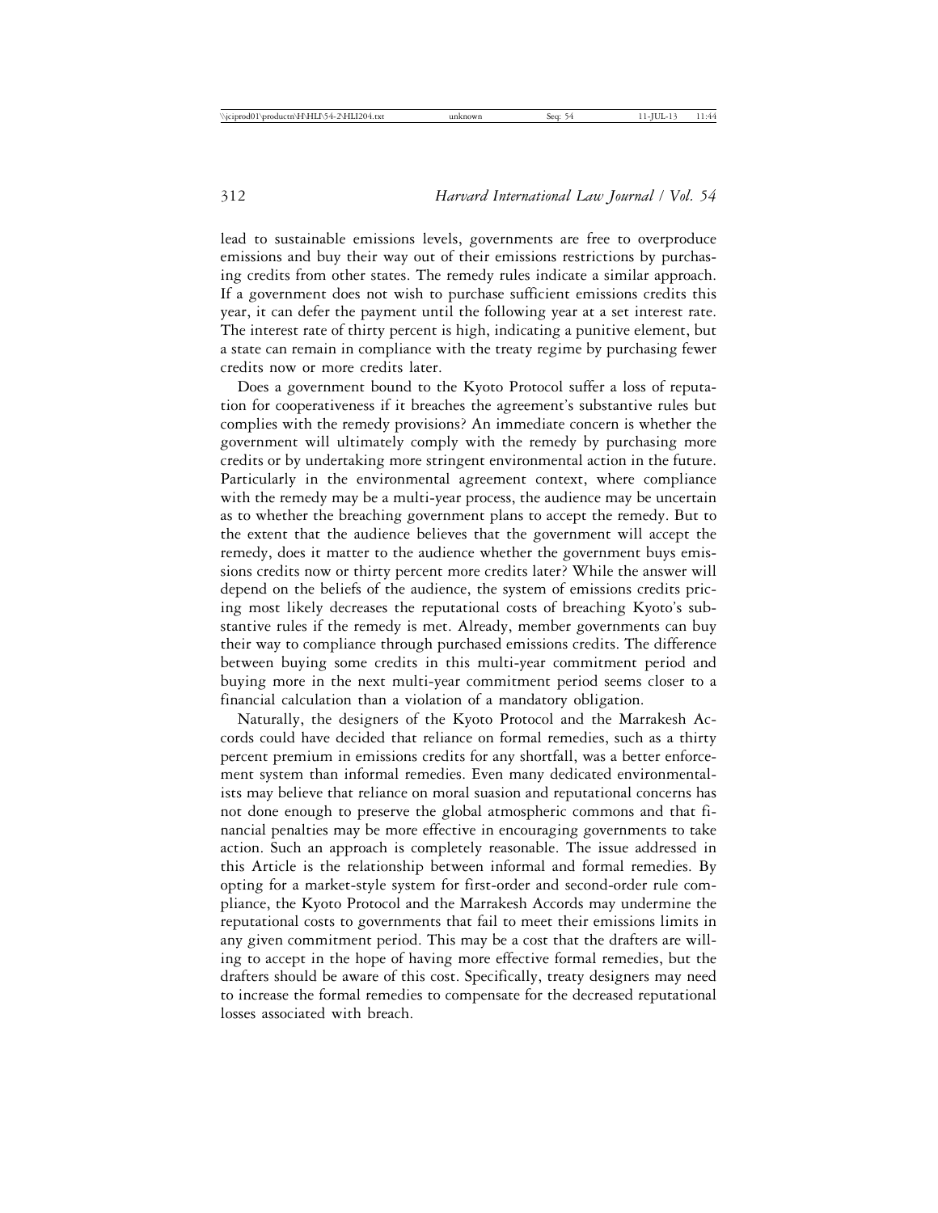lead to sustainable emissions levels, governments are free to overproduce emissions and buy their way out of their emissions restrictions by purchasing credits from other states. The remedy rules indicate a similar approach. If a government does not wish to purchase sufficient emissions credits this year, it can defer the payment until the following year at a set interest rate. The interest rate of thirty percent is high, indicating a punitive element, but a state can remain in compliance with the treaty regime by purchasing fewer credits now or more credits later.

Does a government bound to the Kyoto Protocol suffer a loss of reputation for cooperativeness if it breaches the agreement's substantive rules but complies with the remedy provisions? An immediate concern is whether the government will ultimately comply with the remedy by purchasing more credits or by undertaking more stringent environmental action in the future. Particularly in the environmental agreement context, where compliance with the remedy may be a multi-year process, the audience may be uncertain as to whether the breaching government plans to accept the remedy. But to the extent that the audience believes that the government will accept the remedy, does it matter to the audience whether the government buys emissions credits now or thirty percent more credits later? While the answer will depend on the beliefs of the audience, the system of emissions credits pricing most likely decreases the reputational costs of breaching Kyoto's substantive rules if the remedy is met. Already, member governments can buy their way to compliance through purchased emissions credits. The difference between buying some credits in this multi-year commitment period and buying more in the next multi-year commitment period seems closer to a financial calculation than a violation of a mandatory obligation.

Naturally, the designers of the Kyoto Protocol and the Marrakesh Accords could have decided that reliance on formal remedies, such as a thirty percent premium in emissions credits for any shortfall, was a better enforcement system than informal remedies. Even many dedicated environmentalists may believe that reliance on moral suasion and reputational concerns has not done enough to preserve the global atmospheric commons and that financial penalties may be more effective in encouraging governments to take action. Such an approach is completely reasonable. The issue addressed in this Article is the relationship between informal and formal remedies. By opting for a market-style system for first-order and second-order rule compliance, the Kyoto Protocol and the Marrakesh Accords may undermine the reputational costs to governments that fail to meet their emissions limits in any given commitment period. This may be a cost that the drafters are willing to accept in the hope of having more effective formal remedies, but the drafters should be aware of this cost. Specifically, treaty designers may need to increase the formal remedies to compensate for the decreased reputational losses associated with breach.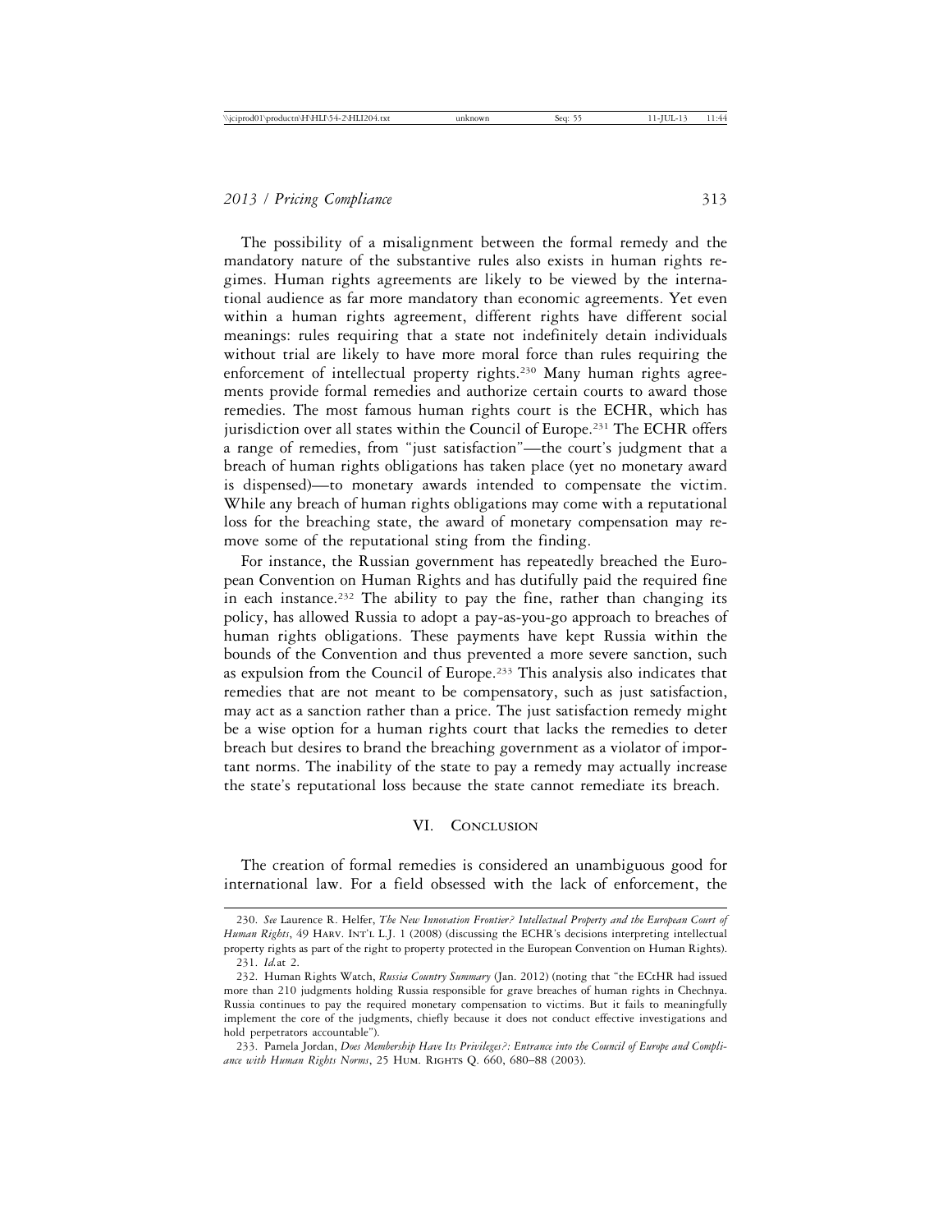The possibility of a misalignment between the formal remedy and the mandatory nature of the substantive rules also exists in human rights regimes. Human rights agreements are likely to be viewed by the international audience as far more mandatory than economic agreements. Yet even within a human rights agreement, different rights have different social meanings: rules requiring that a state not indefinitely detain individuals without trial are likely to have more moral force than rules requiring the enforcement of intellectual property rights.[230] Many human rights agreements provide formal remedies and authorize certain courts to award those remedies. The most famous human rights court is the ECHR, which has jurisdiction over all states within the Council of Europe.[231] The ECHR offers a range of remedies, from "just satisfaction"—the court's judgment that a breach of human rights obligations has taken place (yet no monetary award is dispensed)—to monetary awards intended to compensate the victim. While any breach of human rights obligations may come with a reputational loss for the breaching state, the award of monetary compensation may remove some of the reputational sting from the finding.

For instance, the Russian government has repeatedly breached the European Convention on Human Rights and has dutifully paid the required fine in each instance.[232] The ability to pay the fine, rather than changing its policy, has allowed Russia to adopt a pay-as-you-go approach to breaches of human rights obligations. These payments have kept Russia within the bounds of the Convention and thus prevented a more severe sanction, such as expulsion from the Council of Europe.[233] This analysis also indicates that remedies that are not meant to be compensatory, such as just satisfaction, may act as a sanction rather than a price. The just satisfaction remedy might be a wise option for a human rights court that lacks the remedies to deter breach but desires to brand the breaching government as a violator of important norms. The inability of the state to pay a remedy may actually increase the state's reputational loss because the state cannot remediate its breach.

## VI. Conclusion

The creation of formal remedies is considered an unambiguous good for international law. For a field obsessed with the lack of enforcement, the

---

230. *See* Laurence R. Helfer, *The New Innovation Frontier? Intellectual Property and the European Court of Human Rights*, 49 Harv. Int'l L.J. 1 (2008) (discussing the ECHR's decisions interpreting intellectual property rights as part of the right to property protected in the European Convention on Human Rights).

231. *Id.* at 2.

232. Human Rights Watch, *Russia Country Summary* (Jan. 2012) (noting that "the ECtHR had issued more than 210 judgments holding Russia responsible for grave breaches of human rights in Chechnya. Russia continues to pay the required monetary compensation to victims. But it fails to meaningfully implement the core of the judgments, chiefly because it does not conduct effective investigations and hold perpetrators accountable").

233. Pamela Jordan, *Does Membership Have Its Privileges?: Entrance into the Council of Europe and Compliance with Human Rights Norms*, 25 Hum. Rights Q. 660, 680–88 (2003).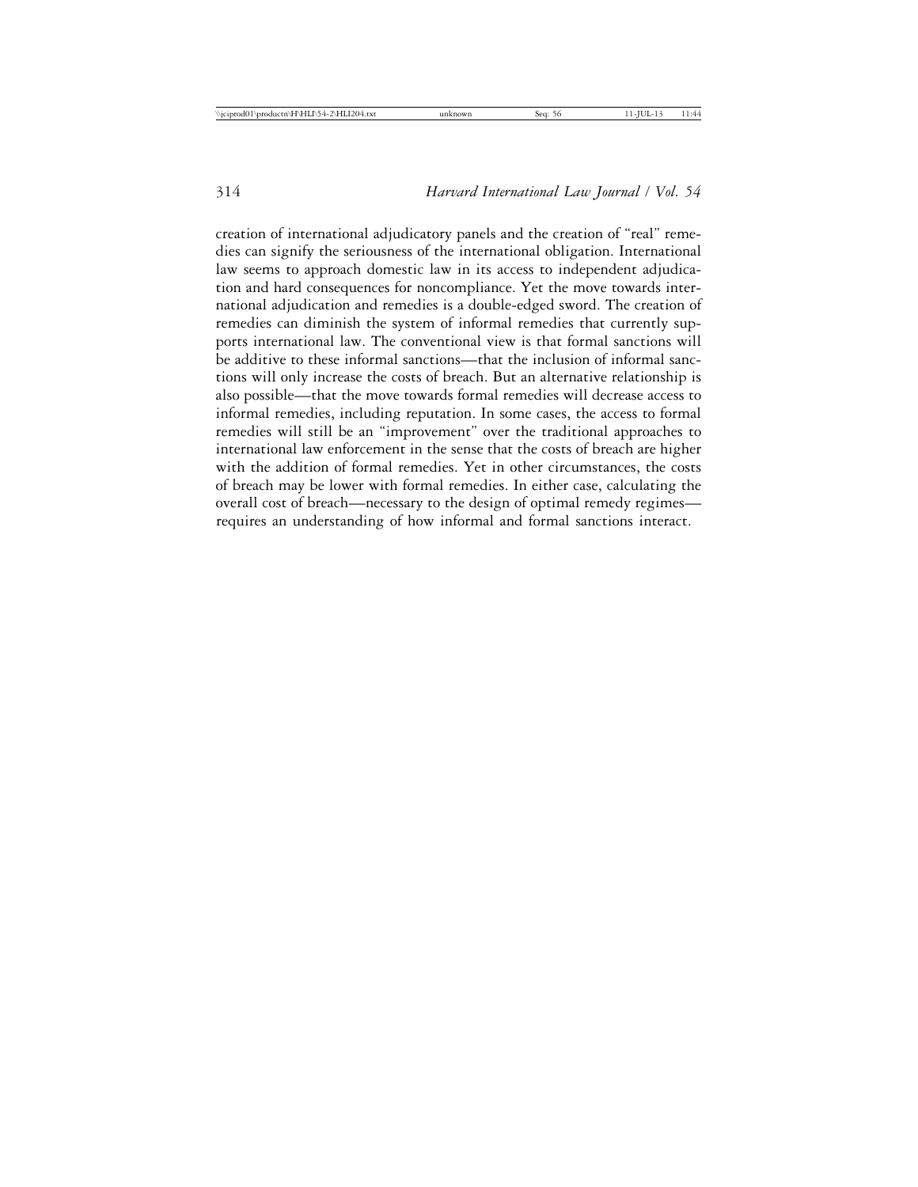creation of international adjudicatory panels and the creation of "real" remedies can signify the seriousness of the international obligation. International law seems to approach domestic law in its access to independent adjudication and hard consequences for noncompliance. Yet the move towards international adjudication and remedies is a double-edged sword. The creation of remedies can diminish the system of informal remedies that currently supports international law. The conventional view is that formal sanctions will be additive to these informal sanctions—that the inclusion of informal sanctions will only increase the costs of breach. But an alternative relationship is also possible—that the move towards formal remedies will decrease access to informal remedies, including reputation. In some cases, the access to formal remedies will still be an "improvement" over the traditional approaches to international law enforcement in the sense that the costs of breach are higher with the addition of formal remedies. Yet in other circumstances, the costs of breach may be lower with formal remedies. In either case, calculating the overall cost of breach—necessary to the design of optimal remedy regimes—requires an understanding of how informal and formal sanctions interact.